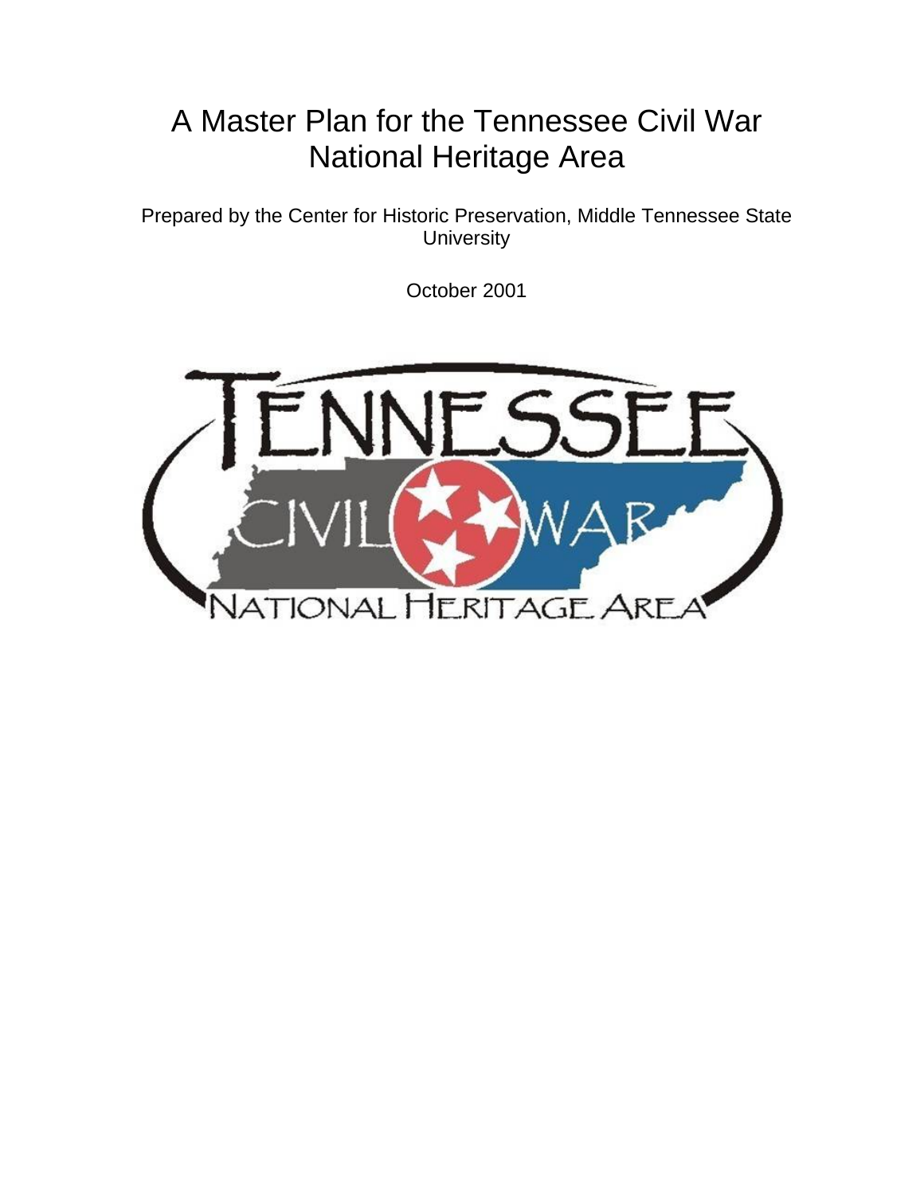# A Master Plan for the Tennessee Civil War National Heritage Area

Prepared by the Center for Historic Preservation, Middle Tennessee State University

October 2001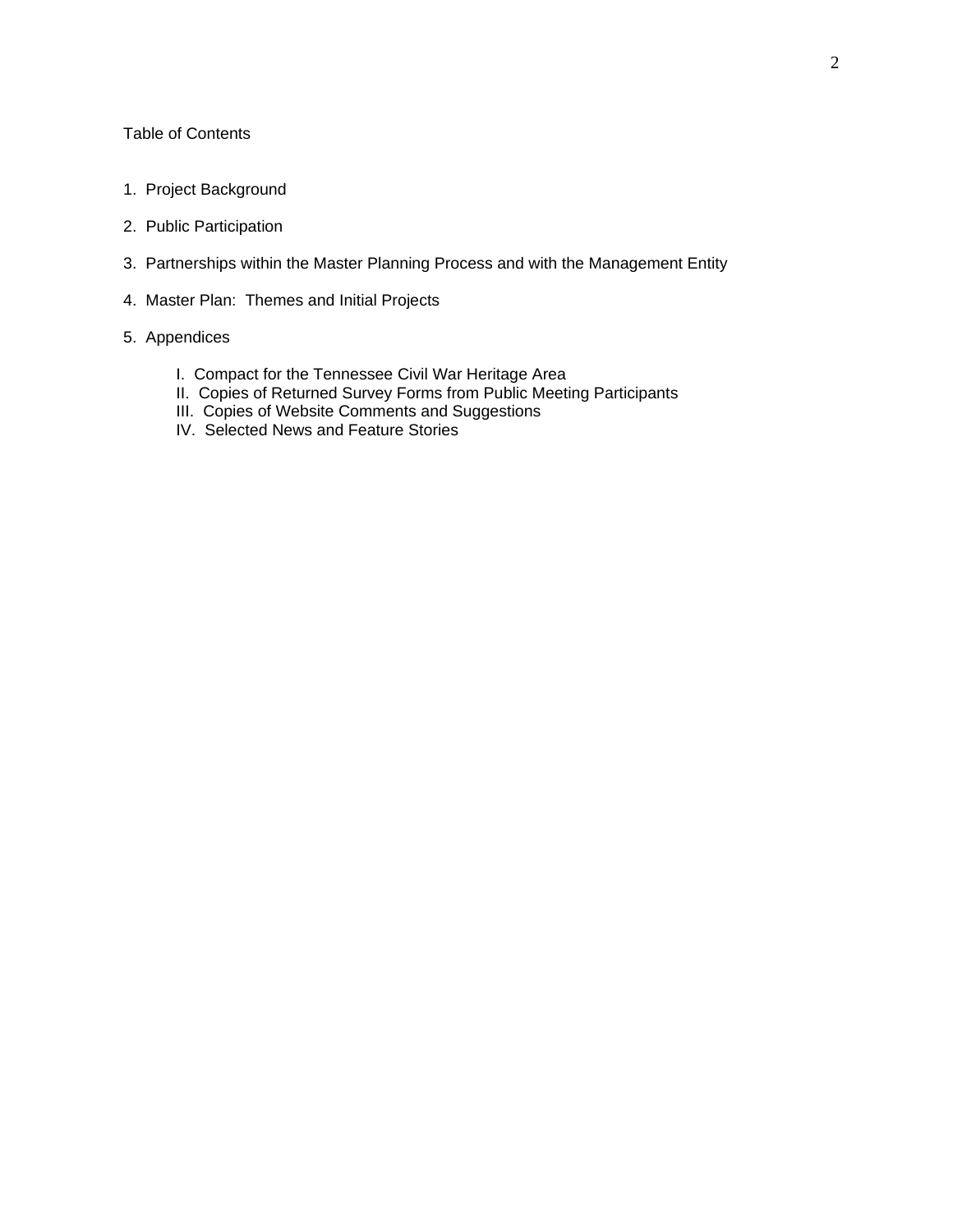# Table of Contents

1. Project Background
2. Public Participation
3. Partnerships within the Master Planning Process and with the Management Entity
4. Master Plan: Themes and Initial Projects
5. Appendices

    I. Compact for the Tennessee Civil War Heritage Area
    II. Copies of Returned Survey Forms from Public Meeting Participants
    III. Copies of Website Comments and Suggestions
    IV. Selected News and Feature Stories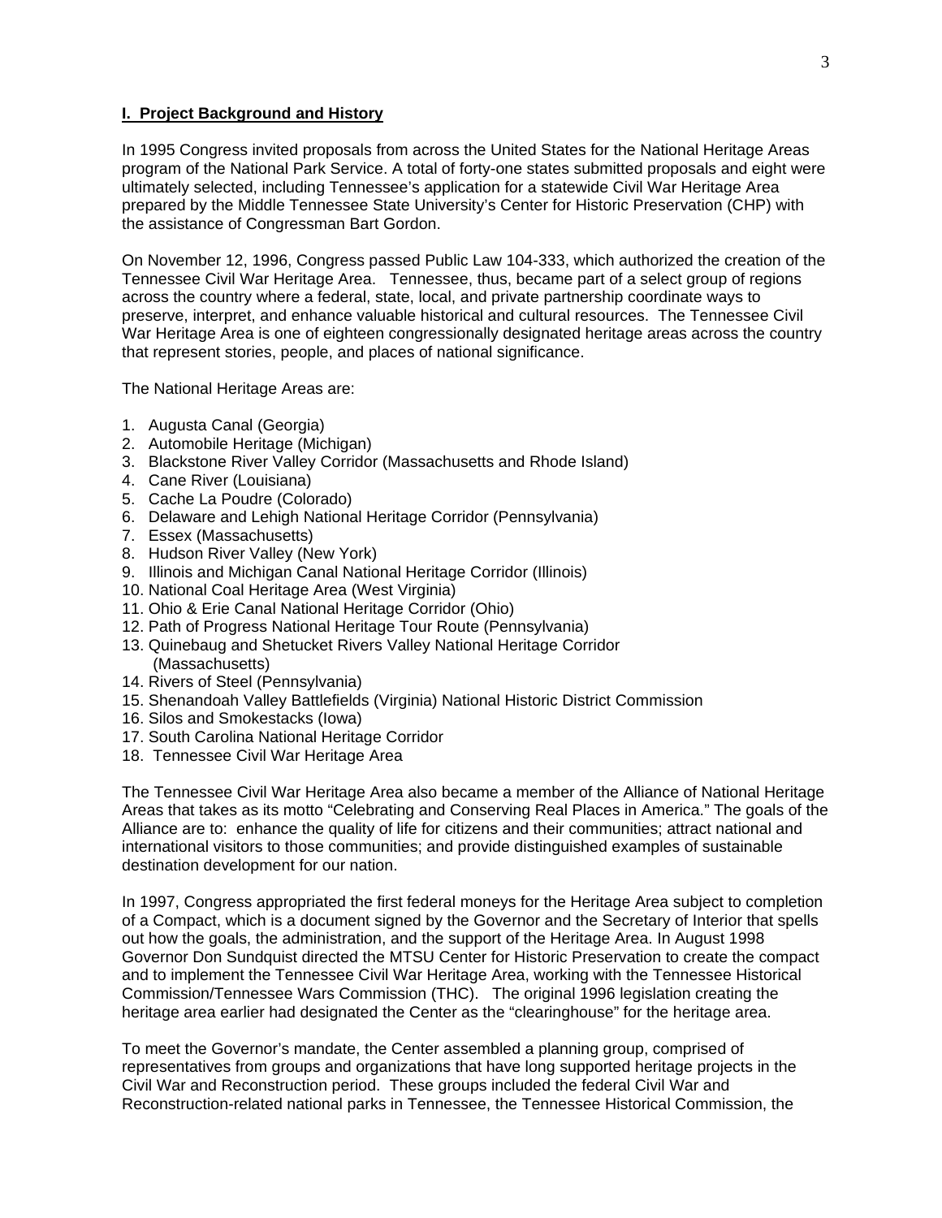## I. Project Background and History

In 1995 Congress invited proposals from across the United States for the National Heritage Areas program of the National Park Service. A total of forty-one states submitted proposals and eight were ultimately selected, including Tennessee's application for a statewide Civil War Heritage Area prepared by the Middle Tennessee State University's Center for Historic Preservation (CHP) with the assistance of Congressman Bart Gordon.

On November 12, 1996, Congress passed Public Law 104-333, which authorized the creation of the Tennessee Civil War Heritage Area. Tennessee, thus, became part of a select group of regions across the country where a federal, state, local, and private partnership coordinate ways to preserve, interpret, and enhance valuable historical and cultural resources. The Tennessee Civil War Heritage Area is one of eighteen congressionally designated heritage areas across the country that represent stories, people, and places of national significance.

The National Heritage Areas are:

1. Augusta Canal (Georgia)
2. Automobile Heritage (Michigan)
3. Blackstone River Valley Corridor (Massachusetts and Rhode Island)
4. Cane River (Louisiana)
5. Cache La Poudre (Colorado)
6. Delaware and Lehigh National Heritage Corridor (Pennsylvania)
7. Essex (Massachusetts)
8. Hudson River Valley (New York)
9. Illinois and Michigan Canal National Heritage Corridor (Illinois)
10. National Coal Heritage Area (West Virginia)
11. Ohio & Erie Canal National Heritage Corridor (Ohio)
12. Path of Progress National Heritage Tour Route (Pennsylvania)
13. Quinebaug and Shetucket Rivers Valley National Heritage Corridor (Massachusetts)
14. Rivers of Steel (Pennsylvania)
15. Shenandoah Valley Battlefields (Virginia) National Historic District Commission
16. Silos and Smokestacks (Iowa)
17. South Carolina National Heritage Corridor
18. Tennessee Civil War Heritage Area

The Tennessee Civil War Heritage Area also became a member of the Alliance of National Heritage Areas that takes as its motto "Celebrating and Conserving Real Places in America." The goals of the Alliance are to: enhance the quality of life for citizens and their communities; attract national and international visitors to those communities; and provide distinguished examples of sustainable destination development for our nation.

In 1997, Congress appropriated the first federal moneys for the Heritage Area subject to completion of a Compact, which is a document signed by the Governor and the Secretary of Interior that spells out how the goals, the administration, and the support of the Heritage Area. In August 1998 Governor Don Sundquist directed the MTSU Center for Historic Preservation to create the compact and to implement the Tennessee Civil War Heritage Area, working with the Tennessee Historical Commission/Tennessee Wars Commission (THC). The original 1996 legislation creating the heritage area earlier had designated the Center as the "clearinghouse" for the heritage area.

To meet the Governor's mandate, the Center assembled a planning group, comprised of representatives from groups and organizations that have long supported heritage projects in the Civil War and Reconstruction period. These groups included the federal Civil War and Reconstruction-related national parks in Tennessee, the Tennessee Historical Commission, the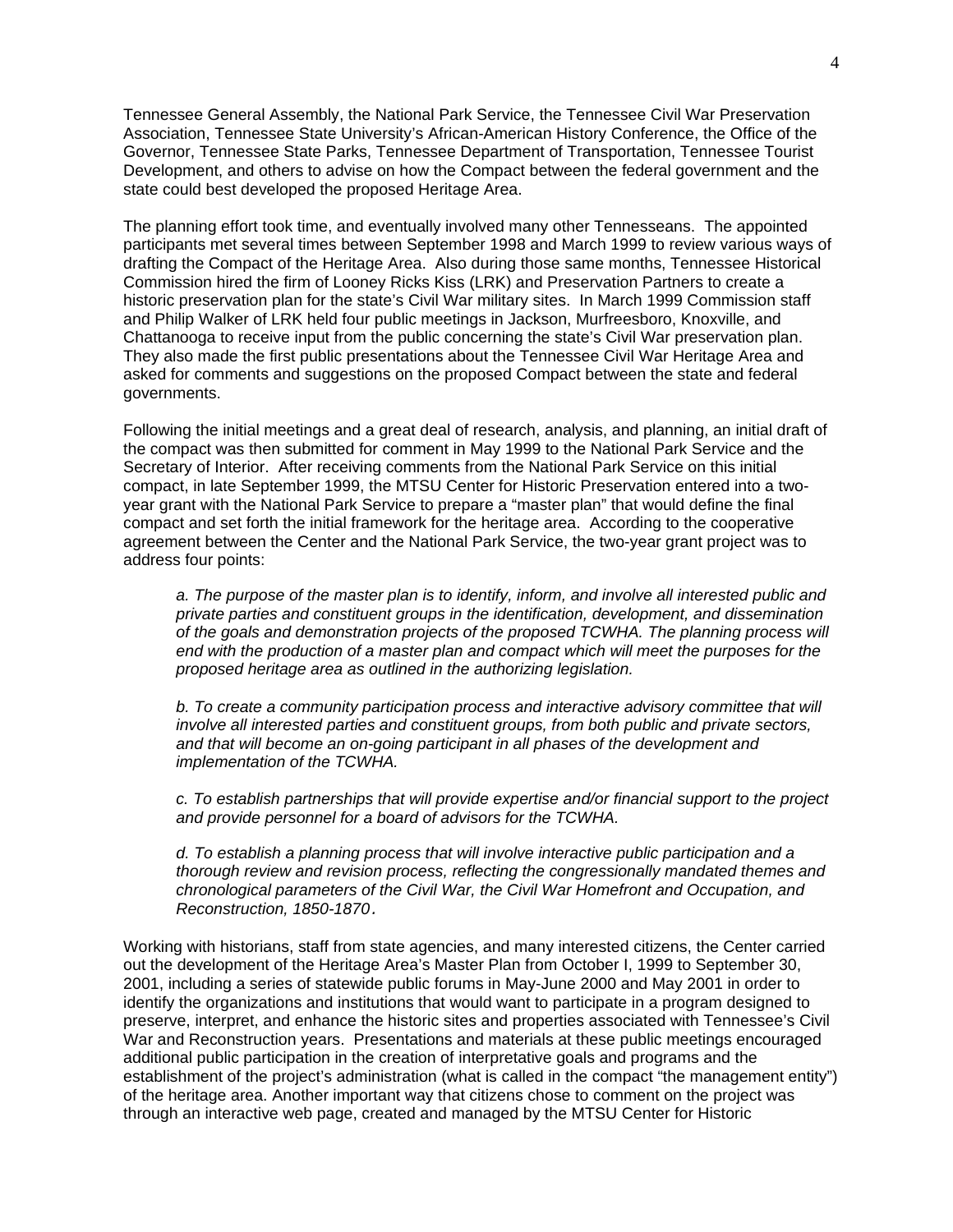Tennessee General Assembly, the National Park Service, the Tennessee Civil War Preservation Association, Tennessee State University's African-American History Conference, the Office of the Governor, Tennessee State Parks, Tennessee Department of Transportation, Tennessee Tourist Development, and others to advise on how the Compact between the federal government and the state could best developed the proposed Heritage Area.

The planning effort took time, and eventually involved many other Tennesseans. The appointed participants met several times between September 1998 and March 1999 to review various ways of drafting the Compact of the Heritage Area. Also during those same months, Tennessee Historical Commission hired the firm of Looney Ricks Kiss (LRK) and Preservation Partners to create a historic preservation plan for the state's Civil War military sites. In March 1999 Commission staff and Philip Walker of LRK held four public meetings in Jackson, Murfreesboro, Knoxville, and Chattanooga to receive input from the public concerning the state's Civil War preservation plan. They also made the first public presentations about the Tennessee Civil War Heritage Area and asked for comments and suggestions on the proposed Compact between the state and federal governments.

Following the initial meetings and a great deal of research, analysis, and planning, an initial draft of the compact was then submitted for comment in May 1999 to the National Park Service and the Secretary of Interior. After receiving comments from the National Park Service on this initial compact, in late September 1999, the MTSU Center for Historic Preservation entered into a two-year grant with the National Park Service to prepare a "master plan" that would define the final compact and set forth the initial framework for the heritage area. According to the cooperative agreement between the Center and the National Park Service, the two-year grant project was to address four points:

> *a. The purpose of the master plan is to identify, inform, and involve all interested public and private parties and constituent groups in the identification, development, and dissemination of the goals and demonstration projects of the proposed TCWHA. The planning process will end with the production of a master plan and compact which will meet the purposes for the proposed heritage area as outlined in the authorizing legislation.*
>
> *b. To create a community participation process and interactive advisory committee that will involve all interested parties and constituent groups, from both public and private sectors, and that will become an on-going participant in all phases of the development and implementation of the TCWHA.*
>
> *c. To establish partnerships that will provide expertise and/or financial support to the project and provide personnel for a board of advisors for the TCWHA.*
>
> *d. To establish a planning process that will involve interactive public participation and a thorough review and revision process, reflecting the congressionally mandated themes and chronological parameters of the Civil War, the Civil War Homefront and Occupation, and Reconstruction, 1850-1870.*

Working with historians, staff from state agencies, and many interested citizens, the Center carried out the development of the Heritage Area's Master Plan from October I, 1999 to September 30, 2001, including a series of statewide public forums in May-June 2000 and May 2001 in order to identify the organizations and institutions that would want to participate in a program designed to preserve, interpret, and enhance the historic sites and properties associated with Tennessee's Civil War and Reconstruction years. Presentations and materials at these public meetings encouraged additional public participation in the creation of interpretative goals and programs and the establishment of the project's administration (what is called in the compact "the management entity") of the heritage area. Another important way that citizens chose to comment on the project was through an interactive web page, created and managed by the MTSU Center for Historic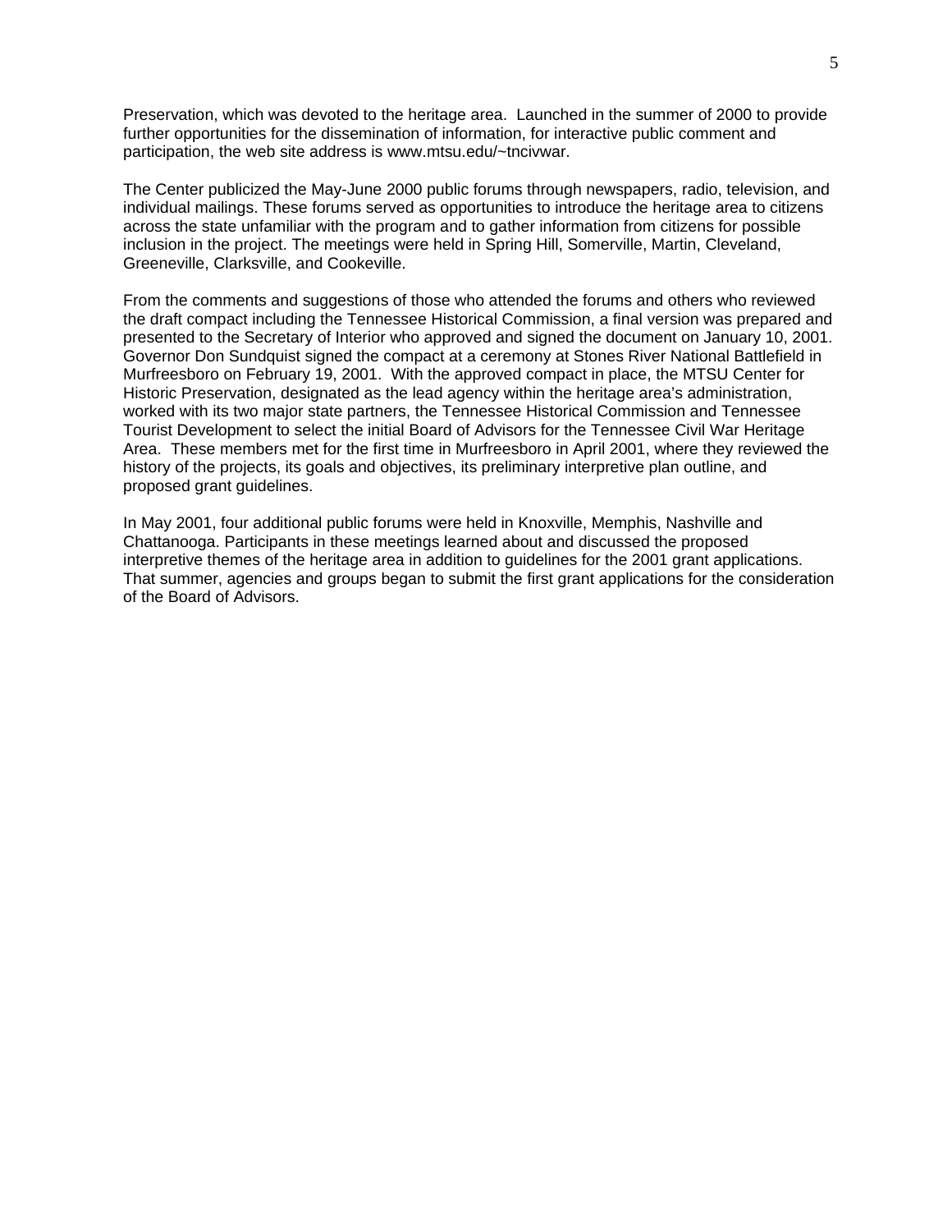Preservation, which was devoted to the heritage area. Launched in the summer of 2000 to provide further opportunities for the dissemination of information, for interactive public comment and participation, the web site address is www.mtsu.edu/~tncivwar.

The Center publicized the May-June 2000 public forums through newspapers, radio, television, and individual mailings. These forums served as opportunities to introduce the heritage area to citizens across the state unfamiliar with the program and to gather information from citizens for possible inclusion in the project. The meetings were held in Spring Hill, Somerville, Martin, Cleveland, Greeneville, Clarksville, and Cookeville.

From the comments and suggestions of those who attended the forums and others who reviewed the draft compact including the Tennessee Historical Commission, a final version was prepared and presented to the Secretary of Interior who approved and signed the document on January 10, 2001. Governor Don Sundquist signed the compact at a ceremony at Stones River National Battlefield in Murfreesboro on February 19, 2001. With the approved compact in place, the MTSU Center for Historic Preservation, designated as the lead agency within the heritage area's administration, worked with its two major state partners, the Tennessee Historical Commission and Tennessee Tourist Development to select the initial Board of Advisors for the Tennessee Civil War Heritage Area. These members met for the first time in Murfreesboro in April 2001, where they reviewed the history of the projects, its goals and objectives, its preliminary interpretive plan outline, and proposed grant guidelines.

In May 2001, four additional public forums were held in Knoxville, Memphis, Nashville and Chattanooga. Participants in these meetings learned about and discussed the proposed interpretive themes of the heritage area in addition to guidelines for the 2001 grant applications. That summer, agencies and groups began to submit the first grant applications for the consideration of the Board of Advisors.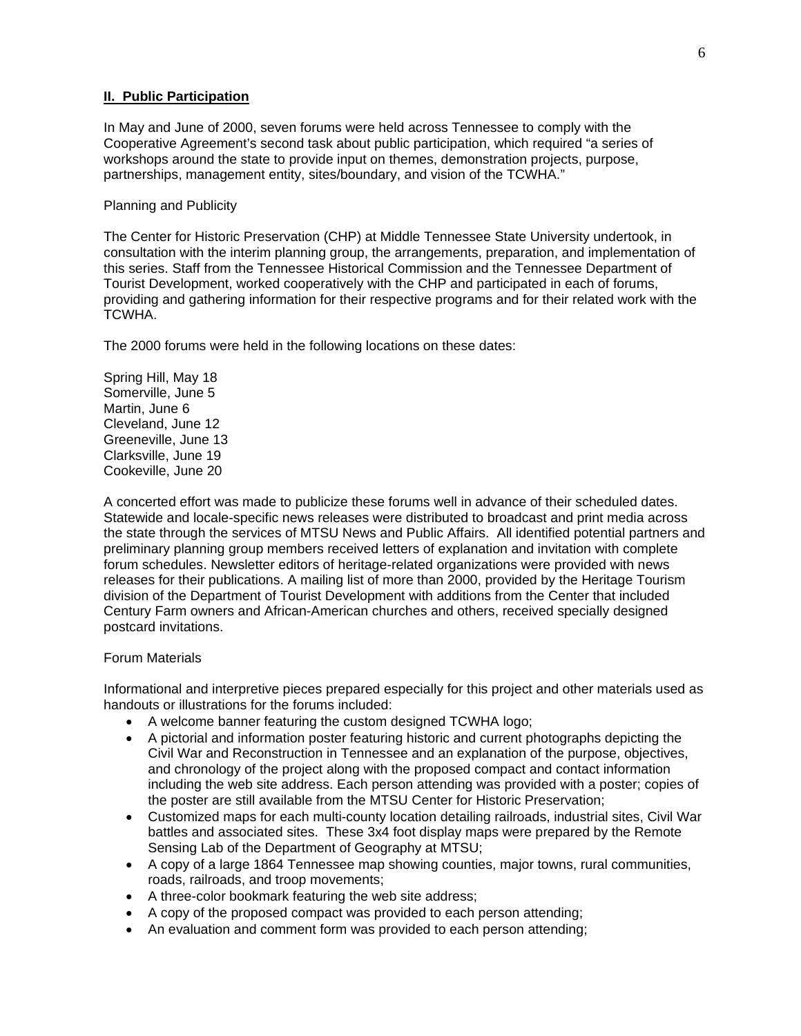## II. Public Participation

In May and June of 2000, seven forums were held across Tennessee to comply with the Cooperative Agreement's second task about public participation, which required "a series of workshops around the state to provide input on themes, demonstration projects, purpose, partnerships, management entity, sites/boundary, and vision of the TCWHA."

Planning and Publicity

The Center for Historic Preservation (CHP) at Middle Tennessee State University undertook, in consultation with the interim planning group, the arrangements, preparation, and implementation of this series. Staff from the Tennessee Historical Commission and the Tennessee Department of Tourist Development, worked cooperatively with the CHP and participated in each of forums, providing and gathering information for their respective programs and for their related work with the TCWHA.

The 2000 forums were held in the following locations on these dates:

Spring Hill, May 18
Somerville, June 5
Martin, June 6
Cleveland, June 12
Greeneville, June 13
Clarksville, June 19
Cookeville, June 20

A concerted effort was made to publicize these forums well in advance of their scheduled dates. Statewide and locale-specific news releases were distributed to broadcast and print media across the state through the services of MTSU News and Public Affairs. All identified potential partners and preliminary planning group members received letters of explanation and invitation with complete forum schedules. Newsletter editors of heritage-related organizations were provided with news releases for their publications. A mailing list of more than 2000, provided by the Heritage Tourism division of the Department of Tourist Development with additions from the Center that included Century Farm owners and African-American churches and others, received specially designed postcard invitations.

Forum Materials

Informational and interpretive pieces prepared especially for this project and other materials used as handouts or illustrations for the forums included:

- A welcome banner featuring the custom designed TCWHA logo;
- A pictorial and information poster featuring historic and current photographs depicting the Civil War and Reconstruction in Tennessee and an explanation of the purpose, objectives, and chronology of the project along with the proposed compact and contact information including the web site address. Each person attending was provided with a poster; copies of the poster are still available from the MTSU Center for Historic Preservation;
- Customized maps for each multi-county location detailing railroads, industrial sites, Civil War battles and associated sites. These 3x4 foot display maps were prepared by the Remote Sensing Lab of the Department of Geography at MTSU;
- A copy of a large 1864 Tennessee map showing counties, major towns, rural communities, roads, railroads, and troop movements;
- A three-color bookmark featuring the web site address;
- A copy of the proposed compact was provided to each person attending;
- An evaluation and comment form was provided to each person attending;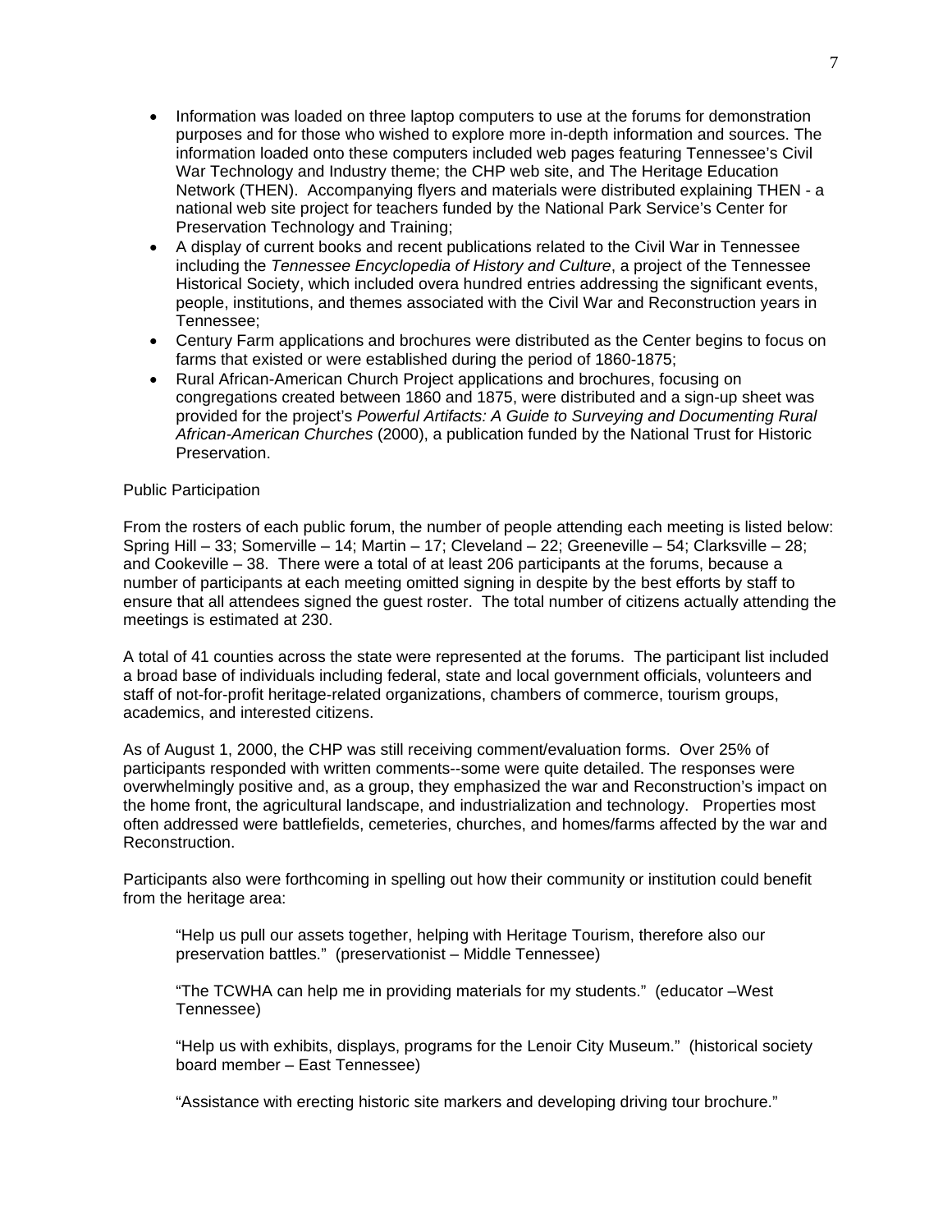- Information was loaded on three laptop computers to use at the forums for demonstration purposes and for those who wished to explore more in-depth information and sources. The information loaded onto these computers included web pages featuring Tennessee's Civil War Technology and Industry theme; the CHP web site, and The Heritage Education Network (THEN). Accompanying flyers and materials were distributed explaining THEN - a national web site project for teachers funded by the National Park Service's Center for Preservation Technology and Training;
- A display of current books and recent publications related to the Civil War in Tennessee including the *Tennessee Encyclopedia of History and Culture*, a project of the Tennessee Historical Society, which included overa hundred entries addressing the significant events, people, institutions, and themes associated with the Civil War and Reconstruction years in Tennessee;
- Century Farm applications and brochures were distributed as the Center begins to focus on farms that existed or were established during the period of 1860-1875;
- Rural African-American Church Project applications and brochures, focusing on congregations created between 1860 and 1875, were distributed and a sign-up sheet was provided for the project's *Powerful Artifacts: A Guide to Surveying and Documenting Rural African-American Churches* (2000), a publication funded by the National Trust for Historic Preservation.

Public Participation

From the rosters of each public forum, the number of people attending each meeting is listed below: Spring Hill – 33; Somerville – 14; Martin – 17; Cleveland – 22; Greeneville – 54; Clarksville – 28; and Cookeville – 38. There were a total of at least 206 participants at the forums, because a number of participants at each meeting omitted signing in despite by the best efforts by staff to ensure that all attendees signed the guest roster. The total number of citizens actually attending the meetings is estimated at 230.

A total of 41 counties across the state were represented at the forums. The participant list included a broad base of individuals including federal, state and local government officials, volunteers and staff of not-for-profit heritage-related organizations, chambers of commerce, tourism groups, academics, and interested citizens.

As of August 1, 2000, the CHP was still receiving comment/evaluation forms. Over 25% of participants responded with written comments--some were quite detailed. The responses were overwhelmingly positive and, as a group, they emphasized the war and Reconstruction's impact on the home front, the agricultural landscape, and industrialization and technology. Properties most often addressed were battlefields, cemeteries, churches, and homes/farms affected by the war and Reconstruction.

Participants also were forthcoming in spelling out how their community or institution could benefit from the heritage area:

> "Help us pull our assets together, helping with Heritage Tourism, therefore also our preservation battles." (preservationist – Middle Tennessee)
>
> "The TCWHA can help me in providing materials for my students." (educator –West Tennessee)
>
> "Help us with exhibits, displays, programs for the Lenoir City Museum." (historical society board member – East Tennessee)
>
> "Assistance with erecting historic site markers and developing driving tour brochure."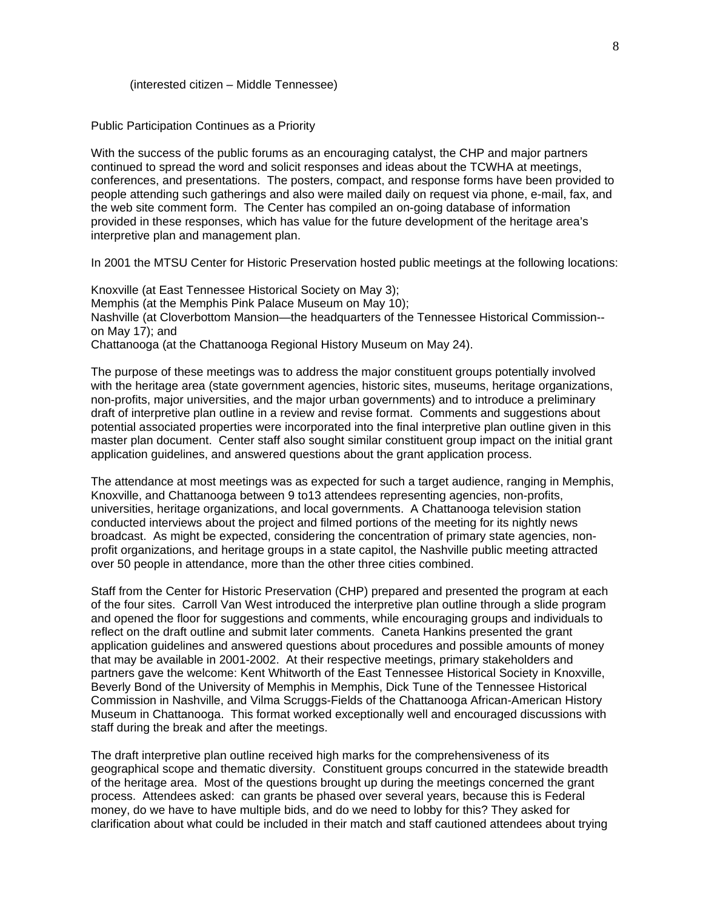(interested citizen – Middle Tennessee)

## Public Participation Continues as a Priority

With the success of the public forums as an encouraging catalyst, the CHP and major partners continued to spread the word and solicit responses and ideas about the TCWHA at meetings, conferences, and presentations. The posters, compact, and response forms have been provided to people attending such gatherings and also were mailed daily on request via phone, e-mail, fax, and the web site comment form. The Center has compiled an on-going database of information provided in these responses, which has value for the future development of the heritage area's interpretive plan and management plan.

In 2001 the MTSU Center for Historic Preservation hosted public meetings at the following locations:

Knoxville (at East Tennessee Historical Society on May 3);
Memphis (at the Memphis Pink Palace Museum on May 10);
Nashville (at Cloverbottom Mansion—the headquarters of the Tennessee Historical Commission--on May 17); and
Chattanooga (at the Chattanooga Regional History Museum on May 24).

The purpose of these meetings was to address the major constituent groups potentially involved with the heritage area (state government agencies, historic sites, museums, heritage organizations, non-profits, major universities, and the major urban governments) and to introduce a preliminary draft of interpretive plan outline in a review and revise format. Comments and suggestions about potential associated properties were incorporated into the final interpretive plan outline given in this master plan document. Center staff also sought similar constituent group impact on the initial grant application guidelines, and answered questions about the grant application process.

The attendance at most meetings was as expected for such a target audience, ranging in Memphis, Knoxville, and Chattanooga between 9 to13 attendees representing agencies, non-profits, universities, heritage organizations, and local governments. A Chattanooga television station conducted interviews about the project and filmed portions of the meeting for its nightly news broadcast. As might be expected, considering the concentration of primary state agencies, non-profit organizations, and heritage groups in a state capitol, the Nashville public meeting attracted over 50 people in attendance, more than the other three cities combined.

Staff from the Center for Historic Preservation (CHP) prepared and presented the program at each of the four sites. Carroll Van West introduced the interpretive plan outline through a slide program and opened the floor for suggestions and comments, while encouraging groups and individuals to reflect on the draft outline and submit later comments. Caneta Hankins presented the grant application guidelines and answered questions about procedures and possible amounts of money that may be available in 2001-2002. At their respective meetings, primary stakeholders and partners gave the welcome: Kent Whitworth of the East Tennessee Historical Society in Knoxville, Beverly Bond of the University of Memphis in Memphis, Dick Tune of the Tennessee Historical Commission in Nashville, and Vilma Scruggs-Fields of the Chattanooga African-American History Museum in Chattanooga. This format worked exceptionally well and encouraged discussions with staff during the break and after the meetings.

The draft interpretive plan outline received high marks for the comprehensiveness of its geographical scope and thematic diversity. Constituent groups concurred in the statewide breadth of the heritage area. Most of the questions brought up during the meetings concerned the grant process. Attendees asked: can grants be phased over several years, because this is Federal money, do we have to have multiple bids, and do we need to lobby for this? They asked for clarification about what could be included in their match and staff cautioned attendees about trying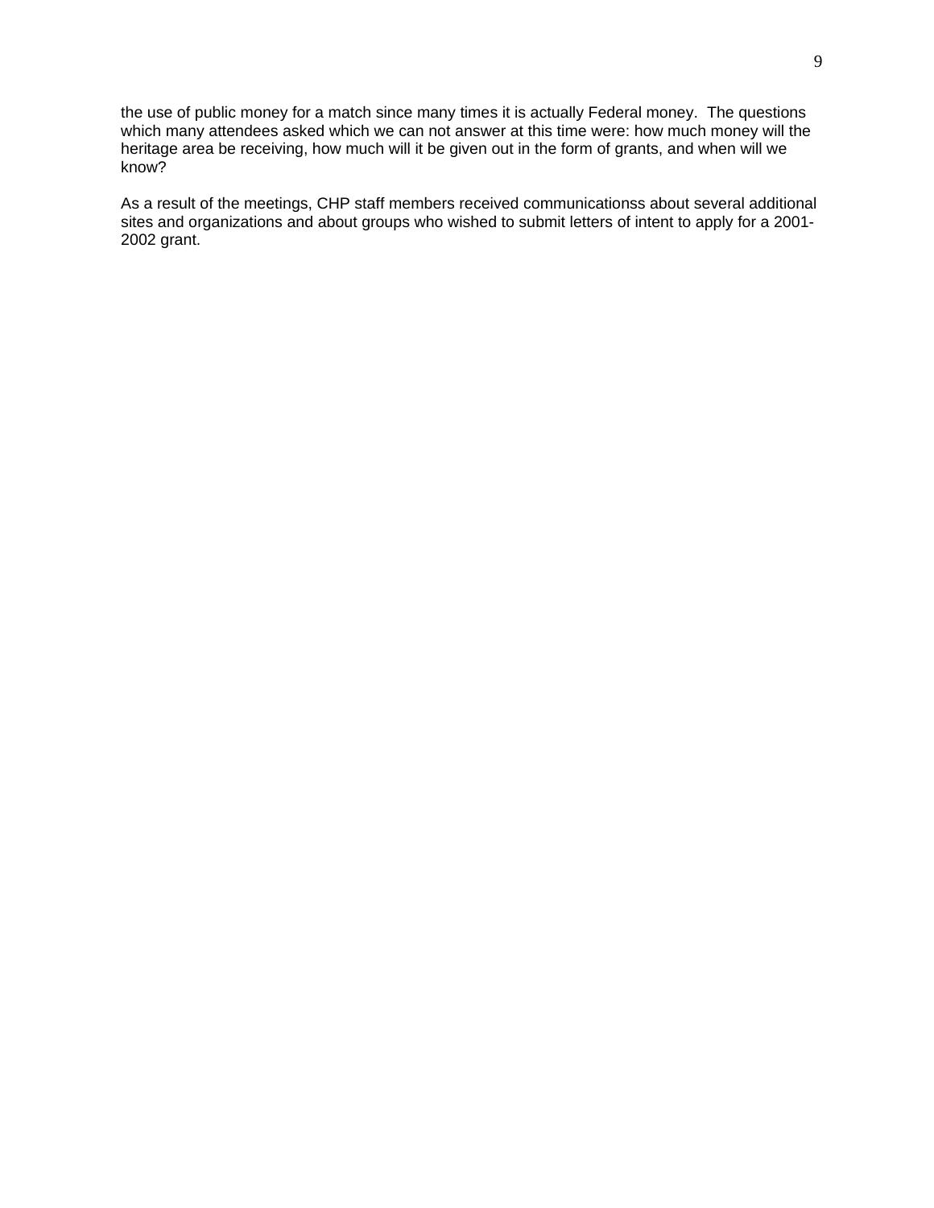the use of public money for a match since many times it is actually Federal money. The questions which many attendees asked which we can not answer at this time were: how much money will the heritage area be receiving, how much will it be given out in the form of grants, and when will we know?

As a result of the meetings, CHP staff members received communicationss about several additional sites and organizations and about groups who wished to submit letters of intent to apply for a 2001-2002 grant.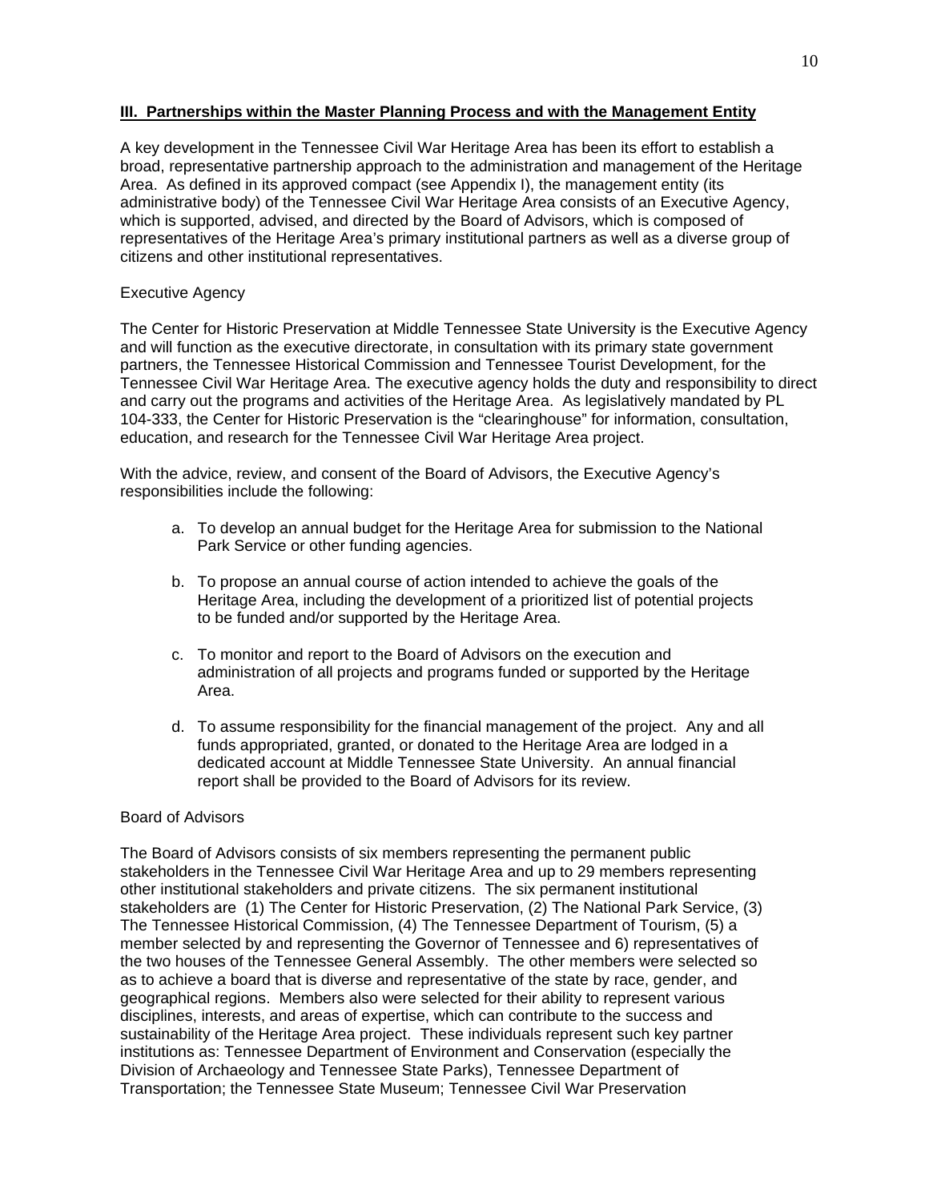## III. Partnerships within the Master Planning Process and with the Management Entity

A key development in the Tennessee Civil War Heritage Area has been its effort to establish a broad, representative partnership approach to the administration and management of the Heritage Area. As defined in its approved compact (see Appendix I), the management entity (its administrative body) of the Tennessee Civil War Heritage Area consists of an Executive Agency, which is supported, advised, and directed by the Board of Advisors, which is composed of representatives of the Heritage Area's primary institutional partners as well as a diverse group of citizens and other institutional representatives.

### Executive Agency

The Center for Historic Preservation at Middle Tennessee State University is the Executive Agency and will function as the executive directorate, in consultation with its primary state government partners, the Tennessee Historical Commission and Tennessee Tourist Development, for the Tennessee Civil War Heritage Area. The executive agency holds the duty and responsibility to direct and carry out the programs and activities of the Heritage Area. As legislatively mandated by PL 104-333, the Center for Historic Preservation is the "clearinghouse" for information, consultation, education, and research for the Tennessee Civil War Heritage Area project.

With the advice, review, and consent of the Board of Advisors, the Executive Agency's responsibilities include the following:

a. To develop an annual budget for the Heritage Area for submission to the National Park Service or other funding agencies.

b. To propose an annual course of action intended to achieve the goals of the Heritage Area, including the development of a prioritized list of potential projects to be funded and/or supported by the Heritage Area.

c. To monitor and report to the Board of Advisors on the execution and administration of all projects and programs funded or supported by the Heritage Area.

d. To assume responsibility for the financial management of the project. Any and all funds appropriated, granted, or donated to the Heritage Area are lodged in a dedicated account at Middle Tennessee State University. An annual financial report shall be provided to the Board of Advisors for its review.

### Board of Advisors

The Board of Advisors consists of six members representing the permanent public stakeholders in the Tennessee Civil War Heritage Area and up to 29 members representing other institutional stakeholders and private citizens. The six permanent institutional stakeholders are (1) The Center for Historic Preservation, (2) The National Park Service, (3) The Tennessee Historical Commission, (4) The Tennessee Department of Tourism, (5) a member selected by and representing the Governor of Tennessee and 6) representatives of the two houses of the Tennessee General Assembly. The other members were selected so as to achieve a board that is diverse and representative of the state by race, gender, and geographical regions. Members also were selected for their ability to represent various disciplines, interests, and areas of expertise, which can contribute to the success and sustainability of the Heritage Area project. These individuals represent such key partner institutions as: Tennessee Department of Environment and Conservation (especially the Division of Archaeology and Tennessee State Parks), Tennessee Department of Transportation; the Tennessee State Museum; Tennessee Civil War Preservation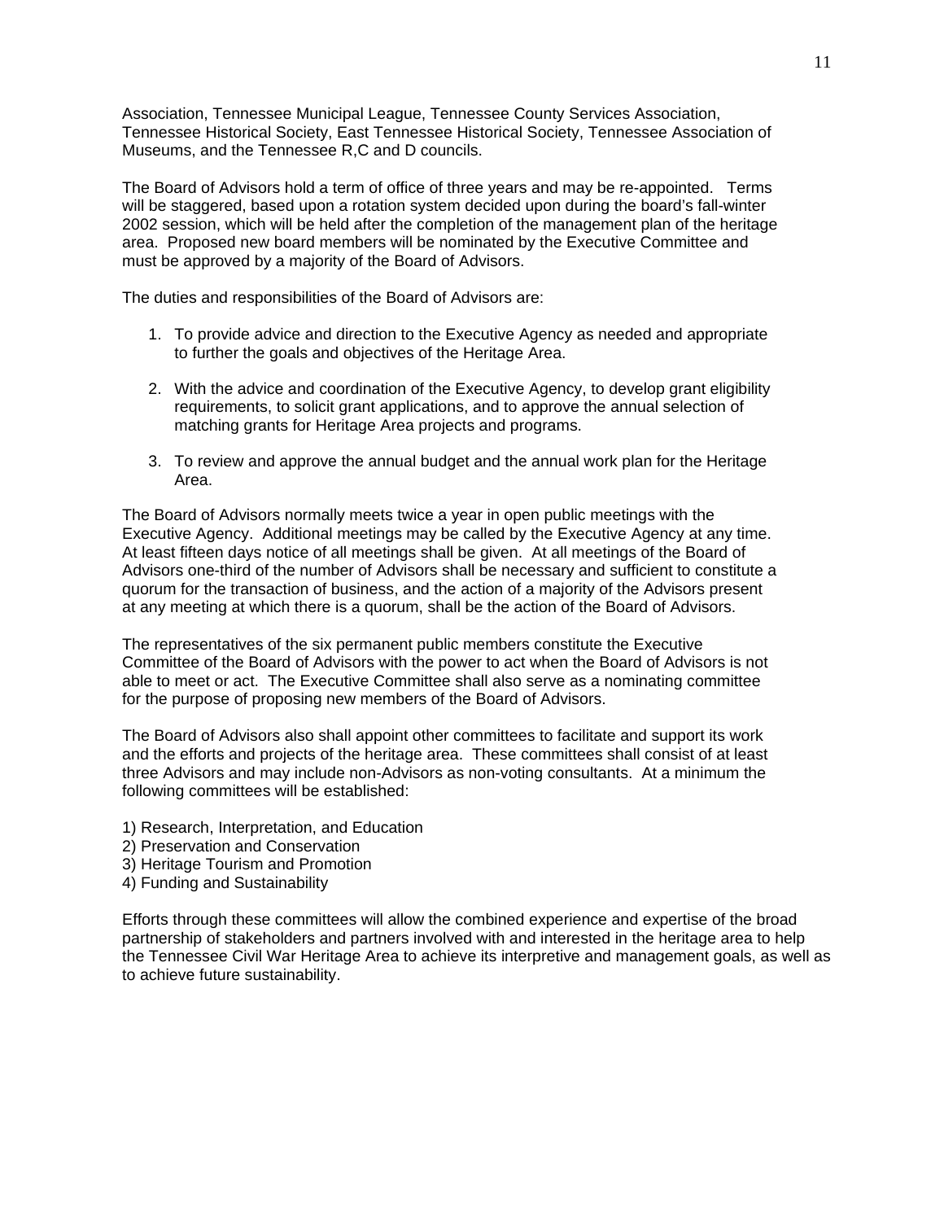Association, Tennessee Municipal League, Tennessee County Services Association, Tennessee Historical Society, East Tennessee Historical Society, Tennessee Association of Museums, and the Tennessee R,C and D councils.

The Board of Advisors hold a term of office of three years and may be re-appointed. Terms will be staggered, based upon a rotation system decided upon during the board's fall-winter 2002 session, which will be held after the completion of the management plan of the heritage area. Proposed new board members will be nominated by the Executive Committee and must be approved by a majority of the Board of Advisors.

The duties and responsibilities of the Board of Advisors are:

1. To provide advice and direction to the Executive Agency as needed and appropriate to further the goals and objectives of the Heritage Area.

2. With the advice and coordination of the Executive Agency, to develop grant eligibility requirements, to solicit grant applications, and to approve the annual selection of matching grants for Heritage Area projects and programs.

3. To review and approve the annual budget and the annual work plan for the Heritage Area.

The Board of Advisors normally meets twice a year in open public meetings with the Executive Agency. Additional meetings may be called by the Executive Agency at any time. At least fifteen days notice of all meetings shall be given. At all meetings of the Board of Advisors one-third of the number of Advisors shall be necessary and sufficient to constitute a quorum for the transaction of business, and the action of a majority of the Advisors present at any meeting at which there is a quorum, shall be the action of the Board of Advisors.

The representatives of the six permanent public members constitute the Executive Committee of the Board of Advisors with the power to act when the Board of Advisors is not able to meet or act. The Executive Committee shall also serve as a nominating committee for the purpose of proposing new members of the Board of Advisors.

The Board of Advisors also shall appoint other committees to facilitate and support its work and the efforts and projects of the heritage area. These committees shall consist of at least three Advisors and may include non-Advisors as non-voting consultants. At a minimum the following committees will be established:

1) Research, Interpretation, and Education
2) Preservation and Conservation
3) Heritage Tourism and Promotion
4) Funding and Sustainability

Efforts through these committees will allow the combined experience and expertise of the broad partnership of stakeholders and partners involved with and interested in the heritage area to help the Tennessee Civil War Heritage Area to achieve its interpretive and management goals, as well as to achieve future sustainability.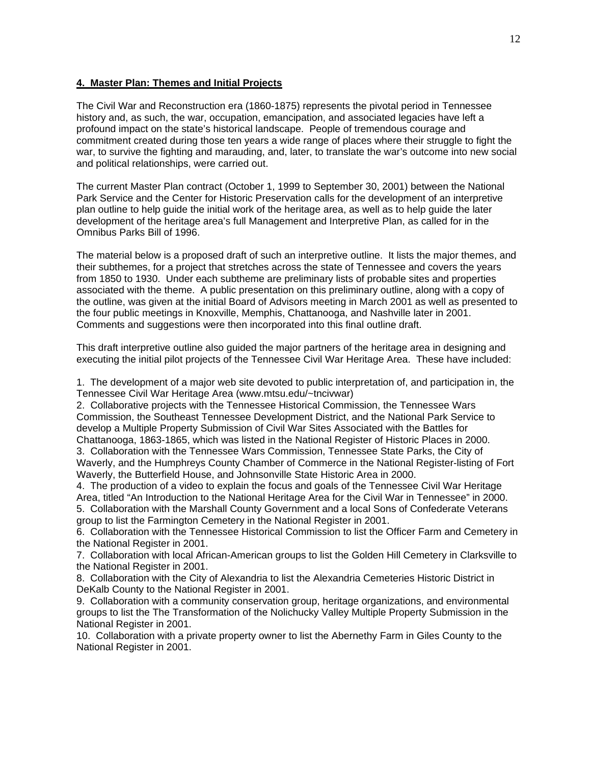## 4. Master Plan: Themes and Initial Projects

The Civil War and Reconstruction era (1860-1875) represents the pivotal period in Tennessee history and, as such, the war, occupation, emancipation, and associated legacies have left a profound impact on the state's historical landscape. People of tremendous courage and commitment created during those ten years a wide range of places where their struggle to fight the war, to survive the fighting and marauding, and, later, to translate the war's outcome into new social and political relationships, were carried out.

The current Master Plan contract (October 1, 1999 to September 30, 2001) between the National Park Service and the Center for Historic Preservation calls for the development of an interpretive plan outline to help guide the initial work of the heritage area, as well as to help guide the later development of the heritage area's full Management and Interpretive Plan, as called for in the Omnibus Parks Bill of 1996.

The material below is a proposed draft of such an interpretive outline. It lists the major themes, and their subthemes, for a project that stretches across the state of Tennessee and covers the years from 1850 to 1930. Under each subtheme are preliminary lists of probable sites and properties associated with the theme. A public presentation on this preliminary outline, along with a copy of the outline, was given at the initial Board of Advisors meeting in March 2001 as well as presented to the four public meetings in Knoxville, Memphis, Chattanooga, and Nashville later in 2001. Comments and suggestions were then incorporated into this final outline draft.

This draft interpretive outline also guided the major partners of the heritage area in designing and executing the initial pilot projects of the Tennessee Civil War Heritage Area. These have included:

1. The development of a major web site devoted to public interpretation of, and participation in, the Tennessee Civil War Heritage Area (www.mtsu.edu/~tncivwar)
2. Collaborative projects with the Tennessee Historical Commission, the Tennessee Wars Commission, the Southeast Tennessee Development District, and the National Park Service to develop a Multiple Property Submission of Civil War Sites Associated with the Battles for Chattanooga, 1863-1865, which was listed in the National Register of Historic Places in 2000.
3. Collaboration with the Tennessee Wars Commission, Tennessee State Parks, the City of Waverly, and the Humphreys County Chamber of Commerce in the National Register-listing of Fort Waverly, the Butterfield House, and Johnsonville State Historic Area in 2000.
4. The production of a video to explain the focus and goals of the Tennessee Civil War Heritage Area, titled "An Introduction to the National Heritage Area for the Civil War in Tennessee" in 2000.
5. Collaboration with the Marshall County Government and a local Sons of Confederate Veterans group to list the Farmington Cemetery in the National Register in 2001.
6. Collaboration with the Tennessee Historical Commission to list the Officer Farm and Cemetery in the National Register in 2001.
7. Collaboration with local African-American groups to list the Golden Hill Cemetery in Clarksville to the National Register in 2001.
8. Collaboration with the City of Alexandria to list the Alexandria Cemeteries Historic District in DeKalb County to the National Register in 2001.
9. Collaboration with a community conservation group, heritage organizations, and environmental groups to list the The Transformation of the Nolichucky Valley Multiple Property Submission in the National Register in 2001.
10. Collaboration with a private property owner to list the Abernethy Farm in Giles County to the National Register in 2001.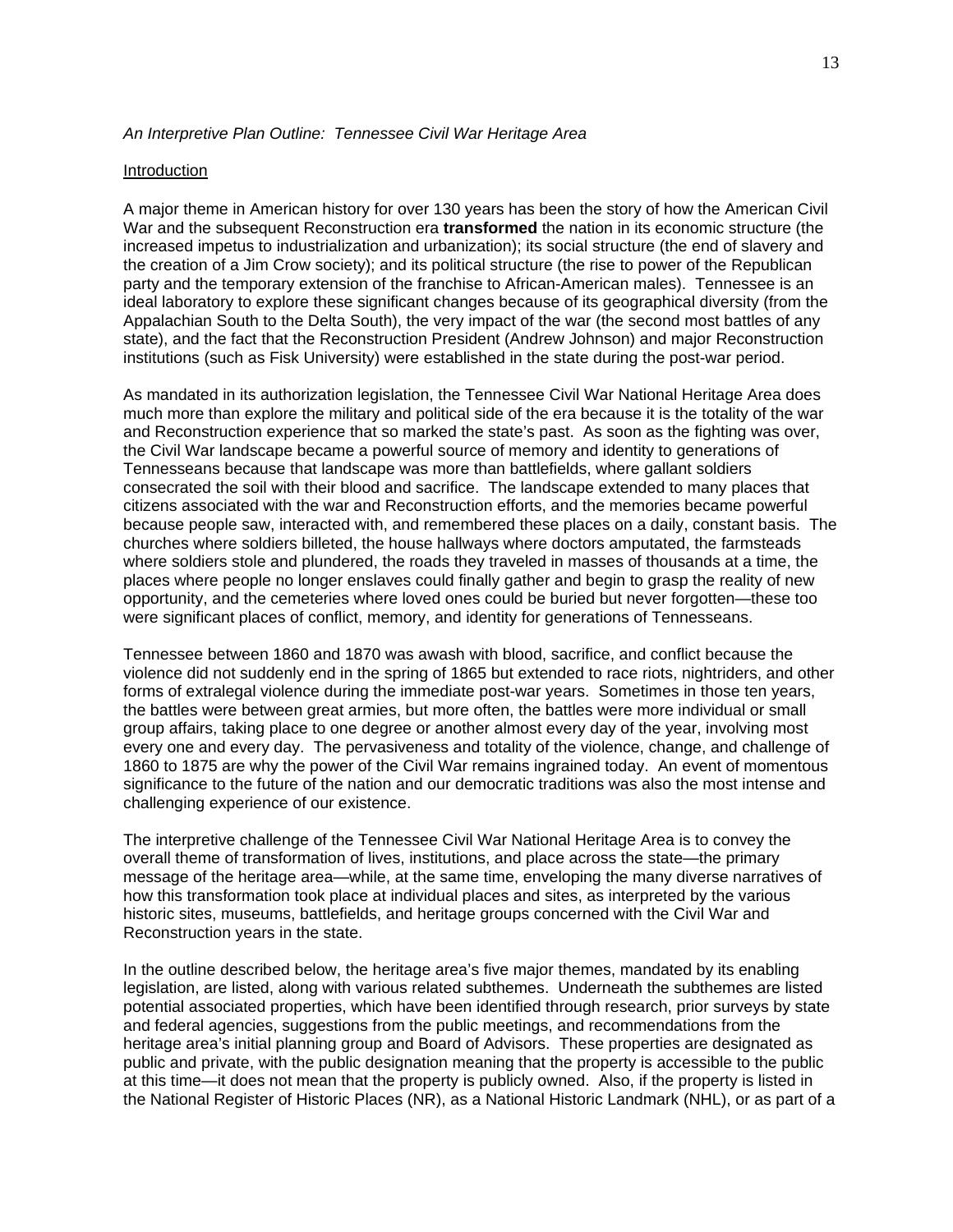*An Interpretive Plan Outline: Tennessee Civil War Heritage Area*

Introduction

A major theme in American history for over 130 years has been the story of how the American Civil War and the subsequent Reconstruction era **transformed** the nation in its economic structure (the increased impetus to industrialization and urbanization); its social structure (the end of slavery and the creation of a Jim Crow society); and its political structure (the rise to power of the Republican party and the temporary extension of the franchise to African-American males). Tennessee is an ideal laboratory to explore these significant changes because of its geographical diversity (from the Appalachian South to the Delta South), the very impact of the war (the second most battles of any state), and the fact that the Reconstruction President (Andrew Johnson) and major Reconstruction institutions (such as Fisk University) were established in the state during the post-war period.

As mandated in its authorization legislation, the Tennessee Civil War National Heritage Area does much more than explore the military and political side of the era because it is the totality of the war and Reconstruction experience that so marked the state's past. As soon as the fighting was over, the Civil War landscape became a powerful source of memory and identity to generations of Tennesseans because that landscape was more than battlefields, where gallant soldiers consecrated the soil with their blood and sacrifice. The landscape extended to many places that citizens associated with the war and Reconstruction efforts, and the memories became powerful because people saw, interacted with, and remembered these places on a daily, constant basis. The churches where soldiers billeted, the house hallways where doctors amputated, the farmsteads where soldiers stole and plundered, the roads they traveled in masses of thousands at a time, the places where people no longer enslaves could finally gather and begin to grasp the reality of new opportunity, and the cemeteries where loved ones could be buried but never forgotten—these too were significant places of conflict, memory, and identity for generations of Tennesseans.

Tennessee between 1860 and 1870 was awash with blood, sacrifice, and conflict because the violence did not suddenly end in the spring of 1865 but extended to race riots, nightriders, and other forms of extralegal violence during the immediate post-war years. Sometimes in those ten years, the battles were between great armies, but more often, the battles were more individual or small group affairs, taking place to one degree or another almost every day of the year, involving most every one and every day. The pervasiveness and totality of the violence, change, and challenge of 1860 to 1875 are why the power of the Civil War remains ingrained today. An event of momentous significance to the future of the nation and our democratic traditions was also the most intense and challenging experience of our existence.

The interpretive challenge of the Tennessee Civil War National Heritage Area is to convey the overall theme of transformation of lives, institutions, and place across the state—the primary message of the heritage area—while, at the same time, enveloping the many diverse narratives of how this transformation took place at individual places and sites, as interpreted by the various historic sites, museums, battlefields, and heritage groups concerned with the Civil War and Reconstruction years in the state.

In the outline described below, the heritage area's five major themes, mandated by its enabling legislation, are listed, along with various related subthemes. Underneath the subthemes are listed potential associated properties, which have been identified through research, prior surveys by state and federal agencies, suggestions from the public meetings, and recommendations from the heritage area's initial planning group and Board of Advisors. These properties are designated as public and private, with the public designation meaning that the property is accessible to the public at this time—it does not mean that the property is publicly owned. Also, if the property is listed in the National Register of Historic Places (NR), as a National Historic Landmark (NHL), or as part of a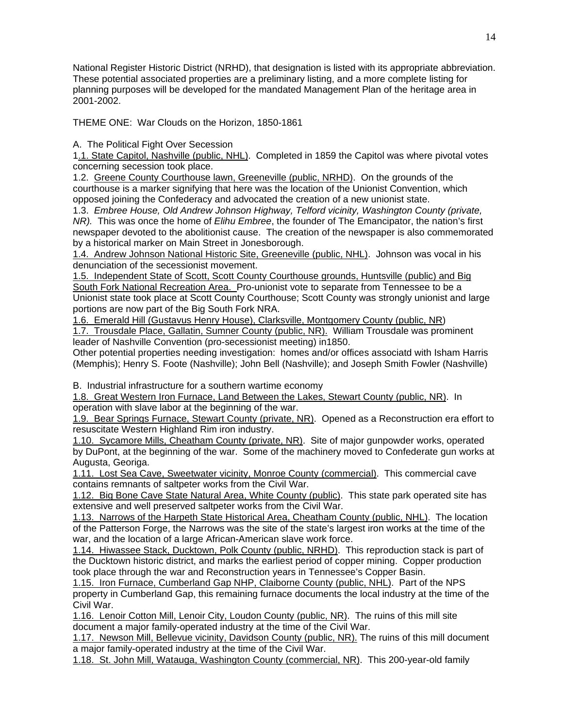National Register Historic District (NRHD), that designation is listed with its appropriate abbreviation. These potential associated properties are a preliminary listing, and a more complete listing for planning purposes will be developed for the mandated Management Plan of the heritage area in 2001-2002.

THEME ONE: War Clouds on the Horizon, 1850-1861

A. The Political Fight Over Secession

1.1. State Capitol, Nashville (public, NHL). Completed in 1859 the Capitol was where pivotal votes concerning secession took place.

1.2. Greene County Courthouse lawn, Greeneville (public, NRHD). On the grounds of the courthouse is a marker signifying that here was the location of the Unionist Convention, which opposed joining the Confederacy and advocated the creation of a new unionist state.

1.3. *Embree House, Old Andrew Johnson Highway, Telford vicinity, Washington County (private, NR).* This was once the home of *Elihu Embree*, the founder of The Emancipator, the nation's first newspaper devoted to the abolitionist cause. The creation of the newspaper is also commemorated by a historical marker on Main Street in Jonesborough.

1.4. Andrew Johnson National Historic Site, Greeneville (public, NHL). Johnson was vocal in his denunciation of the secessionist movement.

1.5. Independent State of Scott, Scott County Courthouse grounds, Huntsville (public) and Big South Fork National Recreation Area. Pro-unionist vote to separate from Tennessee to be a Unionist state took place at Scott County Courthouse; Scott County was strongly unionist and large portions are now part of the Big South Fork NRA.

1.6. Emerald Hill (Gustavus Henry House), Clarksville, Montgomery County (public, NR)

1.7. Trousdale Place, Gallatin, Sumner County (public, NR). William Trousdale was prominent leader of Nashville Convention (pro-secessionist meeting) in1850.

Other potential properties needing investigation: homes and/or offices associatd with Isham Harris (Memphis); Henry S. Foote (Nashville); John Bell (Nashville); and Joseph Smith Fowler (Nashville)

B. Industrial infrastructure for a southern wartime economy

1.8. Great Western Iron Furnace, Land Between the Lakes, Stewart County (public, NR). In operation with slave labor at the beginning of the war.

1.9. Bear Springs Furnace, Stewart County (private, NR). Opened as a Reconstruction era effort to resuscitate Western Highland Rim iron industry.

1.10. Sycamore Mills, Cheatham County (private, NR). Site of major gunpowder works, operated by DuPont, at the beginning of the war. Some of the machinery moved to Confederate gun works at Augusta, Georiga.

1.11. Lost Sea Cave, Sweetwater vicinity, Monroe County (commercial). This commercial cave contains remnants of saltpeter works from the Civil War.

1.12. Big Bone Cave State Natural Area, White County (public). This state park operated site has extensive and well preserved saltpeter works from the Civil War.

1.13. Narrows of the Harpeth State Historical Area, Cheatham County (public, NHL). The location of the Patterson Forge, the Narrows was the site of the state's largest iron works at the time of the war, and the location of a large African-American slave work force.

1.14. Hiwassee Stack, Ducktown, Polk County (public, NRHD). This reproduction stack is part of the Ducktown historic district, and marks the earliest period of copper mining. Copper production took place through the war and Reconstruction years in Tennessee's Copper Basin.

1.15. Iron Furnace, Cumberland Gap NHP, Claiborne County (public, NHL). Part of the NPS property in Cumberland Gap, this remaining furnace documents the local industry at the time of the Civil War.

1.16. Lenoir Cotton Mill, Lenoir City, Loudon County (public, NR). The ruins of this mill site document a major family-operated industry at the time of the Civil War.

1.17. Newson Mill, Bellevue vicinity, Davidson County (public, NR). The ruins of this mill document a major family-operated industry at the time of the Civil War.

1.18. St. John Mill, Watauga, Washington County (commercial, NR). This 200-year-old family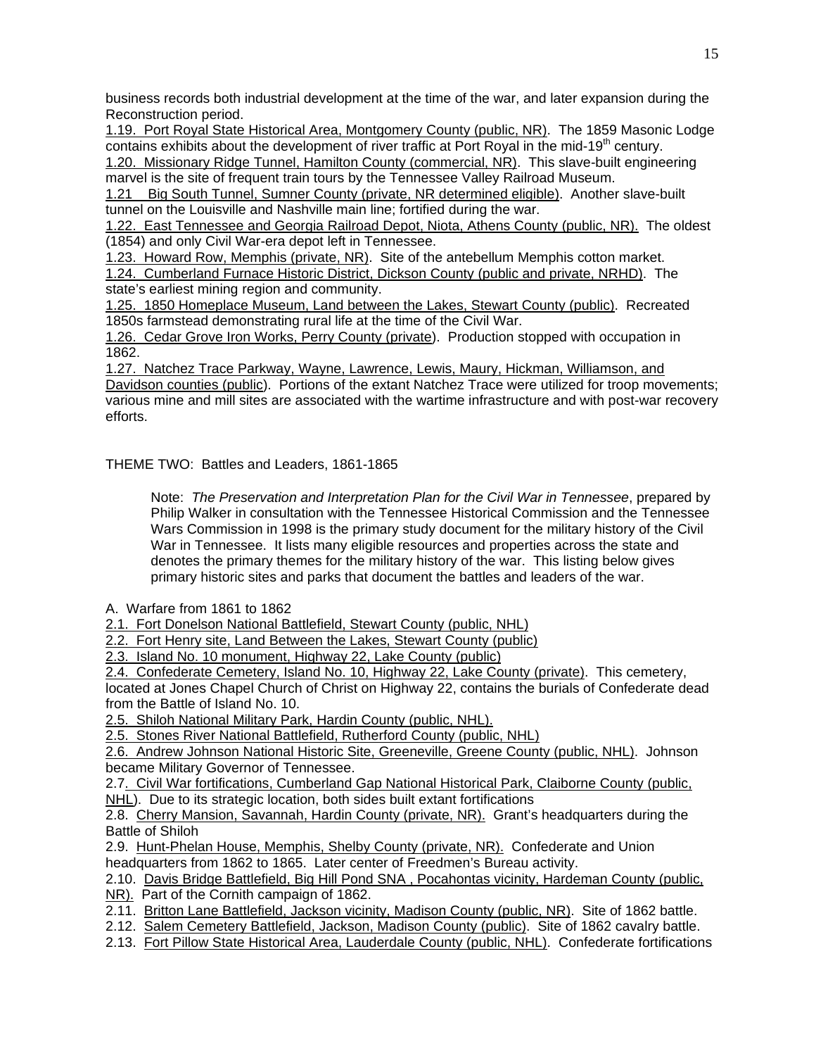business records both industrial development at the time of the war, and later expansion during the Reconstruction period.

1.19. Port Royal State Historical Area, Montgomery County (public, NR). The 1859 Masonic Lodge contains exhibits about the development of river traffic at Port Royal in the mid-19th century.

1.20. Missionary Ridge Tunnel, Hamilton County (commercial, NR). This slave-built engineering marvel is the site of frequent train tours by the Tennessee Valley Railroad Museum.

1.21 Big South Tunnel, Sumner County (private, NR determined eligible). Another slave-built tunnel on the Louisville and Nashville main line; fortified during the war.

1.22. East Tennessee and Georgia Railroad Depot, Niota, Athens County (public, NR). The oldest (1854) and only Civil War-era depot left in Tennessee.

1.23. Howard Row, Memphis (private, NR). Site of the antebellum Memphis cotton market.

1.24. Cumberland Furnace Historic District, Dickson County (public and private, NRHD). The state's earliest mining region and community.

1.25. 1850 Homeplace Museum, Land between the Lakes, Stewart County (public). Recreated 1850s farmstead demonstrating rural life at the time of the Civil War.

1.26. Cedar Grove Iron Works, Perry County (private). Production stopped with occupation in 1862.

1.27. Natchez Trace Parkway, Wayne, Lawrence, Lewis, Maury, Hickman, Williamson, and Davidson counties (public). Portions of the extant Natchez Trace were utilized for troop movements; various mine and mill sites are associated with the wartime infrastructure and with post-war recovery efforts.

THEME TWO: Battles and Leaders, 1861-1865

> Note: *The Preservation and Interpretation Plan for the Civil War in Tennessee*, prepared by Philip Walker in consultation with the Tennessee Historical Commission and the Tennessee Wars Commission in 1998 is the primary study document for the military history of the Civil War in Tennessee. It lists many eligible resources and properties across the state and denotes the primary themes for the military history of the war. This listing below gives primary historic sites and parks that document the battles and leaders of the war.

A. Warfare from 1861 to 1862

2.1. Fort Donelson National Battlefield, Stewart County (public, NHL)

2.2. Fort Henry site, Land Between the Lakes, Stewart County (public)

2.3. Island No. 10 monument, Highway 22, Lake County (public)

2.4. Confederate Cemetery, Island No. 10, Highway 22, Lake County (private). This cemetery, located at Jones Chapel Church of Christ on Highway 22, contains the burials of Confederate dead from the Battle of Island No. 10.

2.5. Shiloh National Military Park, Hardin County (public, NHL).

2.5. Stones River National Battlefield, Rutherford County (public, NHL)

2.6. Andrew Johnson National Historic Site, Greeneville, Greene County (public, NHL). Johnson became Military Governor of Tennessee.

2.7. Civil War fortifications, Cumberland Gap National Historical Park, Claiborne County (public, NHL). Due to its strategic location, both sides built extant fortifications

2.8. Cherry Mansion, Savannah, Hardin County (private, NR). Grant's headquarters during the Battle of Shiloh

2.9. Hunt-Phelan House, Memphis, Shelby County (private, NR). Confederate and Union headquarters from 1862 to 1865. Later center of Freedmen's Bureau activity.

2.10. Davis Bridge Battlefield, Big Hill Pond SNA , Pocahontas vicinity, Hardeman County (public, NR). Part of the Cornith campaign of 1862.

2.11. Britton Lane Battlefield, Jackson vicinity, Madison County (public, NR). Site of 1862 battle.

2.12. Salem Cemetery Battlefield, Jackson, Madison County (public). Site of 1862 cavalry battle.

2.13. Fort Pillow State Historical Area, Lauderdale County (public, NHL). Confederate fortifications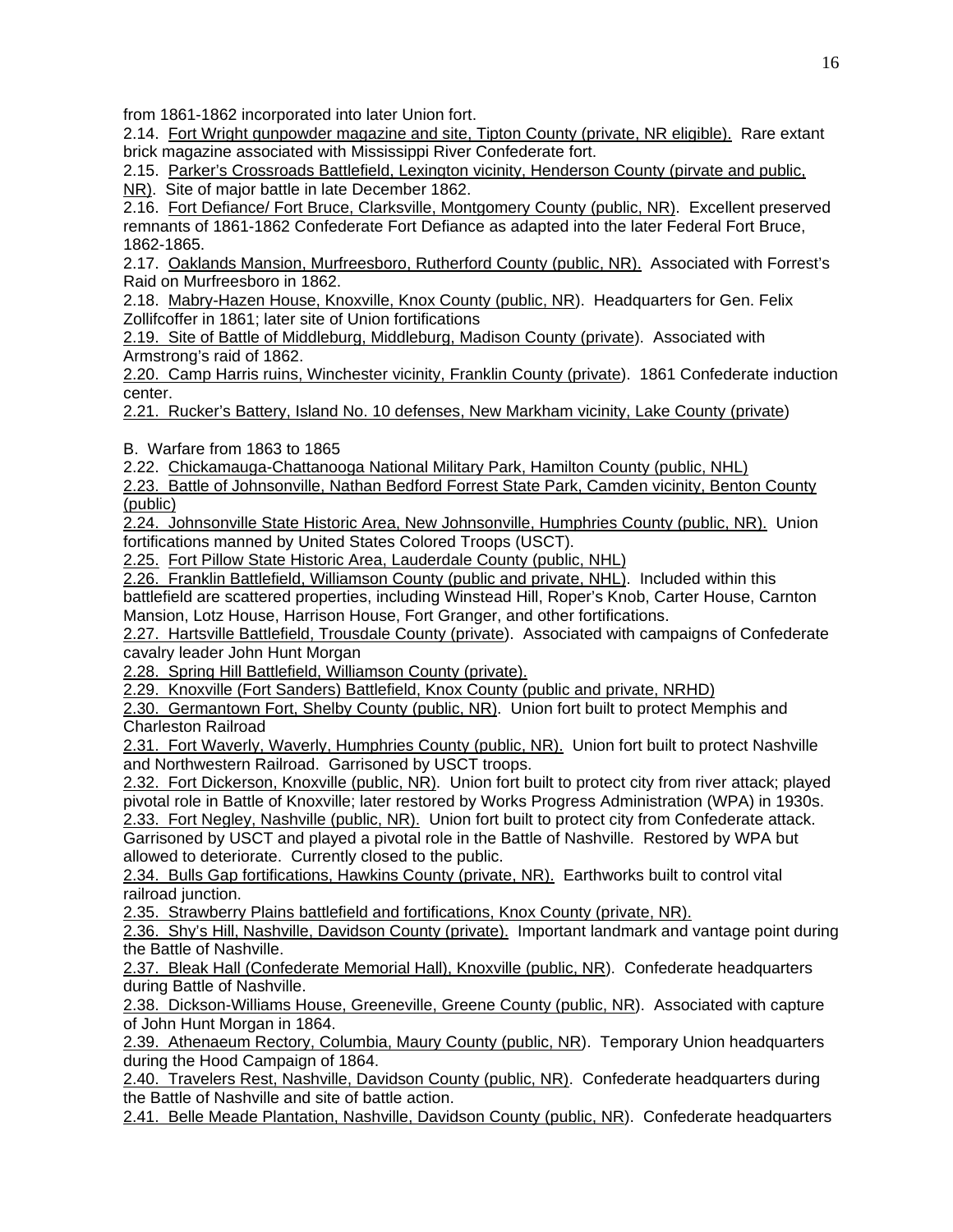from 1861-1862 incorporated into later Union fort.

2.14. Fort Wright gunpowder magazine and site, Tipton County (private, NR eligible). Rare extant brick magazine associated with Mississippi River Confederate fort.

2.15. Parker's Crossroads Battlefield, Lexington vicinity, Henderson County (pirvate and public, NR). Site of major battle in late December 1862.

2.16. Fort Defiance/ Fort Bruce, Clarksville, Montgomery County (public, NR). Excellent preserved remnants of 1861-1862 Confederate Fort Defiance as adapted into the later Federal Fort Bruce, 1862-1865.

2.17. Oaklands Mansion, Murfreesboro, Rutherford County (public, NR). Associated with Forrest's Raid on Murfreesboro in 1862.

2.18. Mabry-Hazen House, Knoxville, Knox County (public, NR). Headquarters for Gen. Felix Zollifcoffer in 1861; later site of Union fortifications

2.19. Site of Battle of Middleburg, Middleburg, Madison County (private). Associated with Armstrong's raid of 1862.

2.20. Camp Harris ruins, Winchester vicinity, Franklin County (private). 1861 Confederate induction center.

2.21. Rucker's Battery, Island No. 10 defenses, New Markham vicinity, Lake County (private)

B. Warfare from 1863 to 1865

2.22. Chickamauga-Chattanooga National Military Park, Hamilton County (public, NHL)

2.23. Battle of Johnsonville, Nathan Bedford Forrest State Park, Camden vicinity, Benton County (public)

2.24. Johnsonville State Historic Area, New Johnsonville, Humphries County (public, NR). Union fortifications manned by United States Colored Troops (USCT).

2.25. Fort Pillow State Historic Area, Lauderdale County (public, NHL)

2.26. Franklin Battlefield, Williamson County (public and private, NHL). Included within this battlefield are scattered properties, including Winstead Hill, Roper's Knob, Carter House, Carnton Mansion, Lotz House, Harrison House, Fort Granger, and other fortifications.

2.27. Hartsville Battlefield, Trousdale County (private). Associated with campaigns of Confederate cavalry leader John Hunt Morgan

2.28. Spring Hill Battlefield, Williamson County (private).

2.29. Knoxville (Fort Sanders) Battlefield, Knox County (public and private, NRHD)

2.30. Germantown Fort, Shelby County (public, NR). Union fort built to protect Memphis and Charleston Railroad

2.31. Fort Waverly, Waverly, Humphries County (public, NR). Union fort built to protect Nashville and Northwestern Railroad. Garrisoned by USCT troops.

2.32. Fort Dickerson, Knoxville (public, NR). Union fort built to protect city from river attack; played pivotal role in Battle of Knoxville; later restored by Works Progress Administration (WPA) in 1930s.

2.33. Fort Negley, Nashville (public, NR). Union fort built to protect city from Confederate attack. Garrisoned by USCT and played a pivotal role in the Battle of Nashville. Restored by WPA but allowed to deteriorate. Currently closed to the public.

2.34. Bulls Gap fortifications, Hawkins County (private, NR). Earthworks built to control vital railroad junction.

2.35. Strawberry Plains battlefield and fortifications, Knox County (private, NR).

2.36. Shy's Hill, Nashville, Davidson County (private). Important landmark and vantage point during the Battle of Nashville.

2.37. Bleak Hall (Confederate Memorial Hall), Knoxville (public, NR). Confederate headquarters during Battle of Nashville.

2.38. Dickson-Williams House, Greeneville, Greene County (public, NR). Associated with capture of John Hunt Morgan in 1864.

2.39. Athenaeum Rectory, Columbia, Maury County (public, NR). Temporary Union headquarters during the Hood Campaign of 1864.

2.40. Travelers Rest, Nashville, Davidson County (public, NR). Confederate headquarters during the Battle of Nashville and site of battle action.

2.41. Belle Meade Plantation, Nashville, Davidson County (public, NR). Confederate headquarters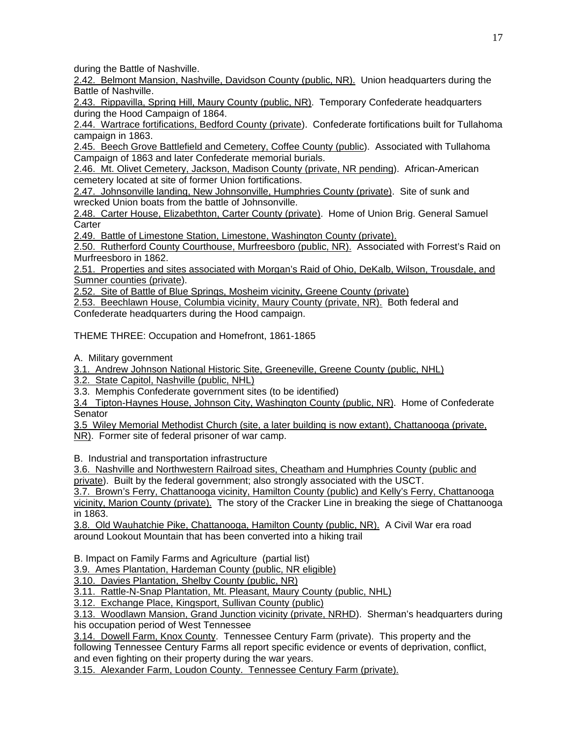during the Battle of Nashville.

2.42. Belmont Mansion, Nashville, Davidson County (public, NR). Union headquarters during the Battle of Nashville.

2.43. Rippavilla, Spring Hill, Maury County (public, NR). Temporary Confederate headquarters during the Hood Campaign of 1864.

2.44. Wartrace fortifications, Bedford County (private). Confederate fortifications built for Tullahoma campaign in 1863.

2.45. Beech Grove Battlefield and Cemetery, Coffee County (public). Associated with Tullahoma Campaign of 1863 and later Confederate memorial burials.

2.46. Mt. Olivet Cemetery, Jackson, Madison County (private, NR pending). African-American cemetery located at site of former Union fortifications.

2.47. Johnsonville landing, New Johnsonville, Humphries County (private). Site of sunk and wrecked Union boats from the battle of Johnsonville.

2.48. Carter House, Elizabethton, Carter County (private). Home of Union Brig. General Samuel Carter

2.49. Battle of Limestone Station, Limestone, Washington County (private).

2.50. Rutherford County Courthouse, Murfreesboro (public, NR). Associated with Forrest's Raid on Murfreesboro in 1862.

2.51. Properties and sites associated with Morgan's Raid of Ohio, DeKalb, Wilson, Trousdale, and Sumner counties (private).

2.52. Site of Battle of Blue Springs, Mosheim vicinity, Greene County (private)

2.53. Beechlawn House, Columbia vicinity, Maury County (private, NR). Both federal and Confederate headquarters during the Hood campaign.

THEME THREE: Occupation and Homefront, 1861-1865

A. Military government

3.1. Andrew Johnson National Historic Site, Greeneville, Greene County (public, NHL)

3.2. State Capitol, Nashville (public, NHL)

3.3. Memphis Confederate government sites (to be identified)

3.4 Tipton-Haynes House, Johnson City, Washington County (public, NR). Home of Confederate Senator

3.5 Wiley Memorial Methodist Church (site, a later building is now extant), Chattanooga (private, NR). Former site of federal prisoner of war camp.

B. Industrial and transportation infrastructure

3.6. Nashville and Northwestern Railroad sites, Cheatham and Humphries County (public and private). Built by the federal government; also strongly associated with the USCT.

3.7. Brown's Ferry, Chattanooga vicinity, Hamilton County (public) and Kelly's Ferry, Chattanooga vicinity, Marion County (private). The story of the Cracker Line in breaking the siege of Chattanooga in 1863.

3.8. Old Wauhatchie Pike, Chattanooga, Hamilton County (public, NR). A Civil War era road around Lookout Mountain that has been converted into a hiking trail

B. Impact on Family Farms and Agriculture (partial list)

3.9. Ames Plantation, Hardeman County (public, NR eligible)

3.10. Davies Plantation, Shelby County (public, NR)

3.11. Rattle-N-Snap Plantation, Mt. Pleasant, Maury County (public, NHL)

3.12. Exchange Place, Kingsport, Sullivan County (public)

3.13. Woodlawn Mansion, Grand Junction vicinity (private, NRHD). Sherman's headquarters during his occupation period of West Tennessee

3.14. Dowell Farm, Knox County. Tennessee Century Farm (private). This property and the following Tennessee Century Farms all report specific evidence or events of deprivation, conflict, and even fighting on their property during the war years.

3.15. Alexander Farm, Loudon County. Tennessee Century Farm (private).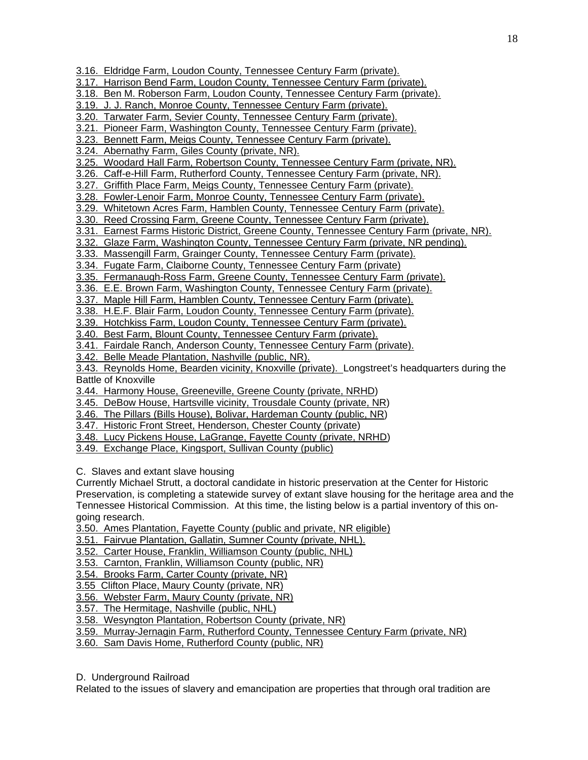3.16. Eldridge Farm, Loudon County, Tennessee Century Farm (private).
3.17. Harrison Bend Farm, Loudon County, Tennessee Century Farm (private).
3.18. Ben M. Roberson Farm, Loudon County, Tennessee Century Farm (private).
3.19. J. J. Ranch, Monroe County, Tennessee Century Farm (private).
3.20. Tarwater Farm, Sevier County, Tennessee Century Farm (private).
3.21. Pioneer Farm, Washington County, Tennessee Century Farm (private).
3.23. Bennett Farm, Meigs County, Tennessee Century Farm (private).
3.24. Abernathy Farm, Giles County (private, NR).
3.25. Woodard Hall Farm, Robertson County, Tennessee Century Farm (private, NR).
3.26. Caff-e-Hill Farm, Rutherford County, Tennessee Century Farm (private, NR).
3.27. Griffith Place Farm, Meigs County, Tennessee Century Farm (private).
3.28. Fowler-Lenoir Farm, Monroe County, Tennessee Century Farm (private).
3.29. Whitetown Acres Farm, Hamblen County, Tennessee Century Farm (private).
3.30. Reed Crossing Farm, Greene County, Tennessee Century Farm (private).
3.31. Earnest Farms Historic District, Greene County, Tennessee Century Farm (private, NR).
3.32. Glaze Farm, Washington County, Tennessee Century Farm (private, NR pending).
3.33. Massengill Farm, Grainger County, Tennessee Century Farm (private).
3.34. Fugate Farm, Claiborne County, Tennessee Century Farm (private)
3.35. Fermanaugh-Ross Farm, Greene County, Tennessee Century Farm (private).
3.36. E.E. Brown Farm, Washington County, Tennessee Century Farm (private).
3.37. Maple Hill Farm, Hamblen County, Tennessee Century Farm (private).
3.38. H.E.F. Blair Farm, Loudon County, Tennessee Century Farm (private).
3.39. Hotchkiss Farm, Loudon County, Tennessee Century Farm (private).
3.40. Best Farm, Blount County, Tennessee Century Farm (private).
3.41. Fairdale Ranch, Anderson County, Tennessee Century Farm (private).
3.42. Belle Meade Plantation, Nashville (public, NR).
3.43. Reynolds Home, Bearden vicinity, Knoxville (private). Longstreet's headquarters during the Battle of Knoxville
3.44. Harmony House, Greeneville, Greene County (private, NRHD)
3.45. DeBow House, Hartsville vicinity, Trousdale County (private, NR)
3.46. The Pillars (Bills House), Bolivar, Hardeman County (public, NR)
3.47. Historic Front Street, Henderson, Chester County (private)
3.48. Lucy Pickens House, LaGrange, Fayette County (private, NRHD)
3.49. Exchange Place, Kingsport, Sullivan County (public)

C. Slaves and extant slave housing

Currently Michael Strutt, a doctoral candidate in historic preservation at the Center for Historic Preservation, is completing a statewide survey of extant slave housing for the heritage area and the Tennessee Historical Commission. At this time, the listing below is a partial inventory of this on-going research.

3.50. Ames Plantation, Fayette County (public and private, NR eligible)
3.51. Fairvue Plantation, Gallatin, Sumner County (private, NHL).
3.52. Carter House, Franklin, Williamson County (public, NHL)
3.53. Carnton, Franklin, Williamson County (public, NR)
3.54. Brooks Farm, Carter County (private, NR)
3.55 Clifton Place, Maury County (private, NR)
3.56. Webster Farm, Maury County (private, NR)
3.57. The Hermitage, Nashville (public, NHL)
3.58. Wesyngton Plantation, Robertson County (private, NR)
3.59. Murray-Jernagin Farm, Rutherford County, Tennessee Century Farm (private, NR)
3.60. Sam Davis Home, Rutherford County (public, NR)

D. Underground Railroad

Related to the issues of slavery and emancipation are properties that through oral tradition are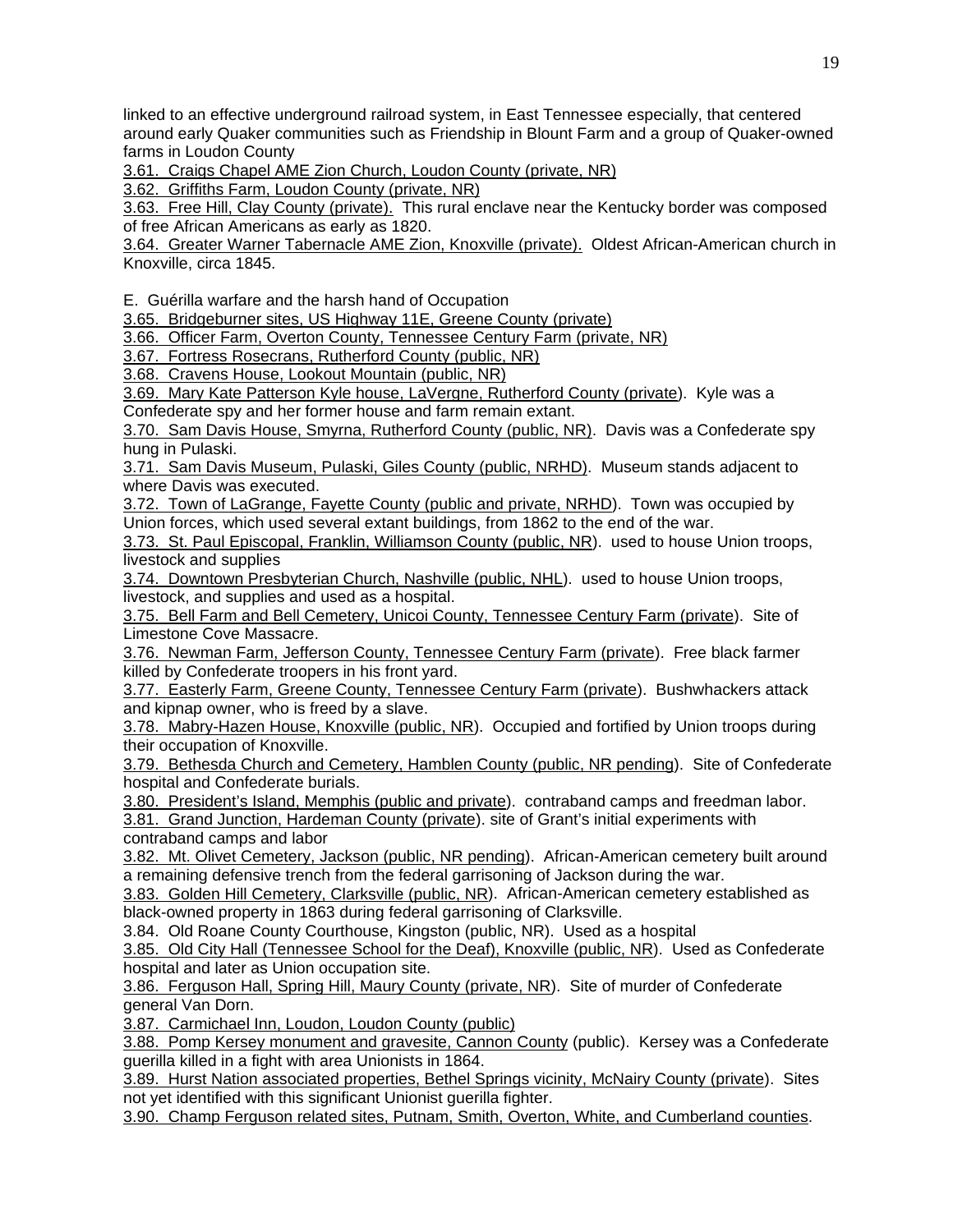linked to an effective underground railroad system, in East Tennessee especially, that centered around early Quaker communities such as Friendship in Blount Farm and a group of Quaker-owned farms in Loudon County

<u>3.61. Craigs Chapel AME Zion Church, Loudon County (private, NR)</u>

<u>3.62. Griffiths Farm, Loudon County (private, NR)</u>

<u>3.63. Free Hill, Clay County (private).</u> This rural enclave near the Kentucky border was composed of free African Americans as early as 1820.

<u>3.64. Greater Warner Tabernacle AME Zion, Knoxville (private).</u> Oldest African-American church in Knoxville, circa 1845.

E. Guérilla warfare and the harsh hand of Occupation

<u>3.65. Bridgeburner sites, US Highway 11E, Greene County (private)</u>

<u>3.66. Officer Farm, Overton County, Tennessee Century Farm (private, NR)</u>

<u>3.67. Fortress Rosecrans, Rutherford County (public, NR)</u>

<u>3.68. Cravens House, Lookout Mountain (public, NR)</u>

<u>3.69. Mary Kate Patterson Kyle house, LaVergne, Rutherford County (private</u>). Kyle was a Confederate spy and her former house and farm remain extant.

<u>3.70. Sam Davis House, Smyrna, Rutherford County (public, NR)</u>. Davis was a Confederate spy hung in Pulaski.

<u>3.71. Sam Davis Museum, Pulaski, Giles County (public, NRHD)</u>. Museum stands adjacent to where Davis was executed.

<u>3.72. Town of LaGrange, Fayette County (public and private, NRHD)</u>. Town was occupied by Union forces, which used several extant buildings, from 1862 to the end of the war.

<u>3.73. St. Paul Episcopal, Franklin, Williamson County (public, NR)</u>. used to house Union troops, livestock and supplies

<u>3.74. Downtown Presbyterian Church, Nashville (public, NHL)</u>. used to house Union troops, livestock, and supplies and used as a hospital.

<u>3.75. Bell Farm and Bell Cemetery, Unicoi County, Tennessee Century Farm (private</u>). Site of Limestone Cove Massacre.

<u>3.76. Newman Farm, Jefferson County, Tennessee Century Farm (private</u>). Free black farmer killed by Confederate troopers in his front yard.

<u>3.77. Easterly Farm, Greene County, Tennessee Century Farm (private</u>). Bushwhackers attack and kipnap owner, who is freed by a slave.

<u>3.78. Mabry-Hazen House, Knoxville (public, NR)</u>. Occupied and fortified by Union troops during their occupation of Knoxville.

<u>3.79. Bethesda Church and Cemetery, Hamblen County (public, NR pending</u>). Site of Confederate hospital and Confederate burials.

<u>3.80. President's Island, Memphis (public and private</u>). contraband camps and freedman labor.

<u>3.81. Grand Junction, Hardeman County (private</u>). site of Grant's initial experiments with contraband camps and labor

<u>3.82. Mt. Olivet Cemetery, Jackson (public, NR pending</u>). African-American cemetery built around a remaining defensive trench from the federal garrisoning of Jackson during the war.

<u>3.83. Golden Hill Cemetery, Clarksville (public, NR</u>). African-American cemetery established as black-owned property in 1863 during federal garrisoning of Clarksville.

3.84. Old Roane County Courthouse, Kingston (public, NR). Used as a hospital

<u>3.85. Old City Hall (Tennessee School for the Deaf), Knoxville (public, NR</u>). Used as Confederate hospital and later as Union occupation site.

<u>3.86. Ferguson Hall, Spring Hill, Maury County (private, NR</u>). Site of murder of Confederate general Van Dorn.

<u>3.87. Carmichael Inn, Loudon, Loudon County (public)</u>

<u>3.88. Pomp Kersey monument and gravesite, Cannon County</u> (public). Kersey was a Confederate guerilla killed in a fight with area Unionists in 1864.

<u>3.89. Hurst Nation associated properties, Bethel Springs vicinity, McNairy County (private</u>). Sites not yet identified with this significant Unionist guerilla fighter.

<u>3.90. Champ Ferguson related sites, Putnam, Smith, Overton, White, and Cumberland counties</u>.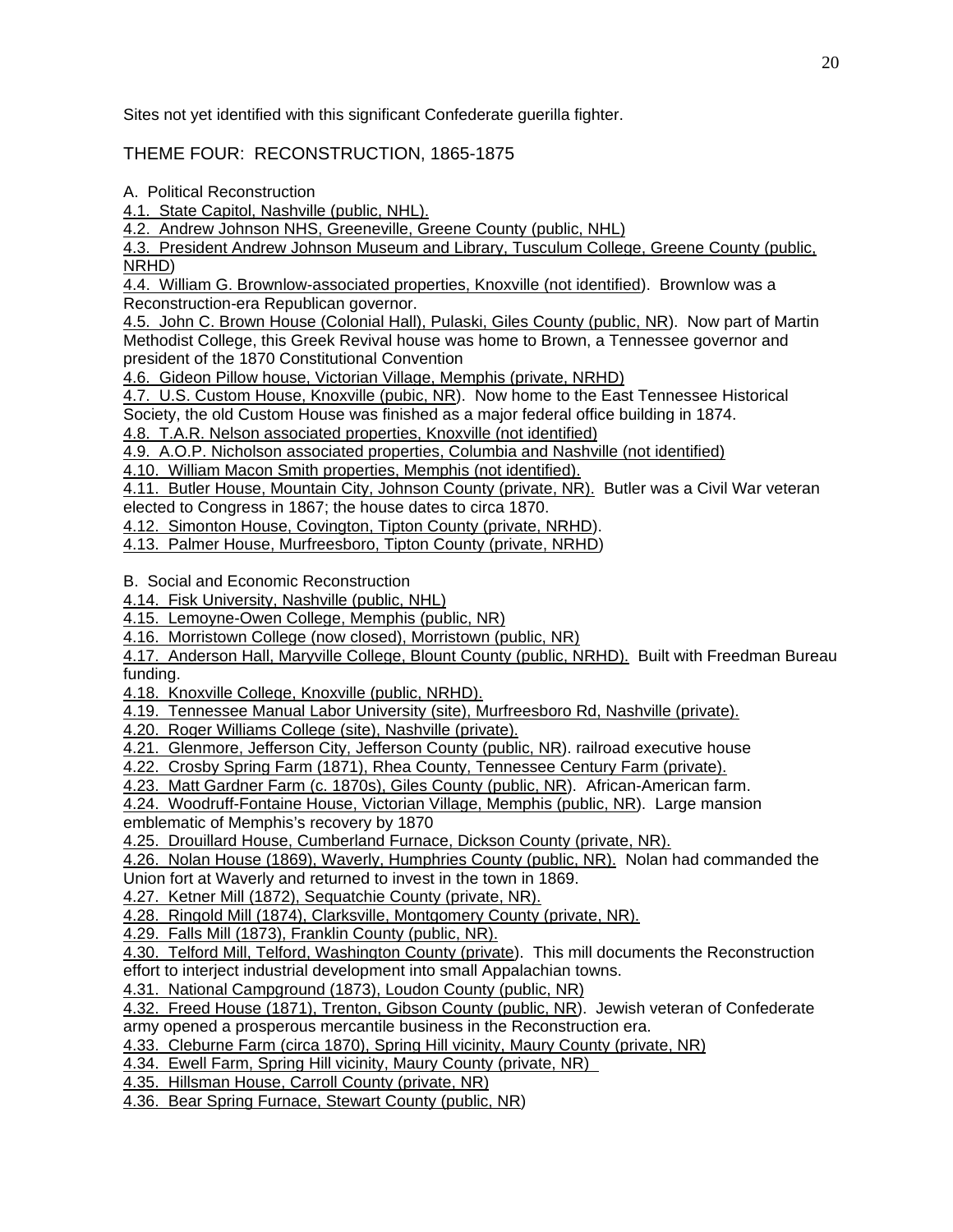Sites not yet identified with this significant Confederate guerilla fighter.

## THEME FOUR: RECONSTRUCTION, 1865-1875

### A. Political Reconstruction

4.1. State Capitol, Nashville (public, NHL).

4.2. Andrew Johnson NHS, Greeneville, Greene County (public, NHL)

4.3. President Andrew Johnson Museum and Library, Tusculum College, Greene County (public, NRHD)

4.4. William G. Brownlow-associated properties, Knoxville (not identified). Brownlow was a Reconstruction-era Republican governor.

4.5. John C. Brown House (Colonial Hall), Pulaski, Giles County (public, NR). Now part of Martin Methodist College, this Greek Revival house was home to Brown, a Tennessee governor and president of the 1870 Constitutional Convention

4.6. Gideon Pillow house, Victorian Village, Memphis (private, NRHD)

4.7. U.S. Custom House, Knoxville (pubic, NR). Now home to the East Tennessee Historical Society, the old Custom House was finished as a major federal office building in 1874.

4.8. T.A.R. Nelson associated properties, Knoxville (not identified)

4.9. A.O.P. Nicholson associated properties, Columbia and Nashville (not identified)

4.10. William Macon Smith properties, Memphis (not identified).

4.11. Butler House, Mountain City, Johnson County (private, NR). Butler was a Civil War veteran elected to Congress in 1867; the house dates to circa 1870.

4.12. Simonton House, Covington, Tipton County (private, NRHD).

4.13. Palmer House, Murfreesboro, Tipton County (private, NRHD)

### B. Social and Economic Reconstruction

4.14. Fisk University, Nashville (public, NHL)

4.15. Lemoyne-Owen College, Memphis (public, NR)

4.16. Morristown College (now closed), Morristown (public, NR)

4.17. Anderson Hall, Maryville College, Blount County (public, NRHD). Built with Freedman Bureau funding.

4.18. Knoxville College, Knoxville (public, NRHD).

4.19. Tennessee Manual Labor University (site), Murfreesboro Rd, Nashville (private).

4.20. Roger Williams College (site), Nashville (private).

4.21. Glenmore, Jefferson City, Jefferson County (public, NR). railroad executive house

4.22. Crosby Spring Farm (1871), Rhea County, Tennessee Century Farm (private).

4.23. Matt Gardner Farm (c. 1870s), Giles County (public, NR). African-American farm.

4.24. Woodruff-Fontaine House, Victorian Village, Memphis (public, NR). Large mansion emblematic of Memphis's recovery by 1870

4.25. Drouillard House, Cumberland Furnace, Dickson County (private, NR).

4.26. Nolan House (1869), Waverly, Humphries County (public, NR). Nolan had commanded the Union fort at Waverly and returned to invest in the town in 1869.

4.27. Ketner Mill (1872), Sequatchie County (private, NR).

4.28. Ringold Mill (1874), Clarksville, Montgomery County (private, NR).

4.29. Falls Mill (1873), Franklin County (public, NR).

4.30. Telford Mill, Telford, Washington County (private). This mill documents the Reconstruction effort to interject industrial development into small Appalachian towns.

4.31. National Campground (1873), Loudon County (public, NR)

4.32. Freed House (1871), Trenton, Gibson County (public, NR). Jewish veteran of Confederate army opened a prosperous mercantile business in the Reconstruction era.

4.33. Cleburne Farm (circa 1870), Spring Hill vicinity, Maury County (private, NR)

4.34. Ewell Farm, Spring Hill vicinity, Maury County (private, NR)

4.35. Hillsman House, Carroll County (private, NR)

4.36. Bear Spring Furnace, Stewart County (public, NR)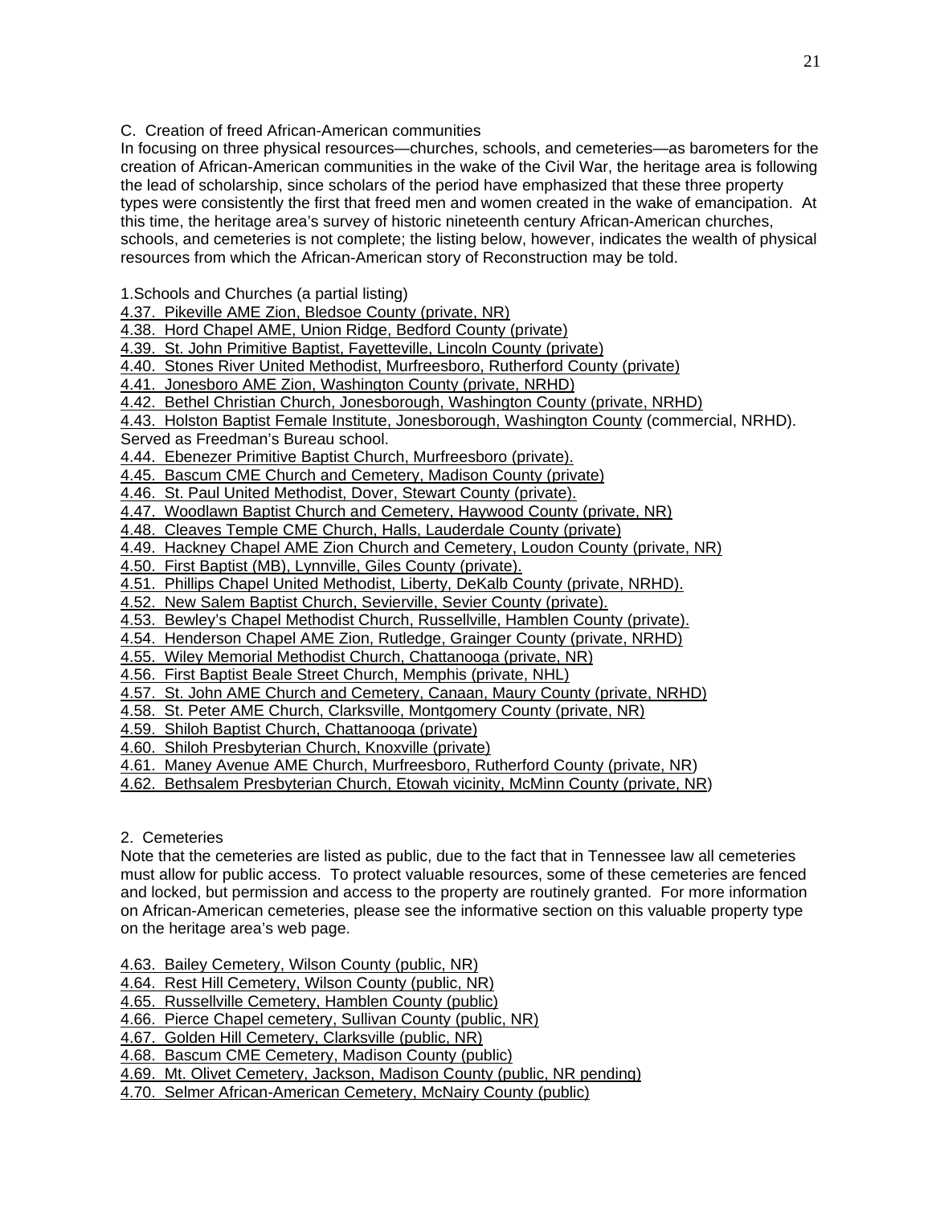C. Creation of freed African-American communities

In focusing on three physical resources—churches, schools, and cemeteries—as barometers for the creation of African-American communities in the wake of the Civil War, the heritage area is following the lead of scholarship, since scholars of the period have emphasized that these three property types were consistently the first that freed men and women created in the wake of emancipation. At this time, the heritage area's survey of historic nineteenth century African-American churches, schools, and cemeteries is not complete; the listing below, however, indicates the wealth of physical resources from which the African-American story of Reconstruction may be told.

1.Schools and Churches (a partial listing)

4.37. Pikeville AME Zion, Bledsoe County (private, NR)
4.38. Hord Chapel AME, Union Ridge, Bedford County (private)
4.39. St. John Primitive Baptist, Fayetteville, Lincoln County (private)
4.40. Stones River United Methodist, Murfreesboro, Rutherford County (private)
4.41. Jonesboro AME Zion, Washington County (private, NRHD)
4.42. Bethel Christian Church, Jonesborough, Washington County (private, NRHD)
4.43. Holston Baptist Female Institute, Jonesborough, Washington County (commercial, NRHD). Served as Freedman's Bureau school.
4.44. Ebenezer Primitive Baptist Church, Murfreesboro (private).
4.45. Bascum CME Church and Cemetery, Madison County (private)
4.46. St. Paul United Methodist, Dover, Stewart County (private).
4.47. Woodlawn Baptist Church and Cemetery, Haywood County (private, NR)
4.48. Cleaves Temple CME Church, Halls, Lauderdale County (private)
4.49. Hackney Chapel AME Zion Church and Cemetery, Loudon County (private, NR)
4.50. First Baptist (MB), Lynnville, Giles County (private).
4.51. Phillips Chapel United Methodist, Liberty, DeKalb County (private, NRHD).
4.52. New Salem Baptist Church, Sevierville, Sevier County (private).
4.53. Bewley's Chapel Methodist Church, Russellville, Hamblen County (private).
4.54. Henderson Chapel AME Zion, Rutledge, Grainger County (private, NRHD)
4.55. Wiley Memorial Methodist Church, Chattanooga (private, NR)
4.56. First Baptist Beale Street Church, Memphis (private, NHL)
4.57. St. John AME Church and Cemetery, Canaan, Maury County (private, NRHD)
4.58. St. Peter AME Church, Clarksville, Montgomery County (private, NR)
4.59. Shiloh Baptist Church, Chattanooga (private)
4.60. Shiloh Presbyterian Church, Knoxville (private)
4.61. Maney Avenue AME Church, Murfreesboro, Rutherford County (private, NR)
4.62. Bethsalem Presbyterian Church, Etowah vicinity, McMinn County (private, NR)

2. Cemeteries

Note that the cemeteries are listed as public, due to the fact that in Tennessee law all cemeteries must allow for public access. To protect valuable resources, some of these cemeteries are fenced and locked, but permission and access to the property are routinely granted. For more information on African-American cemeteries, please see the informative section on this valuable property type on the heritage area's web page.

4.63. Bailey Cemetery, Wilson County (public, NR)
4.64. Rest Hill Cemetery, Wilson County (public, NR)
4.65. Russellville Cemetery, Hamblen County (public)
4.66. Pierce Chapel cemetery, Sullivan County (public, NR)
4.67. Golden Hill Cemetery, Clarksville (public, NR)
4.68. Bascum CME Cemetery, Madison County (public)
4.69. Mt. Olivet Cemetery, Jackson, Madison County (public, NR pending)
4.70. Selmer African-American Cemetery, McNairy County (public)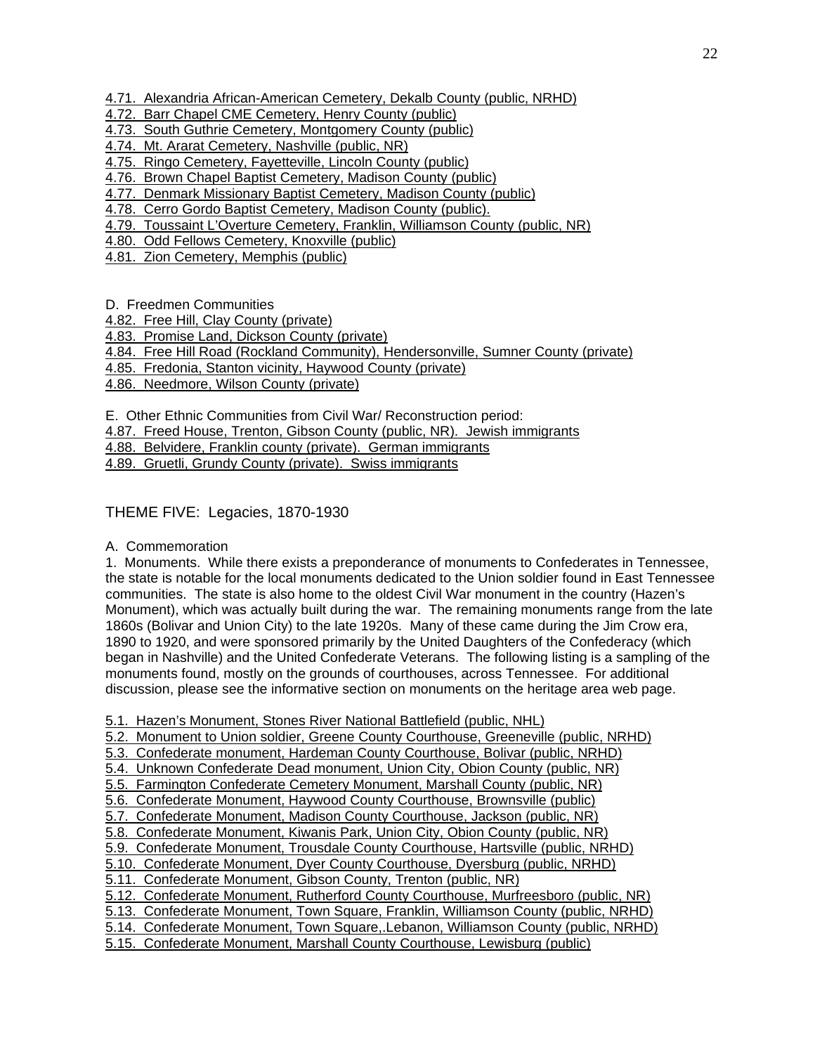4.71. Alexandria African-American Cemetery, Dekalb County (public, NRHD)
4.72. Barr Chapel CME Cemetery, Henry County (public)
4.73. South Guthrie Cemetery, Montgomery County (public)
4.74. Mt. Ararat Cemetery, Nashville (public, NR)
4.75. Ringo Cemetery, Fayetteville, Lincoln County (public)
4.76. Brown Chapel Baptist Cemetery, Madison County (public)
4.77. Denmark Missionary Baptist Cemetery, Madison County (public)
4.78. Cerro Gordo Baptist Cemetery, Madison County (public).
4.79. Toussaint L'Overture Cemetery, Franklin, Williamson County (public, NR)
4.80. Odd Fellows Cemetery, Knoxville (public)
4.81. Zion Cemetery, Memphis (public)

D. Freedmen Communities
4.82. Free Hill, Clay County (private)
4.83. Promise Land, Dickson County (private)
4.84. Free Hill Road (Rockland Community), Hendersonville, Sumner County (private)
4.85. Fredonia, Stanton vicinity, Haywood County (private)
4.86. Needmore, Wilson County (private)

E. Other Ethnic Communities from Civil War/ Reconstruction period:
4.87. Freed House, Trenton, Gibson County (public, NR). Jewish immigrants
4.88. Belvidere, Franklin county (private). German immigrants
4.89. Gruetli, Grundy County (private). Swiss immigrants

## THEME FIVE: Legacies, 1870-1930

A. Commemoration

1. Monuments. While there exists a preponderance of monuments to Confederates in Tennessee, the state is notable for the local monuments dedicated to the Union soldier found in East Tennessee communities. The state is also home to the oldest Civil War monument in the country (Hazen's Monument), which was actually built during the war. The remaining monuments range from the late 1860s (Bolivar and Union City) to the late 1920s. Many of these came during the Jim Crow era, 1890 to 1920, and were sponsored primarily by the United Daughters of the Confederacy (which began in Nashville) and the United Confederate Veterans. The following listing is a sampling of the monuments found, mostly on the grounds of courthouses, across Tennessee. For additional discussion, please see the informative section on monuments on the heritage area web page.

5.1. Hazen's Monument, Stones River National Battlefield (public, NHL)
5.2. Monument to Union soldier, Greene County Courthouse, Greeneville (public, NRHD)
5.3. Confederate monument, Hardeman County Courthouse, Bolivar (public, NRHD)
5.4. Unknown Confederate Dead monument, Union City, Obion County (public, NR)
5.5. Farmington Confederate Cemetery Monument, Marshall County (public, NR)
5.6. Confederate Monument, Haywood County Courthouse, Brownsville (public)
5.7. Confederate Monument, Madison County Courthouse, Jackson (public, NR)
5.8. Confederate Monument, Kiwanis Park, Union City, Obion County (public, NR)
5.9. Confederate Monument, Trousdale County Courthouse, Hartsville (public, NRHD)
5.10. Confederate Monument, Dyer County Courthouse, Dyersburg (public, NRHD)
5.11. Confederate Monument, Gibson County, Trenton (public, NR)
5.12. Confederate Monument, Rutherford County Courthouse, Murfreesboro (public, NR)
5.13. Confederate Monument, Town Square, Franklin, Williamson County (public, NRHD)
5.14. Confederate Monument, Town Square,.Lebanon, Williamson County (public, NRHD)
5.15. Confederate Monument, Marshall County Courthouse, Lewisburg (public)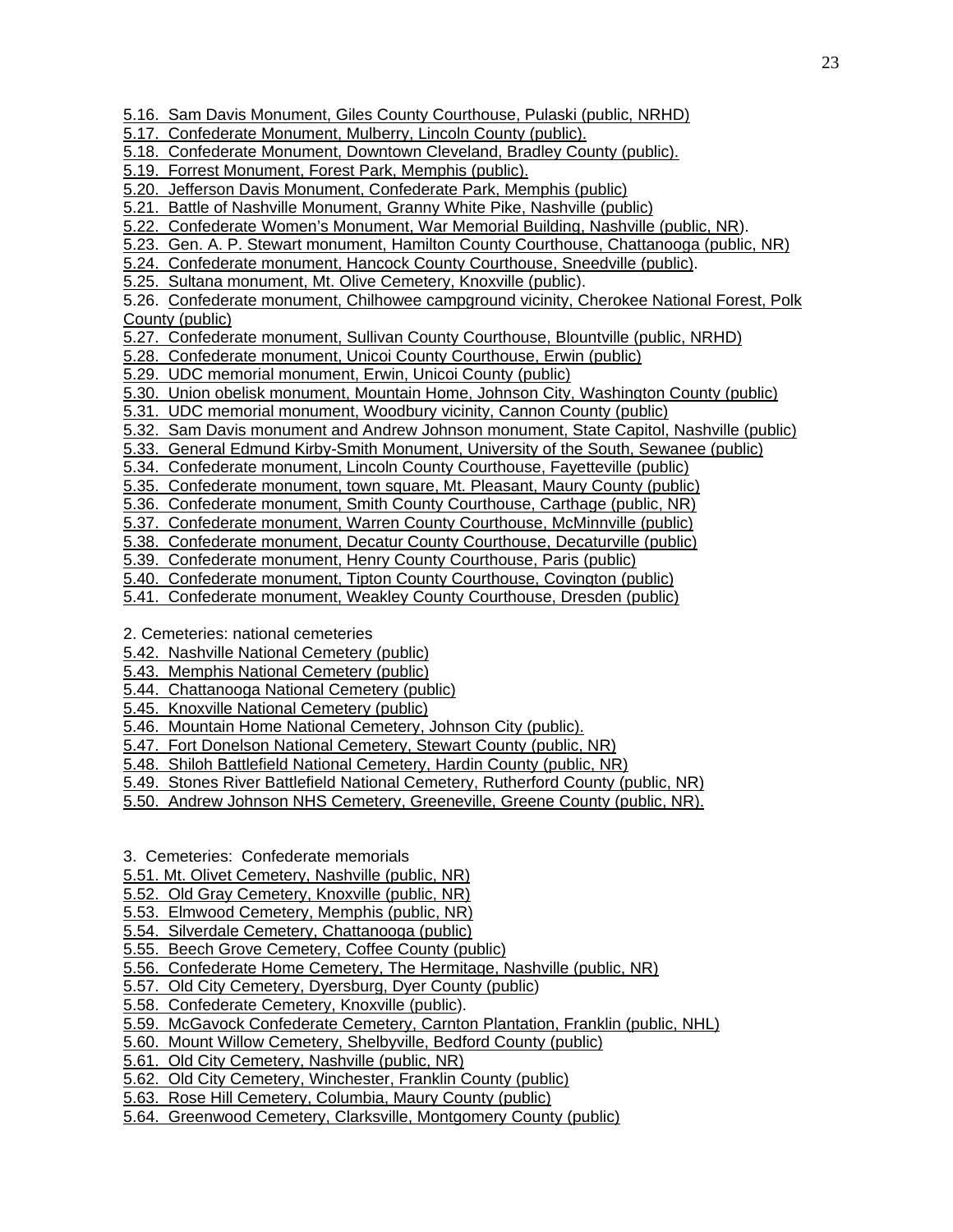5.16. Sam Davis Monument, Giles County Courthouse, Pulaski (public, NRHD)
5.17. Confederate Monument, Mulberry, Lincoln County (public).
5.18. Confederate Monument, Downtown Cleveland, Bradley County (public).
5.19. Forrest Monument, Forest Park, Memphis (public).
5.20. Jefferson Davis Monument, Confederate Park, Memphis (public)
5.21. Battle of Nashville Monument, Granny White Pike, Nashville (public)
5.22. Confederate Women's Monument, War Memorial Building, Nashville (public, NR).
5.23. Gen. A. P. Stewart monument, Hamilton County Courthouse, Chattanooga (public, NR)
5.24. Confederate monument, Hancock County Courthouse, Sneedville (public).
5.25. Sultana monument, Mt. Olive Cemetery, Knoxville (public).
5.26. Confederate monument, Chilhowee campground vicinity, Cherokee National Forest, Polk County (public)
5.27. Confederate monument, Sullivan County Courthouse, Blountville (public, NRHD)
5.28. Confederate monument, Unicoi County Courthouse, Erwin (public)
5.29. UDC memorial monument, Erwin, Unicoi County (public)
5.30. Union obelisk monument, Mountain Home, Johnson City, Washington County (public)
5.31. UDC memorial monument, Woodbury vicinity, Cannon County (public)
5.32. Sam Davis monument and Andrew Johnson monument, State Capitol, Nashville (public)
5.33. General Edmund Kirby-Smith Monument, University of the South, Sewanee (public)
5.34. Confederate monument, Lincoln County Courthouse, Fayetteville (public)
5.35. Confederate monument, town square, Mt. Pleasant, Maury County (public)
5.36. Confederate monument, Smith County Courthouse, Carthage (public, NR)
5.37. Confederate monument, Warren County Courthouse, McMinnville (public)
5.38. Confederate monument, Decatur County Courthouse, Decaturville (public)
5.39. Confederate monument, Henry County Courthouse, Paris (public)
5.40. Confederate monument, Tipton County Courthouse, Covington (public)
5.41. Confederate monument, Weakley County Courthouse, Dresden (public)

2. Cemeteries: national cemeteries

5.42. Nashville National Cemetery (public)
5.43. Memphis National Cemetery (public)
5.44. Chattanooga National Cemetery (public)
5.45. Knoxville National Cemetery (public)
5.46. Mountain Home National Cemetery, Johnson City (public).
5.47. Fort Donelson National Cemetery, Stewart County (public, NR)
5.48. Shiloh Battlefield National Cemetery, Hardin County (public, NR)
5.49. Stones River Battlefield National Cemetery, Rutherford County (public, NR)
5.50. Andrew Johnson NHS Cemetery, Greeneville, Greene County (public, NR).

3. Cemeteries: Confederate memorials

5.51. Mt. Olivet Cemetery, Nashville (public, NR)
5.52. Old Gray Cemetery, Knoxville (public, NR)
5.53. Elmwood Cemetery, Memphis (public, NR)
5.54. Silverdale Cemetery, Chattanooga (public)
5.55. Beech Grove Cemetery, Coffee County (public)
5.56. Confederate Home Cemetery, The Hermitage, Nashville (public, NR)
5.57. Old City Cemetery, Dyersburg, Dyer County (public)
5.58. Confederate Cemetery, Knoxville (public).
5.59. McGavock Confederate Cemetery, Carnton Plantation, Franklin (public, NHL)
5.60. Mount Willow Cemetery, Shelbyville, Bedford County (public)
5.61. Old City Cemetery, Nashville (public, NR)
5.62. Old City Cemetery, Winchester, Franklin County (public)
5.63. Rose Hill Cemetery, Columbia, Maury County (public)
5.64. Greenwood Cemetery, Clarksville, Montgomery County (public)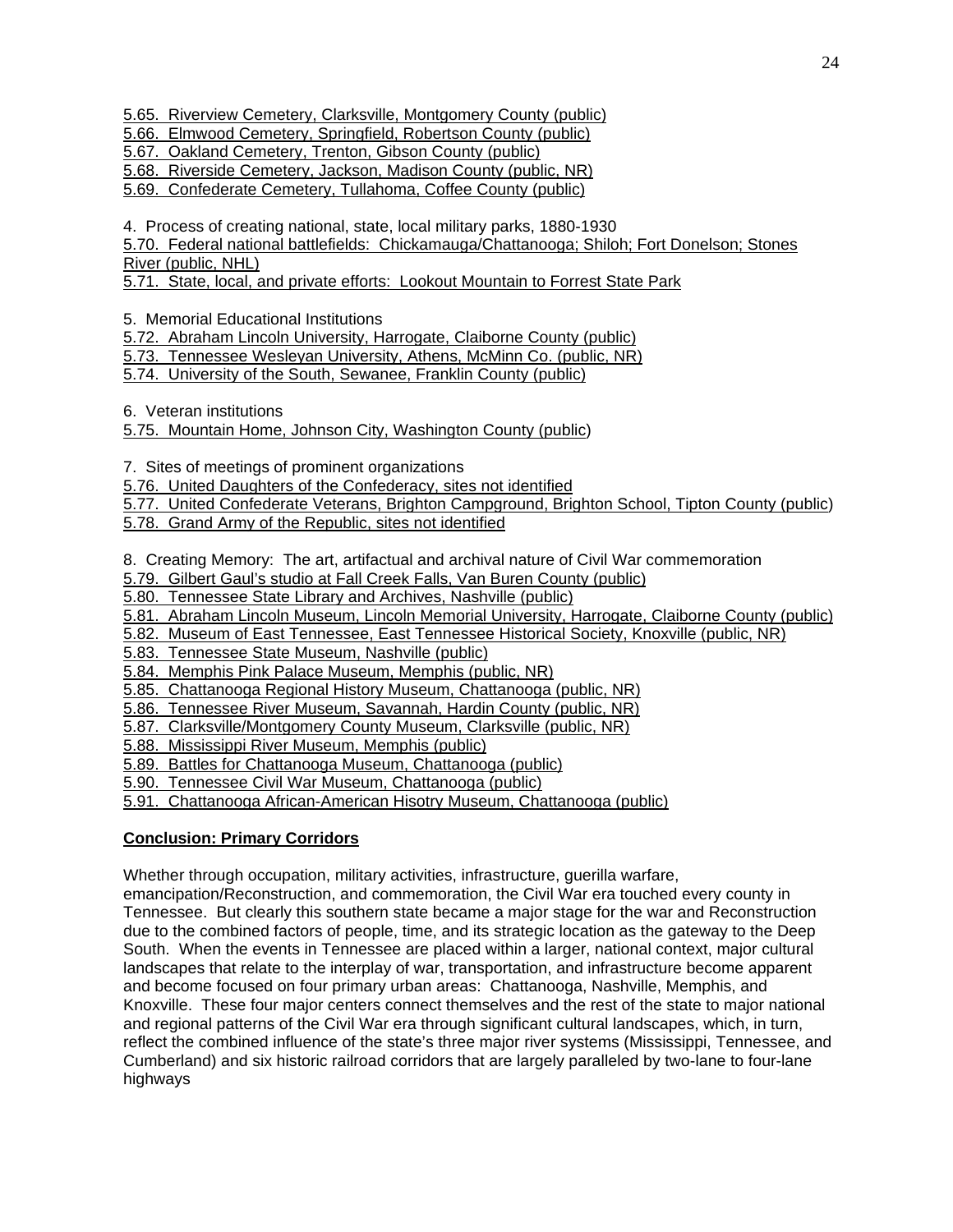5.65. Riverview Cemetery, Clarksville, Montgomery County (public)
5.66. Elmwood Cemetery, Springfield, Robertson County (public)
5.67. Oakland Cemetery, Trenton, Gibson County (public)
5.68. Riverside Cemetery, Jackson, Madison County (public, NR)
5.69. Confederate Cemetery, Tullahoma, Coffee County (public)

4. Process of creating national, state, local military parks, 1880-1930
5.70. Federal national battlefields: Chickamauga/Chattanooga; Shiloh; Fort Donelson; Stones River (public, NHL)
5.71. State, local, and private efforts: Lookout Mountain to Forrest State Park

5. Memorial Educational Institutions
5.72. Abraham Lincoln University, Harrogate, Claiborne County (public)
5.73. Tennessee Wesleyan University, Athens, McMinn Co. (public, NR)
5.74. University of the South, Sewanee, Franklin County (public)

6. Veteran institutions
5.75. Mountain Home, Johnson City, Washington County (public)

7. Sites of meetings of prominent organizations
5.76. United Daughters of the Confederacy, sites not identified
5.77. United Confederate Veterans, Brighton Campground, Brighton School, Tipton County (public)
5.78. Grand Army of the Republic, sites not identified

8. Creating Memory: The art, artifactual and archival nature of Civil War commemoration
5.79. Gilbert Gaul's studio at Fall Creek Falls, Van Buren County (public)
5.80. Tennessee State Library and Archives, Nashville (public)
5.81. Abraham Lincoln Museum, Lincoln Memorial University, Harrogate, Claiborne County (public)
5.82. Museum of East Tennessee, East Tennessee Historical Society, Knoxville (public, NR)
5.83. Tennessee State Museum, Nashville (public)
5.84. Memphis Pink Palace Museum, Memphis (public, NR)
5.85. Chattanooga Regional History Museum, Chattanooga (public, NR)
5.86. Tennessee River Museum, Savannah, Hardin County (public, NR)
5.87. Clarksville/Montgomery County Museum, Clarksville (public, NR)
5.88. Mississippi River Museum, Memphis (public)
5.89. Battles for Chattanooga Museum, Chattanooga (public)
5.90. Tennessee Civil War Museum, Chattanooga (public)
5.91. Chattanooga African-American Hisotry Museum, Chattanooga (public)

**Conclusion: Primary Corridors**

Whether through occupation, military activities, infrastructure, guerilla warfare, emancipation/Reconstruction, and commemoration, the Civil War era touched every county in Tennessee. But clearly this southern state became a major stage for the war and Reconstruction due to the combined factors of people, time, and its strategic location as the gateway to the Deep South. When the events in Tennessee are placed within a larger, national context, major cultural landscapes that relate to the interplay of war, transportation, and infrastructure become apparent and become focused on four primary urban areas: Chattanooga, Nashville, Memphis, and Knoxville. These four major centers connect themselves and the rest of the state to major national and regional patterns of the Civil War era through significant cultural landscapes, which, in turn, reflect the combined influence of the state's three major river systems (Mississippi, Tennessee, and Cumberland) and six historic railroad corridors that are largely paralleled by two-lane to four-lane highways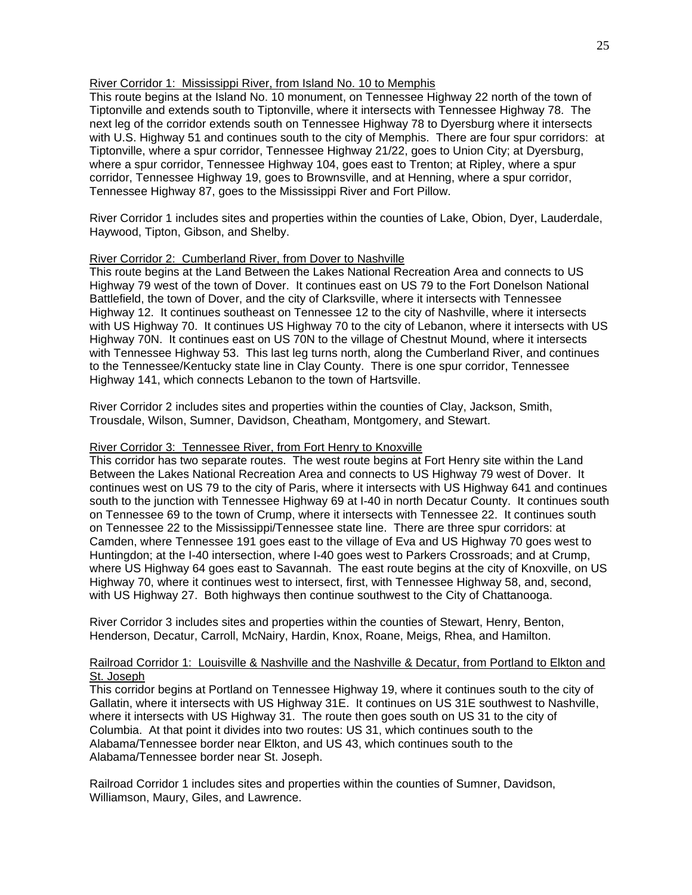River Corridor 1: Mississippi River, from Island No. 10 to Memphis

This route begins at the Island No. 10 monument, on Tennessee Highway 22 north of the town of Tiptonville and extends south to Tiptonville, where it intersects with Tennessee Highway 78. The next leg of the corridor extends south on Tennessee Highway 78 to Dyersburg where it intersects with U.S. Highway 51 and continues south to the city of Memphis. There are four spur corridors: at Tiptonville, where a spur corridor, Tennessee Highway 21/22, goes to Union City; at Dyersburg, where a spur corridor, Tennessee Highway 104, goes east to Trenton; at Ripley, where a spur corridor, Tennessee Highway 19, goes to Brownsville, and at Henning, where a spur corridor, Tennessee Highway 87, goes to the Mississippi River and Fort Pillow.

River Corridor 1 includes sites and properties within the counties of Lake, Obion, Dyer, Lauderdale, Haywood, Tipton, Gibson, and Shelby.

River Corridor 2: Cumberland River, from Dover to Nashville

This route begins at the Land Between the Lakes National Recreation Area and connects to US Highway 79 west of the town of Dover. It continues east on US 79 to the Fort Donelson National Battlefield, the town of Dover, and the city of Clarksville, where it intersects with Tennessee Highway 12. It continues southeast on Tennessee 12 to the city of Nashville, where it intersects with US Highway 70. It continues US Highway 70 to the city of Lebanon, where it intersects with US Highway 70N. It continues east on US 70N to the village of Chestnut Mound, where it intersects with Tennessee Highway 53. This last leg turns north, along the Cumberland River, and continues to the Tennessee/Kentucky state line in Clay County. There is one spur corridor, Tennessee Highway 141, which connects Lebanon to the town of Hartsville.

River Corridor 2 includes sites and properties within the counties of Clay, Jackson, Smith, Trousdale, Wilson, Sumner, Davidson, Cheatham, Montgomery, and Stewart.

River Corridor 3: Tennessee River, from Fort Henry to Knoxville

This corridor has two separate routes. The west route begins at Fort Henry site within the Land Between the Lakes National Recreation Area and connects to US Highway 79 west of Dover. It continues west on US 79 to the city of Paris, where it intersects with US Highway 641 and continues south to the junction with Tennessee Highway 69 at I-40 in north Decatur County. It continues south on Tennessee 69 to the town of Crump, where it intersects with Tennessee 22. It continues south on Tennessee 22 to the Mississippi/Tennessee state line. There are three spur corridors: at Camden, where Tennessee 191 goes east to the village of Eva and US Highway 70 goes west to Huntingdon; at the I-40 intersection, where I-40 goes west to Parkers Crossroads; and at Crump, where US Highway 64 goes east to Savannah. The east route begins at the city of Knoxville, on US Highway 70, where it continues west to intersect, first, with Tennessee Highway 58, and, second, with US Highway 27. Both highways then continue southwest to the City of Chattanooga.

River Corridor 3 includes sites and properties within the counties of Stewart, Henry, Benton, Henderson, Decatur, Carroll, McNairy, Hardin, Knox, Roane, Meigs, Rhea, and Hamilton.

Railroad Corridor 1: Louisville & Nashville and the Nashville & Decatur, from Portland to Elkton and St. Joseph

This corridor begins at Portland on Tennessee Highway 19, where it continues south to the city of Gallatin, where it intersects with US Highway 31E. It continues on US 31E southwest to Nashville, where it intersects with US Highway 31. The route then goes south on US 31 to the city of Columbia. At that point it divides into two routes: US 31, which continues south to the Alabama/Tennessee border near Elkton, and US 43, which continues south to the Alabama/Tennessee border near St. Joseph.

Railroad Corridor 1 includes sites and properties within the counties of Sumner, Davidson, Williamson, Maury, Giles, and Lawrence.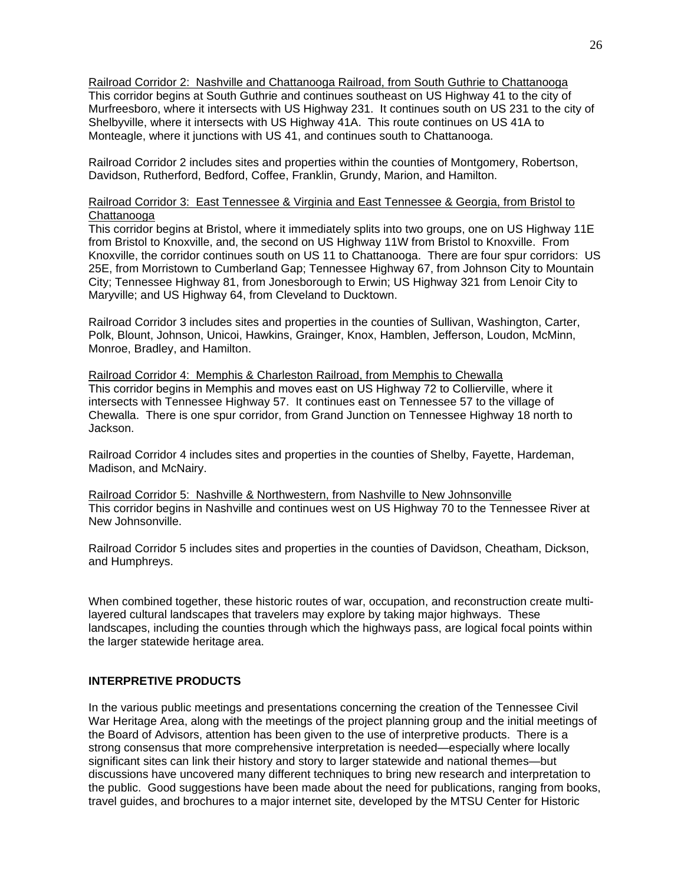Railroad Corridor 2: Nashville and Chattanooga Railroad, from South Guthrie to Chattanooga

This corridor begins at South Guthrie and continues southeast on US Highway 41 to the city of Murfreesboro, where it intersects with US Highway 231. It continues south on US 231 to the city of Shelbyville, where it intersects with US Highway 41A. This route continues on US 41A to Monteagle, where it junctions with US 41, and continues south to Chattanooga.

Railroad Corridor 2 includes sites and properties within the counties of Montgomery, Robertson, Davidson, Rutherford, Bedford, Coffee, Franklin, Grundy, Marion, and Hamilton.

Railroad Corridor 3: East Tennessee & Virginia and East Tennessee & Georgia, from Bristol to Chattanooga

This corridor begins at Bristol, where it immediately splits into two groups, one on US Highway 11E from Bristol to Knoxville, and, the second on US Highway 11W from Bristol to Knoxville. From Knoxville, the corridor continues south on US 11 to Chattanooga. There are four spur corridors: US 25E, from Morristown to Cumberland Gap; Tennessee Highway 67, from Johnson City to Mountain City; Tennessee Highway 81, from Jonesborough to Erwin; US Highway 321 from Lenoir City to Maryville; and US Highway 64, from Cleveland to Ducktown.

Railroad Corridor 3 includes sites and properties in the counties of Sullivan, Washington, Carter, Polk, Blount, Johnson, Unicoi, Hawkins, Grainger, Knox, Hamblen, Jefferson, Loudon, McMinn, Monroe, Bradley, and Hamilton.

Railroad Corridor 4: Memphis & Charleston Railroad, from Memphis to Chewalla

This corridor begins in Memphis and moves east on US Highway 72 to Collierville, where it intersects with Tennessee Highway 57. It continues east on Tennessee 57 to the village of Chewalla. There is one spur corridor, from Grand Junction on Tennessee Highway 18 north to Jackson.

Railroad Corridor 4 includes sites and properties in the counties of Shelby, Fayette, Hardeman, Madison, and McNairy.

Railroad Corridor 5: Nashville & Northwestern, from Nashville to New Johnsonville

This corridor begins in Nashville and continues west on US Highway 70 to the Tennessee River at New Johnsonville.

Railroad Corridor 5 includes sites and properties in the counties of Davidson, Cheatham, Dickson, and Humphreys.

When combined together, these historic routes of war, occupation, and reconstruction create multi-layered cultural landscapes that travelers may explore by taking major highways. These landscapes, including the counties through which the highways pass, are logical focal points within the larger statewide heritage area.

## INTERPRETIVE PRODUCTS

In the various public meetings and presentations concerning the creation of the Tennessee Civil War Heritage Area, along with the meetings of the project planning group and the initial meetings of the Board of Advisors, attention has been given to the use of interpretive products. There is a strong consensus that more comprehensive interpretation is needed—especially where locally significant sites can link their history and story to larger statewide and national themes—but discussions have uncovered many different techniques to bring new research and interpretation to the public. Good suggestions have been made about the need for publications, ranging from books, travel guides, and brochures to a major internet site, developed by the MTSU Center for Historic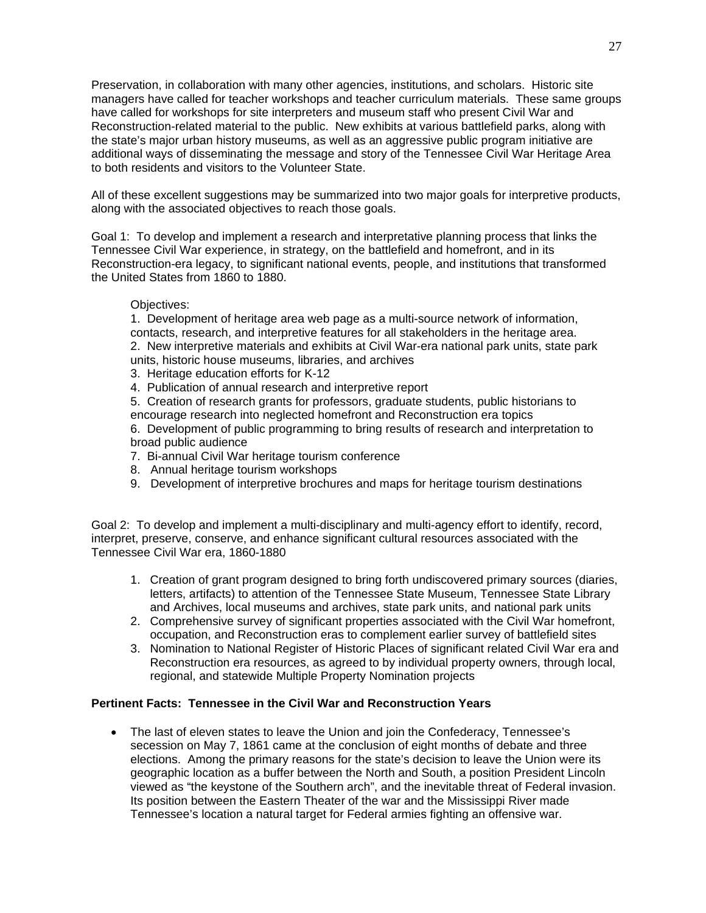Preservation, in collaboration with many other agencies, institutions, and scholars. Historic site managers have called for teacher workshops and teacher curriculum materials. These same groups have called for workshops for site interpreters and museum staff who present Civil War and Reconstruction-related material to the public. New exhibits at various battlefield parks, along with the state's major urban history museums, as well as an aggressive public program initiative are additional ways of disseminating the message and story of the Tennessee Civil War Heritage Area to both residents and visitors to the Volunteer State.

All of these excellent suggestions may be summarized into two major goals for interpretive products, along with the associated objectives to reach those goals.

Goal 1: To develop and implement a research and interpretative planning process that links the Tennessee Civil War experience, in strategy, on the battlefield and homefront, and in its Reconstruction-era legacy, to significant national events, people, and institutions that transformed the United States from 1860 to 1880.

Objectives:

1. Development of heritage area web page as a multi-source network of information, contacts, research, and interpretive features for all stakeholders in the heritage area.
2. New interpretive materials and exhibits at Civil War-era national park units, state park units, historic house museums, libraries, and archives
3. Heritage education efforts for K-12
4. Publication of annual research and interpretive report
5. Creation of research grants for professors, graduate students, public historians to encourage research into neglected homefront and Reconstruction era topics
6. Development of public programming to bring results of research and interpretation to broad public audience
7. Bi-annual Civil War heritage tourism conference
8. Annual heritage tourism workshops
9. Development of interpretive brochures and maps for heritage tourism destinations

Goal 2: To develop and implement a multi-disciplinary and multi-agency effort to identify, record, interpret, preserve, conserve, and enhance significant cultural resources associated with the Tennessee Civil War era, 1860-1880

1. Creation of grant program designed to bring forth undiscovered primary sources (diaries, letters, artifacts) to attention of the Tennessee State Museum, Tennessee State Library and Archives, local museums and archives, state park units, and national park units
2. Comprehensive survey of significant properties associated with the Civil War homefront, occupation, and Reconstruction eras to complement earlier survey of battlefield sites
3. Nomination to National Register of Historic Places of significant related Civil War era and Reconstruction era resources, as agreed to by individual property owners, through local, regional, and statewide Multiple Property Nomination projects

**Pertinent Facts: Tennessee in the Civil War and Reconstruction Years**

- The last of eleven states to leave the Union and join the Confederacy, Tennessee's secession on May 7, 1861 came at the conclusion of eight months of debate and three elections. Among the primary reasons for the state's decision to leave the Union were its geographic location as a buffer between the North and South, a position President Lincoln viewed as "the keystone of the Southern arch", and the inevitable threat of Federal invasion. Its position between the Eastern Theater of the war and the Mississippi River made Tennessee's location a natural target for Federal armies fighting an offensive war.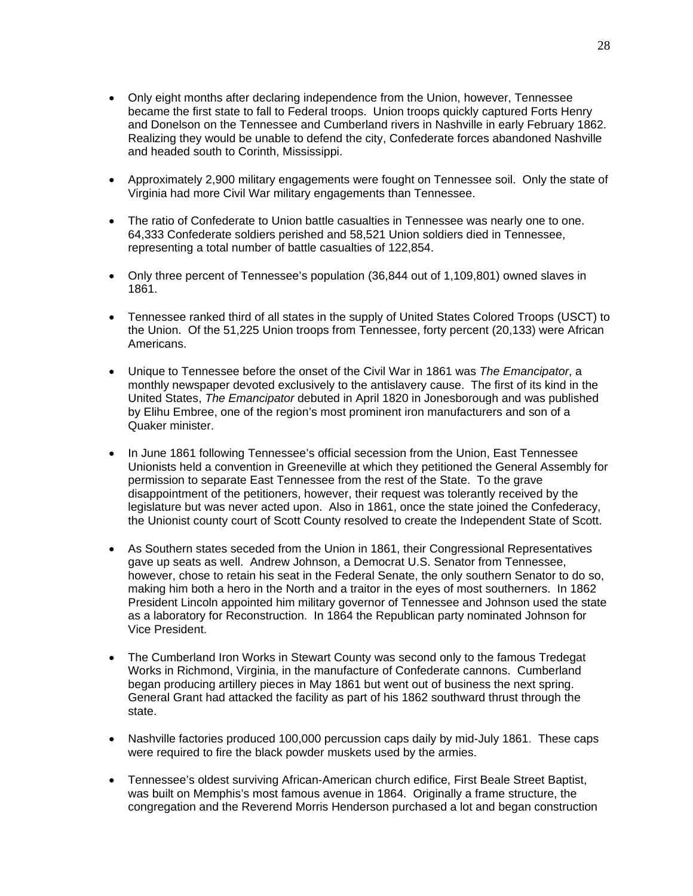- Only eight months after declaring independence from the Union, however, Tennessee became the first state to fall to Federal troops. Union troops quickly captured Forts Henry and Donelson on the Tennessee and Cumberland rivers in Nashville in early February 1862. Realizing they would be unable to defend the city, Confederate forces abandoned Nashville and headed south to Corinth, Mississippi.

- Approximately 2,900 military engagements were fought on Tennessee soil. Only the state of Virginia had more Civil War military engagements than Tennessee.

- The ratio of Confederate to Union battle casualties in Tennessee was nearly one to one. 64,333 Confederate soldiers perished and 58,521 Union soldiers died in Tennessee, representing a total number of battle casualties of 122,854.

- Only three percent of Tennessee's population (36,844 out of 1,109,801) owned slaves in 1861.

- Tennessee ranked third of all states in the supply of United States Colored Troops (USCT) to the Union. Of the 51,225 Union troops from Tennessee, forty percent (20,133) were African Americans.

- Unique to Tennessee before the onset of the Civil War in 1861 was *The Emancipator*, a monthly newspaper devoted exclusively to the antislavery cause. The first of its kind in the United States, *The Emancipator* debuted in April 1820 in Jonesborough and was published by Elihu Embree, one of the region's most prominent iron manufacturers and son of a Quaker minister.

- In June 1861 following Tennessee's official secession from the Union, East Tennessee Unionists held a convention in Greeneville at which they petitioned the General Assembly for permission to separate East Tennessee from the rest of the State. To the grave disappointment of the petitioners, however, their request was tolerantly received by the legislature but was never acted upon. Also in 1861, once the state joined the Confederacy, the Unionist county court of Scott County resolved to create the Independent State of Scott.

- As Southern states seceded from the Union in 1861, their Congressional Representatives gave up seats as well. Andrew Johnson, a Democrat U.S. Senator from Tennessee, however, chose to retain his seat in the Federal Senate, the only southern Senator to do so, making him both a hero in the North and a traitor in the eyes of most southerners. In 1862 President Lincoln appointed him military governor of Tennessee and Johnson used the state as a laboratory for Reconstruction. In 1864 the Republican party nominated Johnson for Vice President.

- The Cumberland Iron Works in Stewart County was second only to the famous Tredegat Works in Richmond, Virginia, in the manufacture of Confederate cannons. Cumberland began producing artillery pieces in May 1861 but went out of business the next spring. General Grant had attacked the facility as part of his 1862 southward thrust through the state.

- Nashville factories produced 100,000 percussion caps daily by mid-July 1861. These caps were required to fire the black powder muskets used by the armies.

- Tennessee's oldest surviving African-American church edifice, First Beale Street Baptist, was built on Memphis's most famous avenue in 1864. Originally a frame structure, the congregation and the Reverend Morris Henderson purchased a lot and began construction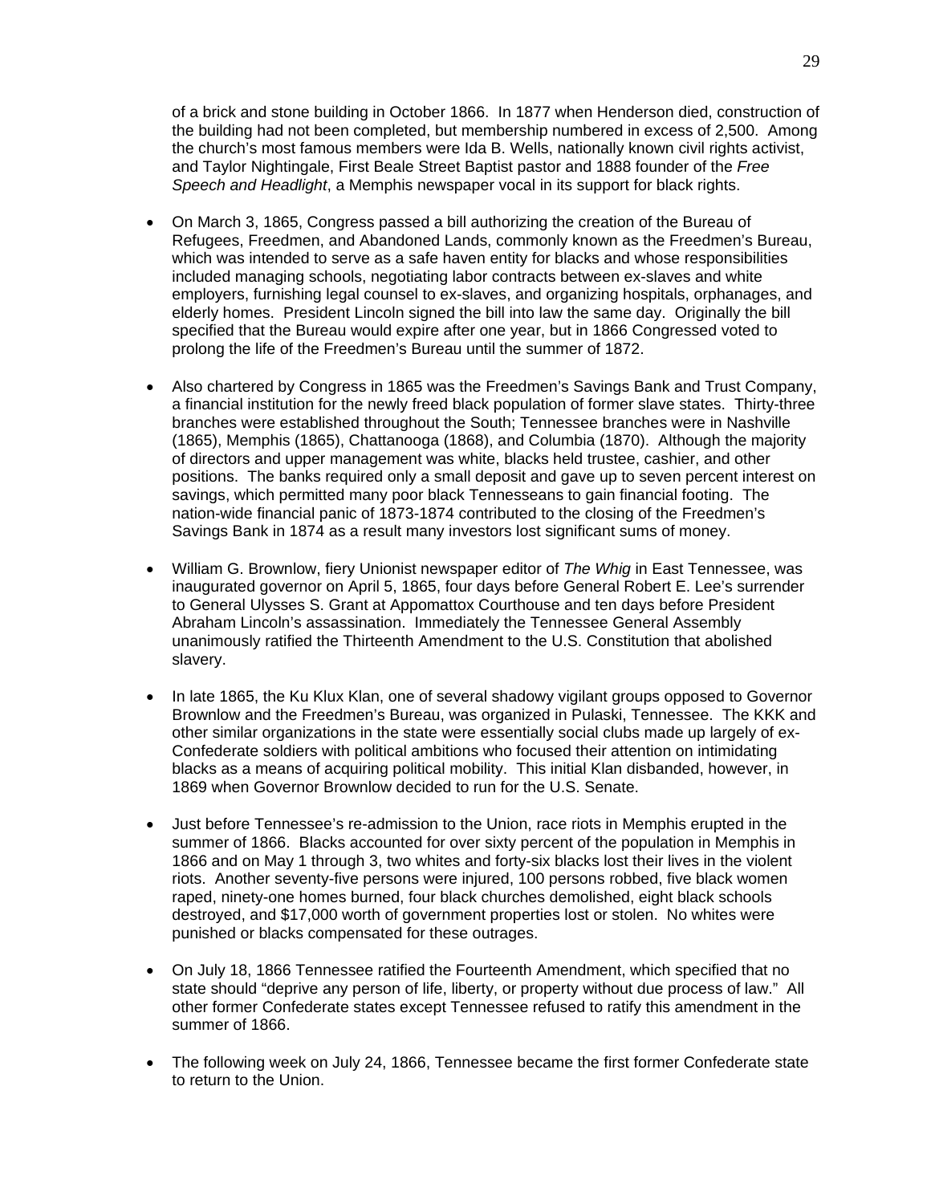of a brick and stone building in October 1866. In 1877 when Henderson died, construction of the building had not been completed, but membership numbered in excess of 2,500. Among the church's most famous members were Ida B. Wells, nationally known civil rights activist, and Taylor Nightingale, First Beale Street Baptist pastor and 1888 founder of the *Free Speech and Headlight*, a Memphis newspaper vocal in its support for black rights.

- On March 3, 1865, Congress passed a bill authorizing the creation of the Bureau of Refugees, Freedmen, and Abandoned Lands, commonly known as the Freedmen's Bureau, which was intended to serve as a safe haven entity for blacks and whose responsibilities included managing schools, negotiating labor contracts between ex-slaves and white employers, furnishing legal counsel to ex-slaves, and organizing hospitals, orphanages, and elderly homes. President Lincoln signed the bill into law the same day. Originally the bill specified that the Bureau would expire after one year, but in 1866 Congressed voted to prolong the life of the Freedmen's Bureau until the summer of 1872.

- Also chartered by Congress in 1865 was the Freedmen's Savings Bank and Trust Company, a financial institution for the newly freed black population of former slave states. Thirty-three branches were established throughout the South; Tennessee branches were in Nashville (1865), Memphis (1865), Chattanooga (1868), and Columbia (1870). Although the majority of directors and upper management was white, blacks held trustee, cashier, and other positions. The banks required only a small deposit and gave up to seven percent interest on savings, which permitted many poor black Tennesseans to gain financial footing. The nation-wide financial panic of 1873-1874 contributed to the closing of the Freedmen's Savings Bank in 1874 as a result many investors lost significant sums of money.

- William G. Brownlow, fiery Unionist newspaper editor of *The Whig* in East Tennessee, was inaugurated governor on April 5, 1865, four days before General Robert E. Lee's surrender to General Ulysses S. Grant at Appomattox Courthouse and ten days before President Abraham Lincoln's assassination. Immediately the Tennessee General Assembly unanimously ratified the Thirteenth Amendment to the U.S. Constitution that abolished slavery.

- In late 1865, the Ku Klux Klan, one of several shadowy vigilant groups opposed to Governor Brownlow and the Freedmen's Bureau, was organized in Pulaski, Tennessee. The KKK and other similar organizations in the state were essentially social clubs made up largely of ex-Confederate soldiers with political ambitions who focused their attention on intimidating blacks as a means of acquiring political mobility. This initial Klan disbanded, however, in 1869 when Governor Brownlow decided to run for the U.S. Senate.

- Just before Tennessee's re-admission to the Union, race riots in Memphis erupted in the summer of 1866. Blacks accounted for over sixty percent of the population in Memphis in 1866 and on May 1 through 3, two whites and forty-six blacks lost their lives in the violent riots. Another seventy-five persons were injured, 100 persons robbed, five black women raped, ninety-one homes burned, four black churches demolished, eight black schools destroyed, and $17,000 worth of government properties lost or stolen. No whites were punished or blacks compensated for these outrages.

- On July 18, 1866 Tennessee ratified the Fourteenth Amendment, which specified that no state should "deprive any person of life, liberty, or property without due process of law." All other former Confederate states except Tennessee refused to ratify this amendment in the summer of 1866.

- The following week on July 24, 1866, Tennessee became the first former Confederate state to return to the Union.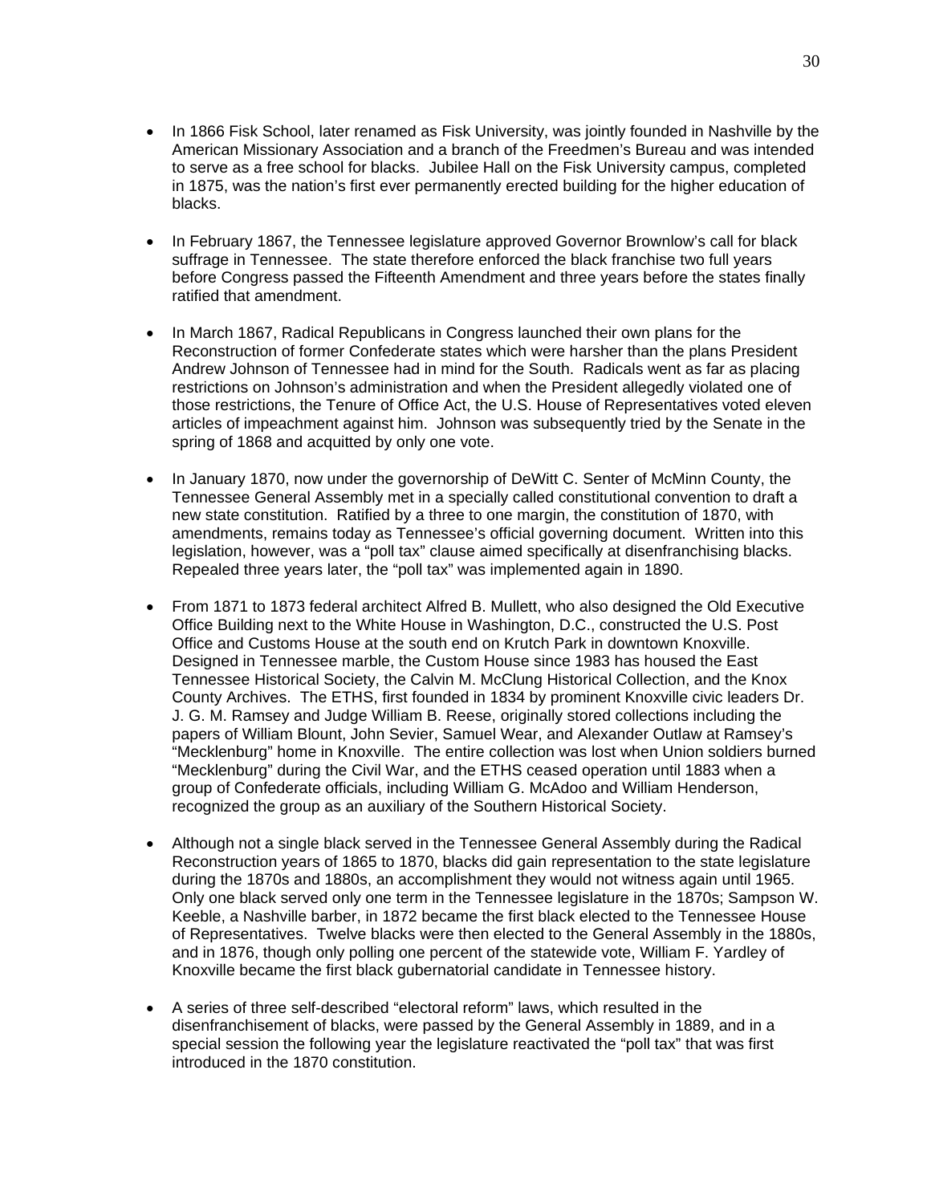- In 1866 Fisk School, later renamed as Fisk University, was jointly founded in Nashville by the American Missionary Association and a branch of the Freedmen's Bureau and was intended to serve as a free school for blacks. Jubilee Hall on the Fisk University campus, completed in 1875, was the nation's first ever permanently erected building for the higher education of blacks.

- In February 1867, the Tennessee legislature approved Governor Brownlow's call for black suffrage in Tennessee. The state therefore enforced the black franchise two full years before Congress passed the Fifteenth Amendment and three years before the states finally ratified that amendment.

- In March 1867, Radical Republicans in Congress launched their own plans for the Reconstruction of former Confederate states which were harsher than the plans President Andrew Johnson of Tennessee had in mind for the South. Radicals went as far as placing restrictions on Johnson's administration and when the President allegedly violated one of those restrictions, the Tenure of Office Act, the U.S. House of Representatives voted eleven articles of impeachment against him. Johnson was subsequently tried by the Senate in the spring of 1868 and acquitted by only one vote.

- In January 1870, now under the governorship of DeWitt C. Senter of McMinn County, the Tennessee General Assembly met in a specially called constitutional convention to draft a new state constitution. Ratified by a three to one margin, the constitution of 1870, with amendments, remains today as Tennessee's official governing document. Written into this legislation, however, was a "poll tax" clause aimed specifically at disenfranchising blacks. Repealed three years later, the "poll tax" was implemented again in 1890.

- From 1871 to 1873 federal architect Alfred B. Mullett, who also designed the Old Executive Office Building next to the White House in Washington, D.C., constructed the U.S. Post Office and Customs House at the south end on Krutch Park in downtown Knoxville. Designed in Tennessee marble, the Custom House since 1983 has housed the East Tennessee Historical Society, the Calvin M. McClung Historical Collection, and the Knox County Archives. The ETHS, first founded in 1834 by prominent Knoxville civic leaders Dr. J. G. M. Ramsey and Judge William B. Reese, originally stored collections including the papers of William Blount, John Sevier, Samuel Wear, and Alexander Outlaw at Ramsey's "Mecklenburg" home in Knoxville. The entire collection was lost when Union soldiers burned "Mecklenburg" during the Civil War, and the ETHS ceased operation until 1883 when a group of Confederate officials, including William G. McAdoo and William Henderson, recognized the group as an auxiliary of the Southern Historical Society.

- Although not a single black served in the Tennessee General Assembly during the Radical Reconstruction years of 1865 to 1870, blacks did gain representation to the state legislature during the 1870s and 1880s, an accomplishment they would not witness again until 1965. Only one black served only one term in the Tennessee legislature in the 1870s; Sampson W. Keeble, a Nashville barber, in 1872 became the first black elected to the Tennessee House of Representatives. Twelve blacks were then elected to the General Assembly in the 1880s, and in 1876, though only polling one percent of the statewide vote, William F. Yardley of Knoxville became the first black gubernatorial candidate in Tennessee history.

- A series of three self-described "electoral reform" laws, which resulted in the disenfranchisement of blacks, were passed by the General Assembly in 1889, and in a special session the following year the legislature reactivated the "poll tax" that was first introduced in the 1870 constitution.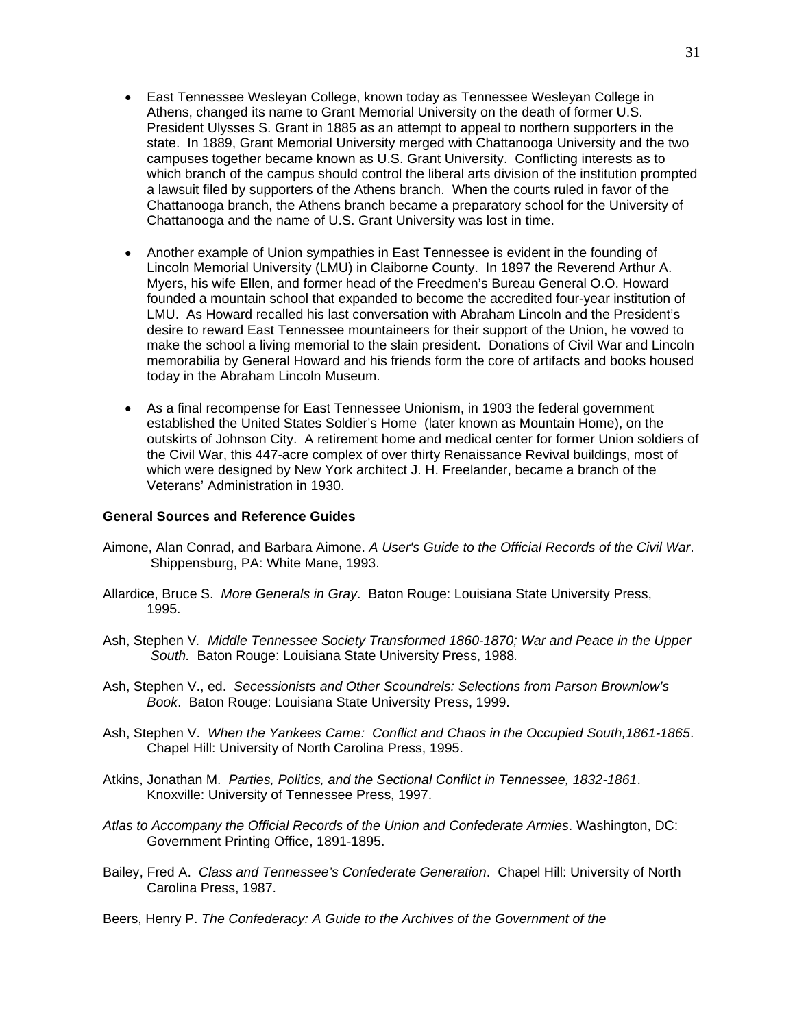- East Tennessee Wesleyan College, known today as Tennessee Wesleyan College in Athens, changed its name to Grant Memorial University on the death of former U.S. President Ulysses S. Grant in 1885 as an attempt to appeal to northern supporters in the state. In 1889, Grant Memorial University merged with Chattanooga University and the two campuses together became known as U.S. Grant University. Conflicting interests as to which branch of the campus should control the liberal arts division of the institution prompted a lawsuit filed by supporters of the Athens branch. When the courts ruled in favor of the Chattanooga branch, the Athens branch became a preparatory school for the University of Chattanooga and the name of U.S. Grant University was lost in time.

- Another example of Union sympathies in East Tennessee is evident in the founding of Lincoln Memorial University (LMU) in Claiborne County. In 1897 the Reverend Arthur A. Myers, his wife Ellen, and former head of the Freedmen's Bureau General O.O. Howard founded a mountain school that expanded to become the accredited four-year institution of LMU. As Howard recalled his last conversation with Abraham Lincoln and the President's desire to reward East Tennessee mountaineers for their support of the Union, he vowed to make the school a living memorial to the slain president. Donations of Civil War and Lincoln memorabilia by General Howard and his friends form the core of artifacts and books housed today in the Abraham Lincoln Museum.

- As a final recompense for East Tennessee Unionism, in 1903 the federal government established the United States Soldier's Home (later known as Mountain Home), on the outskirts of Johnson City. A retirement home and medical center for former Union soldiers of the Civil War, this 447-acre complex of over thirty Renaissance Revival buildings, most of which were designed by New York architect J. H. Freelander, became a branch of the Veterans' Administration in 1930.

**General Sources and Reference Guides**

Aimone, Alan Conrad, and Barbara Aimone. *A User's Guide to the Official Records of the Civil War*. Shippensburg, PA: White Mane, 1993.

Allardice, Bruce S. *More Generals in Gray*. Baton Rouge: Louisiana State University Press, 1995.

Ash, Stephen V. *Middle Tennessee Society Transformed 1860-1870; War and Peace in the Upper South.* Baton Rouge: Louisiana State University Press, 1988.

Ash, Stephen V., ed. *Secessionists and Other Scoundrels: Selections from Parson Brownlow's Book*. Baton Rouge: Louisiana State University Press, 1999.

Ash, Stephen V. *When the Yankees Came: Conflict and Chaos in the Occupied South,1861-1865*. Chapel Hill: University of North Carolina Press, 1995.

Atkins, Jonathan M. *Parties, Politics, and the Sectional Conflict in Tennessee, 1832-1861*. Knoxville: University of Tennessee Press, 1997.

*Atlas to Accompany the Official Records of the Union and Confederate Armies*. Washington, DC: Government Printing Office, 1891-1895.

Bailey, Fred A. *Class and Tennessee's Confederate Generation*. Chapel Hill: University of North Carolina Press, 1987.

Beers, Henry P. *The Confederacy: A Guide to the Archives of the Government of the*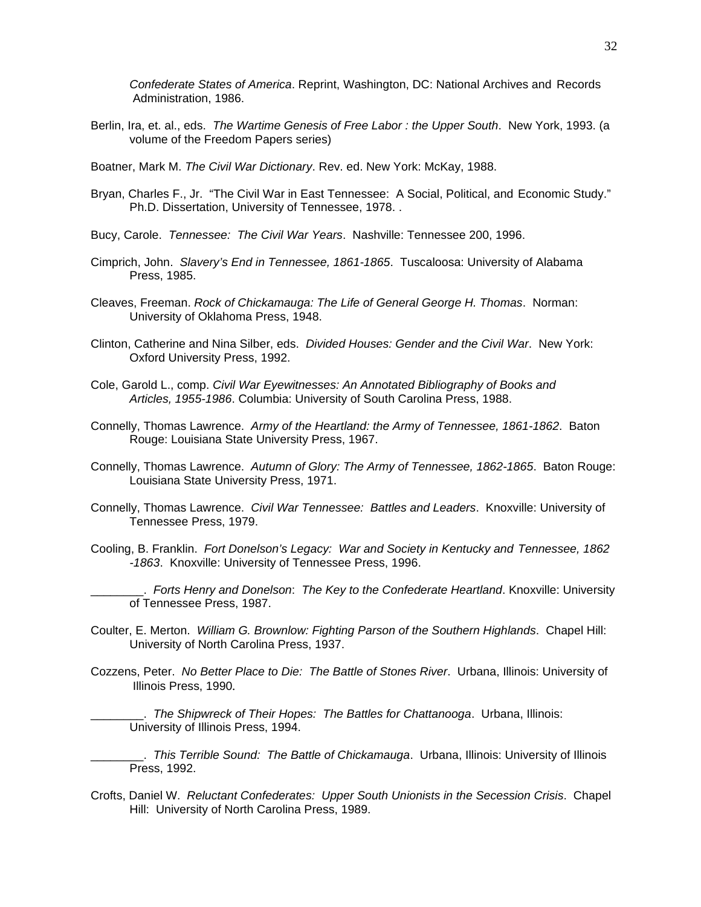*Confederate States of America*. Reprint, Washington, DC: National Archives and Records Administration, 1986.

Berlin, Ira, et. al., eds. *The Wartime Genesis of Free Labor : the Upper South*. New York, 1993. (a volume of the Freedom Papers series)

Boatner, Mark M. *The Civil War Dictionary*. Rev. ed. New York: McKay, 1988.

Bryan, Charles F., Jr. "The Civil War in East Tennessee: A Social, Political, and Economic Study." Ph.D. Dissertation, University of Tennessee, 1978. .

Bucy, Carole. *Tennessee: The Civil War Years*. Nashville: Tennessee 200, 1996.

Cimprich, John. *Slavery's End in Tennessee, 1861-1865*. Tuscaloosa: University of Alabama Press, 1985.

Cleaves, Freeman. *Rock of Chickamauga: The Life of General George H. Thomas*. Norman: University of Oklahoma Press, 1948.

Clinton, Catherine and Nina Silber, eds. *Divided Houses: Gender and the Civil War*. New York: Oxford University Press, 1992.

Cole, Garold L., comp. *Civil War Eyewitnesses: An Annotated Bibliography of Books and Articles, 1955-1986*. Columbia: University of South Carolina Press, 1988.

Connelly, Thomas Lawrence. *Army of the Heartland: the Army of Tennessee, 1861-1862*. Baton Rouge: Louisiana State University Press, 1967.

Connelly, Thomas Lawrence. *Autumn of Glory: The Army of Tennessee, 1862-1865*. Baton Rouge: Louisiana State University Press, 1971.

Connelly, Thomas Lawrence. *Civil War Tennessee: Battles and Leaders*. Knoxville: University of Tennessee Press, 1979.

Cooling, B. Franklin. *Fort Donelson's Legacy: War and Society in Kentucky and Tennessee, 1862 -1863*. Knoxville: University of Tennessee Press, 1996.

________. *Forts Henry and Donelson*: *The Key to the Confederate Heartland*. Knoxville: University of Tennessee Press, 1987.

Coulter, E. Merton. *William G. Brownlow: Fighting Parson of the Southern Highlands*. Chapel Hill: University of North Carolina Press, 1937.

Cozzens, Peter. *No Better Place to Die: The Battle of Stones River*. Urbana, Illinois: University of Illinois Press, 1990.

________. *The Shipwreck of Their Hopes: The Battles for Chattanooga*. Urbana, Illinois: University of Illinois Press, 1994.

________. *This Terrible Sound: The Battle of Chickamauga*. Urbana, Illinois: University of Illinois Press, 1992.

Crofts, Daniel W. *Reluctant Confederates: Upper South Unionists in the Secession Crisis*. Chapel Hill: University of North Carolina Press, 1989.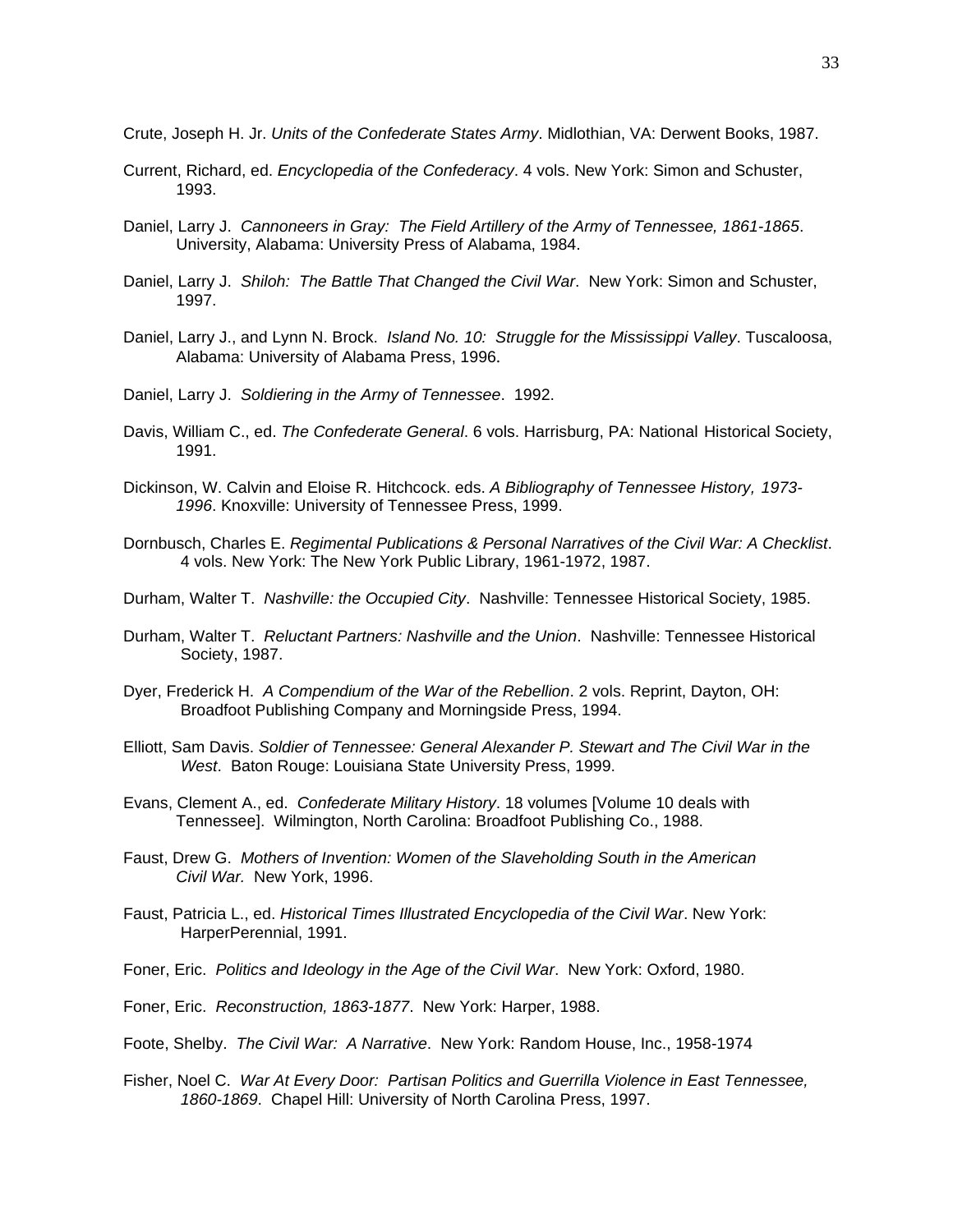Crute, Joseph H. Jr. *Units of the Confederate States Army*. Midlothian, VA: Derwent Books, 1987.

Current, Richard, ed. *Encyclopedia of the Confederacy*. 4 vols. New York: Simon and Schuster, 1993.

Daniel, Larry J. *Cannoneers in Gray: The Field Artillery of the Army of Tennessee, 1861-1865*. University, Alabama: University Press of Alabama, 1984.

Daniel, Larry J. *Shiloh: The Battle That Changed the Civil War*. New York: Simon and Schuster, 1997.

Daniel, Larry J., and Lynn N. Brock. *Island No. 10: Struggle for the Mississippi Valley*. Tuscaloosa, Alabama: University of Alabama Press, 1996.

Daniel, Larry J. *Soldiering in the Army of Tennessee*. 1992.

Davis, William C., ed. *The Confederate General*. 6 vols. Harrisburg, PA: National Historical Society, 1991.

Dickinson, W. Calvin and Eloise R. Hitchcock. eds. *A Bibliography of Tennessee History, 1973-1996*. Knoxville: University of Tennessee Press, 1999.

Dornbusch, Charles E. *Regimental Publications & Personal Narratives of the Civil War: A Checklist*. 4 vols. New York: The New York Public Library, 1961-1972, 1987.

Durham, Walter T. *Nashville: the Occupied City*. Nashville: Tennessee Historical Society, 1985.

Durham, Walter T. *Reluctant Partners: Nashville and the Union*. Nashville: Tennessee Historical Society, 1987.

Dyer, Frederick H. *A Compendium of the War of the Rebellion*. 2 vols. Reprint, Dayton, OH: Broadfoot Publishing Company and Morningside Press, 1994.

Elliott, Sam Davis. *Soldier of Tennessee: General Alexander P. Stewart and The Civil War in the West*. Baton Rouge: Louisiana State University Press, 1999.

Evans, Clement A., ed. *Confederate Military History*. 18 volumes [Volume 10 deals with Tennessee]. Wilmington, North Carolina: Broadfoot Publishing Co., 1988.

Faust, Drew G. *Mothers of Invention: Women of the Slaveholding South in the American Civil War.* New York, 1996.

Faust, Patricia L., ed. *Historical Times Illustrated Encyclopedia of the Civil War*. New York: HarperPerennial, 1991.

Foner, Eric. *Politics and Ideology in the Age of the Civil War*. New York: Oxford, 1980.

Foner, Eric. *Reconstruction, 1863-1877*. New York: Harper, 1988.

Foote, Shelby. *The Civil War: A Narrative*. New York: Random House, Inc., 1958-1974

Fisher, Noel C. *War At Every Door: Partisan Politics and Guerrilla Violence in East Tennessee, 1860-1869*. Chapel Hill: University of North Carolina Press, 1997.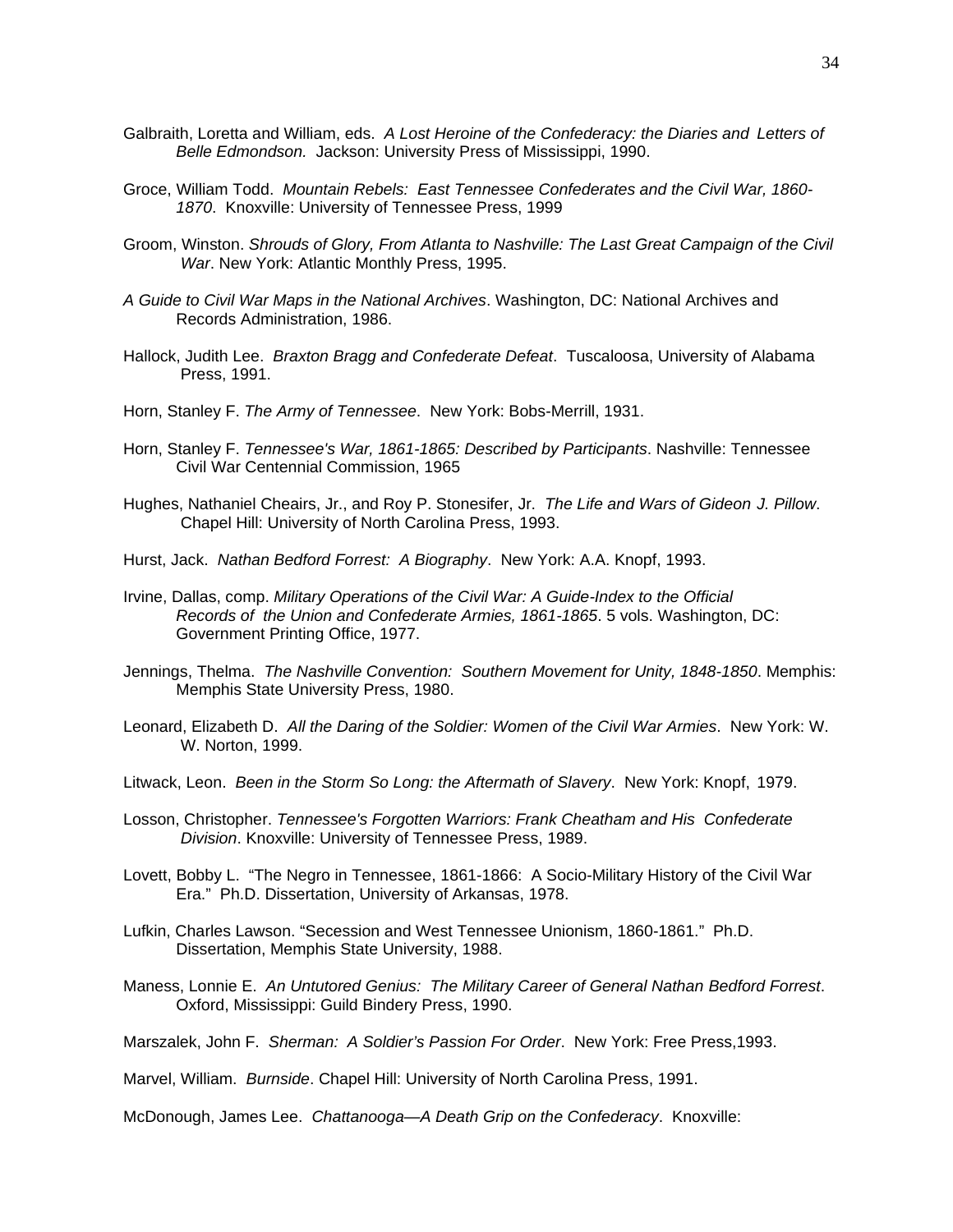Galbraith, Loretta and William, eds. *A Lost Heroine of the Confederacy: the Diaries and Letters of Belle Edmondson.* Jackson: University Press of Mississippi, 1990.

Groce, William Todd. *Mountain Rebels: East Tennessee Confederates and the Civil War, 1860-1870*. Knoxville: University of Tennessee Press, 1999

Groom, Winston. *Shrouds of Glory, From Atlanta to Nashville: The Last Great Campaign of the Civil War*. New York: Atlantic Monthly Press, 1995.

*A Guide to Civil War Maps in the National Archives*. Washington, DC: National Archives and Records Administration, 1986.

Hallock, Judith Lee. *Braxton Bragg and Confederate Defeat*. Tuscaloosa, University of Alabama Press, 1991.

Horn, Stanley F. *The Army of Tennessee*. New York: Bobs-Merrill, 1931.

Horn, Stanley F. *Tennessee's War, 1861-1865: Described by Participants*. Nashville: Tennessee Civil War Centennial Commission, 1965

Hughes, Nathaniel Cheairs, Jr., and Roy P. Stonesifer, Jr. *The Life and Wars of Gideon J. Pillow*. Chapel Hill: University of North Carolina Press, 1993.

Hurst, Jack. *Nathan Bedford Forrest: A Biography*. New York: A.A. Knopf, 1993.

Irvine, Dallas, comp. *Military Operations of the Civil War: A Guide-Index to the Official Records of the Union and Confederate Armies, 1861-1865*. 5 vols. Washington, DC: Government Printing Office, 1977.

Jennings, Thelma. *The Nashville Convention: Southern Movement for Unity, 1848-1850*. Memphis: Memphis State University Press, 1980.

Leonard, Elizabeth D. *All the Daring of the Soldier: Women of the Civil War Armies*. New York: W. W. Norton, 1999.

Litwack, Leon. *Been in the Storm So Long: the Aftermath of Slavery*. New York: Knopf, 1979.

Losson, Christopher. *Tennessee's Forgotten Warriors: Frank Cheatham and His Confederate Division*. Knoxville: University of Tennessee Press, 1989.

Lovett, Bobby L. "The Negro in Tennessee, 1861-1866: A Socio-Military History of the Civil War Era." Ph.D. Dissertation, University of Arkansas, 1978.

Lufkin, Charles Lawson. "Secession and West Tennessee Unionism, 1860-1861." Ph.D. Dissertation, Memphis State University, 1988.

Maness, Lonnie E. *An Untutored Genius: The Military Career of General Nathan Bedford Forrest*. Oxford, Mississippi: Guild Bindery Press, 1990.

Marszalek, John F. *Sherman: A Soldier's Passion For Order*. New York: Free Press,1993.

Marvel, William. *Burnside*. Chapel Hill: University of North Carolina Press, 1991.

McDonough, James Lee. *Chattanooga—A Death Grip on the Confederacy*. Knoxville: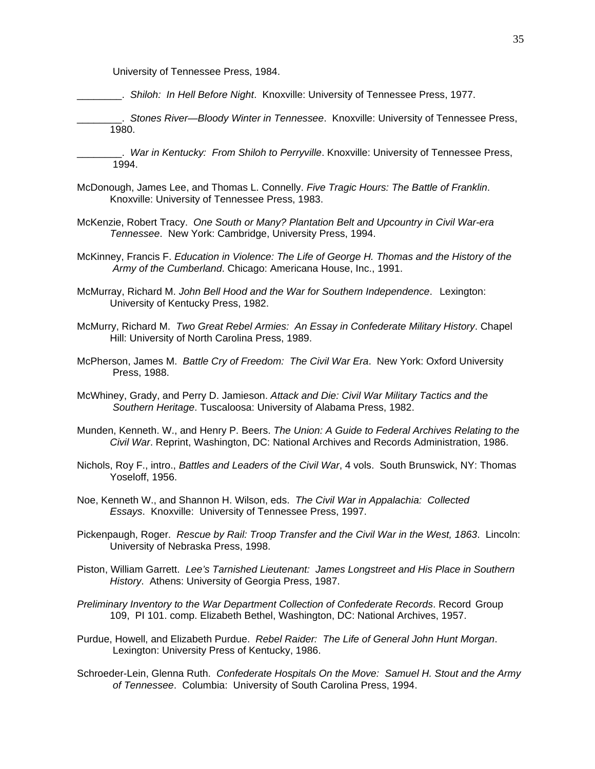University of Tennessee Press, 1984.

________. *Shiloh: In Hell Before Night*. Knoxville: University of Tennessee Press, 1977.

________. *Stones River—Bloody Winter in Tennessee*. Knoxville: University of Tennessee Press, 1980.

________. *War in Kentucky: From Shiloh to Perryville*. Knoxville: University of Tennessee Press, 1994.

McDonough, James Lee, and Thomas L. Connelly. *Five Tragic Hours: The Battle of Franklin*. Knoxville: University of Tennessee Press, 1983.

McKenzie, Robert Tracy. *One South or Many? Plantation Belt and Upcountry in Civil War-era Tennessee*. New York: Cambridge, University Press, 1994.

McKinney, Francis F. *Education in Violence: The Life of George H. Thomas and the History of the Army of the Cumberland*. Chicago: Americana House, Inc., 1991.

McMurray, Richard M. *John Bell Hood and the War for Southern Independence*. Lexington: University of Kentucky Press, 1982.

McMurry, Richard M. *Two Great Rebel Armies: An Essay in Confederate Military History*. Chapel Hill: University of North Carolina Press, 1989.

McPherson, James M. *Battle Cry of Freedom: The Civil War Era*. New York: Oxford University Press, 1988.

McWhiney, Grady, and Perry D. Jamieson. *Attack and Die: Civil War Military Tactics and the Southern Heritage*. Tuscaloosa: University of Alabama Press, 1982.

Munden, Kenneth. W., and Henry P. Beers. *The Union: A Guide to Federal Archives Relating to the Civil War*. Reprint, Washington, DC: National Archives and Records Administration, 1986.

Nichols, Roy F., intro., *Battles and Leaders of the Civil War*, 4 vols. South Brunswick, NY: Thomas Yoseloff, 1956.

Noe, Kenneth W., and Shannon H. Wilson, eds. *The Civil War in Appalachia: Collected Essays*. Knoxville: University of Tennessee Press, 1997.

Pickenpaugh, Roger. *Rescue by Rail: Troop Transfer and the Civil War in the West, 1863*. Lincoln: University of Nebraska Press, 1998.

Piston, William Garrett. *Lee's Tarnished Lieutenant: James Longstreet and His Place in Southern History*. Athens: University of Georgia Press, 1987.

*Preliminary Inventory to the War Department Collection of Confederate Records*. Record Group 109, PI 101. comp. Elizabeth Bethel, Washington, DC: National Archives, 1957.

Purdue, Howell, and Elizabeth Purdue. *Rebel Raider: The Life of General John Hunt Morgan*. Lexington: University Press of Kentucky, 1986.

Schroeder-Lein, Glenna Ruth. *Confederate Hospitals On the Move: Samuel H. Stout and the Army of Tennessee*. Columbia: University of South Carolina Press, 1994.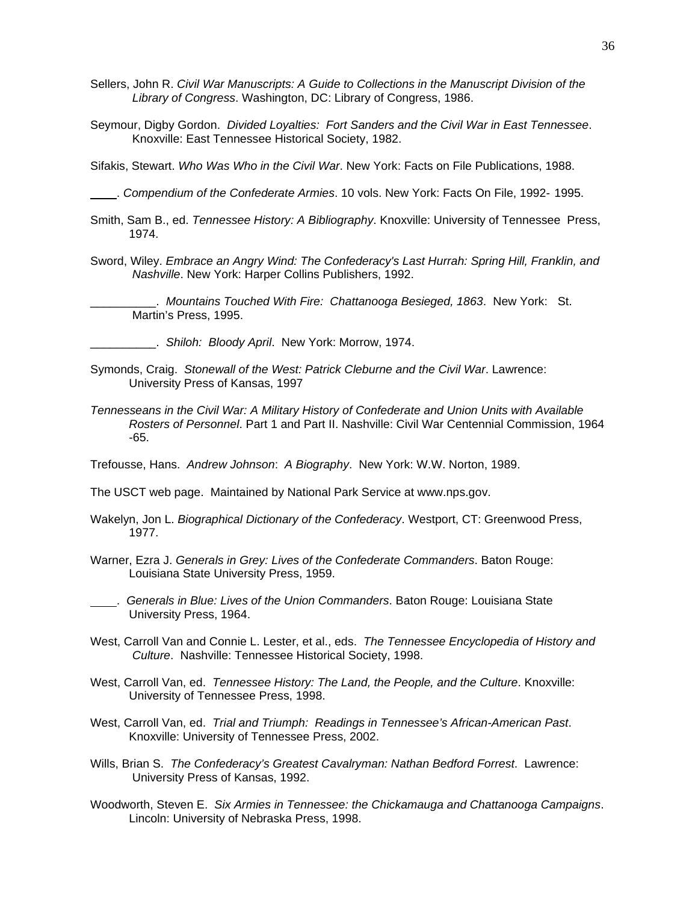Sellers, John R. *Civil War Manuscripts: A Guide to Collections in the Manuscript Division of the Library of Congress*. Washington, DC: Library of Congress, 1986.

Seymour, Digby Gordon. *Divided Loyalties: Fort Sanders and the Civil War in East Tennessee*. Knoxville: East Tennessee Historical Society, 1982.

Sifakis, Stewart. *Who Was Who in the Civil War*. New York: Facts on File Publications, 1988.

\_\_\_\_. *Compendium of the Confederate Armies*. 10 vols. New York: Facts On File, 1992- 1995.

Smith, Sam B., ed. *Tennessee History: A Bibliography*. Knoxville: University of Tennessee Press, 1974.

Sword, Wiley. *Embrace an Angry Wind: The Confederacy's Last Hurrah: Spring Hill, Franklin, and Nashville*. New York: Harper Collins Publishers, 1992.

\_\_\_\_\_\_\_\_\_\_. *Mountains Touched With Fire: Chattanooga Besieged, 1863*. New York: St. Martin's Press, 1995.

\_\_\_\_\_\_\_\_\_\_. *Shiloh: Bloody April*. New York: Morrow, 1974.

Symonds, Craig. *Stonewall of the West: Patrick Cleburne and the Civil War*. Lawrence: University Press of Kansas, 1997

*Tennesseans in the Civil War: A Military History of Confederate and Union Units with Available Rosters of Personnel*. Part 1 and Part II. Nashville: Civil War Centennial Commission, 1964 -65.

Trefousse, Hans. *Andrew Johnson*: *A Biography*. New York: W.W. Norton, 1989.

The USCT web page. Maintained by National Park Service at www.nps.gov.

Wakelyn, Jon L. *Biographical Dictionary of the Confederacy*. Westport, CT: Greenwood Press, 1977.

Warner, Ezra J. *Generals in Grey: Lives of the Confederate Commanders*. Baton Rouge: Louisiana State University Press, 1959.

\_\_\_\_. *Generals in Blue: Lives of the Union Commanders*. Baton Rouge: Louisiana State University Press, 1964.

West, Carroll Van and Connie L. Lester, et al., eds. *The Tennessee Encyclopedia of History and Culture*. Nashville: Tennessee Historical Society, 1998.

West, Carroll Van, ed. *Tennessee History: The Land, the People, and the Culture*. Knoxville: University of Tennessee Press, 1998.

West, Carroll Van, ed. *Trial and Triumph: Readings in Tennessee's African-American Past*. Knoxville: University of Tennessee Press, 2002.

Wills, Brian S. *The Confederacy's Greatest Cavalryman: Nathan Bedford Forrest*. Lawrence: University Press of Kansas, 1992.

Woodworth, Steven E. *Six Armies in Tennessee: the Chickamauga and Chattanooga Campaigns*. Lincoln: University of Nebraska Press, 1998.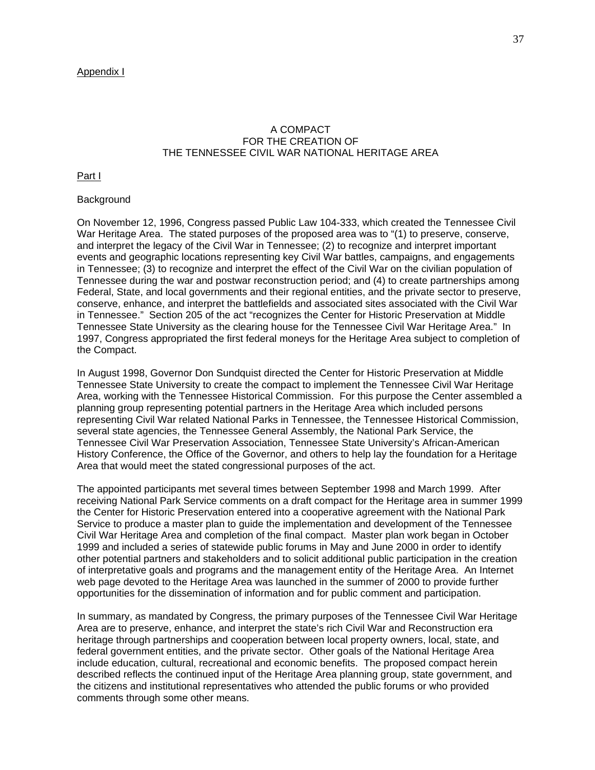Appendix I

# A COMPACT FOR THE CREATION OF THE TENNESSEE CIVIL WAR NATIONAL HERITAGE AREA

## Part I

### Background

On November 12, 1996, Congress passed Public Law 104-333, which created the Tennessee Civil War Heritage Area. The stated purposes of the proposed area was to "(1) to preserve, conserve, and interpret the legacy of the Civil War in Tennessee; (2) to recognize and interpret important events and geographic locations representing key Civil War battles, campaigns, and engagements in Tennessee; (3) to recognize and interpret the effect of the Civil War on the civilian population of Tennessee during the war and postwar reconstruction period; and (4) to create partnerships among Federal, State, and local governments and their regional entities, and the private sector to preserve, conserve, enhance, and interpret the battlefields and associated sites associated with the Civil War in Tennessee." Section 205 of the act "recognizes the Center for Historic Preservation at Middle Tennessee State University as the clearing house for the Tennessee Civil War Heritage Area." In 1997, Congress appropriated the first federal moneys for the Heritage Area subject to completion of the Compact.

In August 1998, Governor Don Sundquist directed the Center for Historic Preservation at Middle Tennessee State University to create the compact to implement the Tennessee Civil War Heritage Area, working with the Tennessee Historical Commission. For this purpose the Center assembled a planning group representing potential partners in the Heritage Area which included persons representing Civil War related National Parks in Tennessee, the Tennessee Historical Commission, several state agencies, the Tennessee General Assembly, the National Park Service, the Tennessee Civil War Preservation Association, Tennessee State University's African-American History Conference, the Office of the Governor, and others to help lay the foundation for a Heritage Area that would meet the stated congressional purposes of the act.

The appointed participants met several times between September 1998 and March 1999. After receiving National Park Service comments on a draft compact for the Heritage area in summer 1999 the Center for Historic Preservation entered into a cooperative agreement with the National Park Service to produce a master plan to guide the implementation and development of the Tennessee Civil War Heritage Area and completion of the final compact. Master plan work began in October 1999 and included a series of statewide public forums in May and June 2000 in order to identify other potential partners and stakeholders and to solicit additional public participation in the creation of interpretative goals and programs and the management entity of the Heritage Area. An Internet web page devoted to the Heritage Area was launched in the summer of 2000 to provide further opportunities for the dissemination of information and for public comment and participation.

In summary, as mandated by Congress, the primary purposes of the Tennessee Civil War Heritage Area are to preserve, enhance, and interpret the state's rich Civil War and Reconstruction era heritage through partnerships and cooperation between local property owners, local, state, and federal government entities, and the private sector. Other goals of the National Heritage Area include education, cultural, recreational and economic benefits. The proposed compact herein described reflects the continued input of the Heritage Area planning group, state government, and the citizens and institutional representatives who attended the public forums or who provided comments through some other means.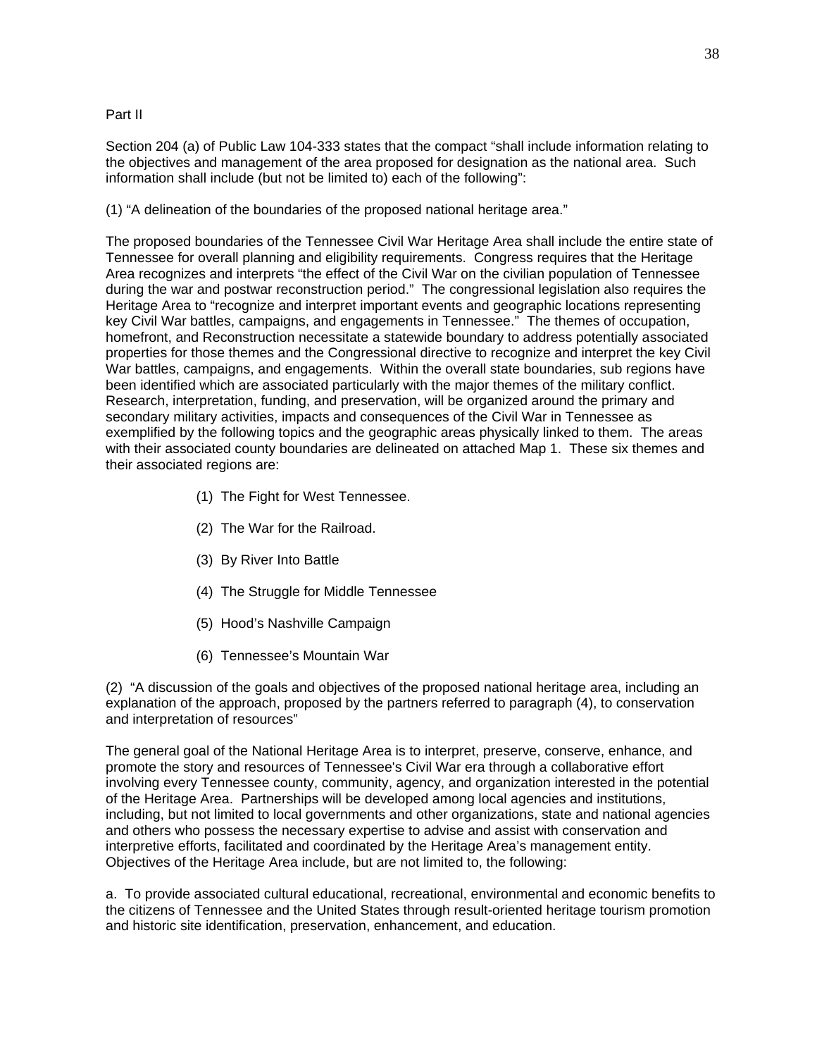Part II

Section 204 (a) of Public Law 104-333 states that the compact "shall include information relating to the objectives and management of the area proposed for designation as the national area. Such information shall include (but not be limited to) each of the following":

(1) "A delineation of the boundaries of the proposed national heritage area."

The proposed boundaries of the Tennessee Civil War Heritage Area shall include the entire state of Tennessee for overall planning and eligibility requirements. Congress requires that the Heritage Area recognizes and interprets "the effect of the Civil War on the civilian population of Tennessee during the war and postwar reconstruction period." The congressional legislation also requires the Heritage Area to "recognize and interpret important events and geographic locations representing key Civil War battles, campaigns, and engagements in Tennessee." The themes of occupation, homefront, and Reconstruction necessitate a statewide boundary to address potentially associated properties for those themes and the Congressional directive to recognize and interpret the key Civil War battles, campaigns, and engagements. Within the overall state boundaries, sub regions have been identified which are associated particularly with the major themes of the military conflict. Research, interpretation, funding, and preservation, will be organized around the primary and secondary military activities, impacts and consequences of the Civil War in Tennessee as exemplified by the following topics and the geographic areas physically linked to them. The areas with their associated county boundaries are delineated on attached Map 1. These six themes and their associated regions are:

(1) The Fight for West Tennessee.

(2) The War for the Railroad.

(3) By River Into Battle

(4) The Struggle for Middle Tennessee

(5) Hood's Nashville Campaign

(6) Tennessee's Mountain War

(2) "A discussion of the goals and objectives of the proposed national heritage area, including an explanation of the approach, proposed by the partners referred to paragraph (4), to conservation and interpretation of resources"

The general goal of the National Heritage Area is to interpret, preserve, conserve, enhance, and promote the story and resources of Tennessee's Civil War era through a collaborative effort involving every Tennessee county, community, agency, and organization interested in the potential of the Heritage Area. Partnerships will be developed among local agencies and institutions, including, but not limited to local governments and other organizations, state and national agencies and others who possess the necessary expertise to advise and assist with conservation and interpretive efforts, facilitated and coordinated by the Heritage Area's management entity. Objectives of the Heritage Area include, but are not limited to, the following:

a. To provide associated cultural educational, recreational, environmental and economic benefits to the citizens of Tennessee and the United States through result-oriented heritage tourism promotion and historic site identification, preservation, enhancement, and education.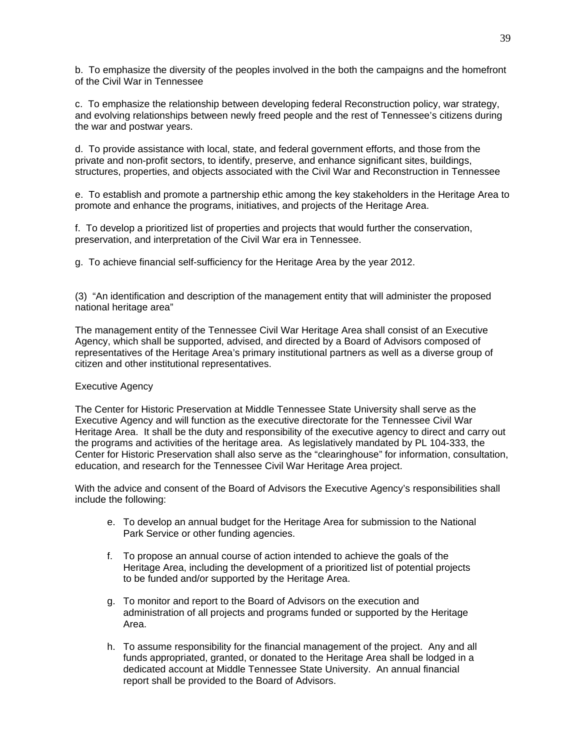b. To emphasize the diversity of the peoples involved in the both the campaigns and the homefront of the Civil War in Tennessee

c. To emphasize the relationship between developing federal Reconstruction policy, war strategy, and evolving relationships between newly freed people and the rest of Tennessee's citizens during the war and postwar years.

d. To provide assistance with local, state, and federal government efforts, and those from the private and non-profit sectors, to identify, preserve, and enhance significant sites, buildings, structures, properties, and objects associated with the Civil War and Reconstruction in Tennessee

e. To establish and promote a partnership ethic among the key stakeholders in the Heritage Area to promote and enhance the programs, initiatives, and projects of the Heritage Area.

f. To develop a prioritized list of properties and projects that would further the conservation, preservation, and interpretation of the Civil War era in Tennessee.

g. To achieve financial self-sufficiency for the Heritage Area by the year 2012.

(3) "An identification and description of the management entity that will administer the proposed national heritage area"

The management entity of the Tennessee Civil War Heritage Area shall consist of an Executive Agency, which shall be supported, advised, and directed by a Board of Advisors composed of representatives of the Heritage Area's primary institutional partners as well as a diverse group of citizen and other institutional representatives.

Executive Agency

The Center for Historic Preservation at Middle Tennessee State University shall serve as the Executive Agency and will function as the executive directorate for the Tennessee Civil War Heritage Area. It shall be the duty and responsibility of the executive agency to direct and carry out the programs and activities of the heritage area. As legislatively mandated by PL 104-333, the Center for Historic Preservation shall also serve as the "clearinghouse" for information, consultation, education, and research for the Tennessee Civil War Heritage Area project.

With the advice and consent of the Board of Advisors the Executive Agency's responsibilities shall include the following:

e. To develop an annual budget for the Heritage Area for submission to the National Park Service or other funding agencies.

f. To propose an annual course of action intended to achieve the goals of the Heritage Area, including the development of a prioritized list of potential projects to be funded and/or supported by the Heritage Area.

g. To monitor and report to the Board of Advisors on the execution and administration of all projects and programs funded or supported by the Heritage Area.

h. To assume responsibility for the financial management of the project. Any and all funds appropriated, granted, or donated to the Heritage Area shall be lodged in a dedicated account at Middle Tennessee State University. An annual financial report shall be provided to the Board of Advisors.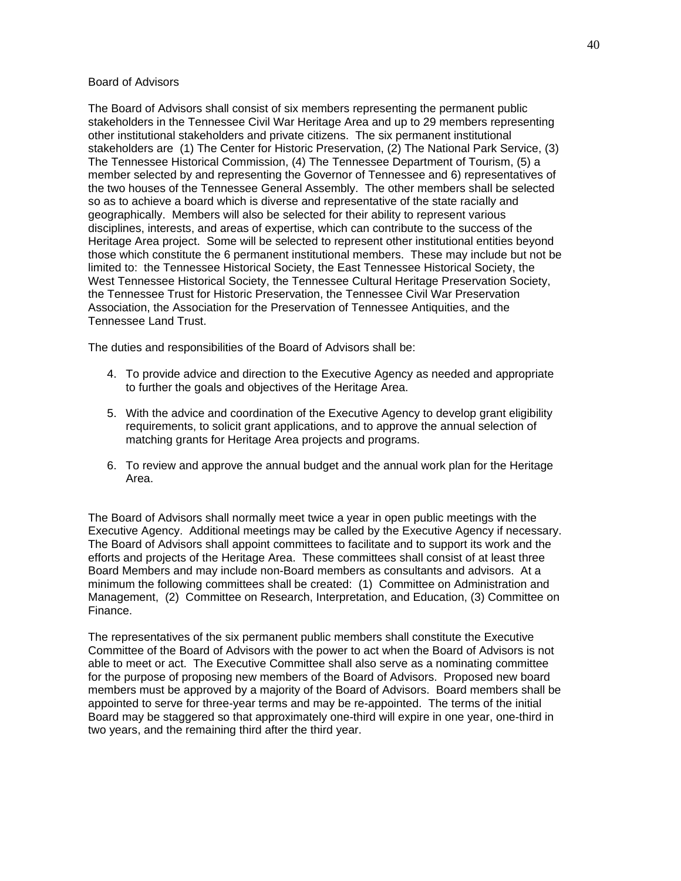Board of Advisors

The Board of Advisors shall consist of six members representing the permanent public stakeholders in the Tennessee Civil War Heritage Area and up to 29 members representing other institutional stakeholders and private citizens. The six permanent institutional stakeholders are (1) The Center for Historic Preservation, (2) The National Park Service, (3) The Tennessee Historical Commission, (4) The Tennessee Department of Tourism, (5) a member selected by and representing the Governor of Tennessee and 6) representatives of the two houses of the Tennessee General Assembly. The other members shall be selected so as to achieve a board which is diverse and representative of the state racially and geographically. Members will also be selected for their ability to represent various disciplines, interests, and areas of expertise, which can contribute to the success of the Heritage Area project. Some will be selected to represent other institutional entities beyond those which constitute the 6 permanent institutional members. These may include but not be limited to: the Tennessee Historical Society, the East Tennessee Historical Society, the West Tennessee Historical Society, the Tennessee Cultural Heritage Preservation Society, the Tennessee Trust for Historic Preservation, the Tennessee Civil War Preservation Association, the Association for the Preservation of Tennessee Antiquities, and the Tennessee Land Trust.

The duties and responsibilities of the Board of Advisors shall be:

4. To provide advice and direction to the Executive Agency as needed and appropriate to further the goals and objectives of the Heritage Area.

5. With the advice and coordination of the Executive Agency to develop grant eligibility requirements, to solicit grant applications, and to approve the annual selection of matching grants for Heritage Area projects and programs.

6. To review and approve the annual budget and the annual work plan for the Heritage Area.

The Board of Advisors shall normally meet twice a year in open public meetings with the Executive Agency. Additional meetings may be called by the Executive Agency if necessary. The Board of Advisors shall appoint committees to facilitate and to support its work and the efforts and projects of the Heritage Area. These committees shall consist of at least three Board Members and may include non-Board members as consultants and advisors. At a minimum the following committees shall be created: (1) Committee on Administration and Management, (2) Committee on Research, Interpretation, and Education, (3) Committee on Finance.

The representatives of the six permanent public members shall constitute the Executive Committee of the Board of Advisors with the power to act when the Board of Advisors is not able to meet or act. The Executive Committee shall also serve as a nominating committee for the purpose of proposing new members of the Board of Advisors. Proposed new board members must be approved by a majority of the Board of Advisors. Board members shall be appointed to serve for three-year terms and may be re-appointed. The terms of the initial Board may be staggered so that approximately one-third will expire in one year, one-third in two years, and the remaining third after the third year.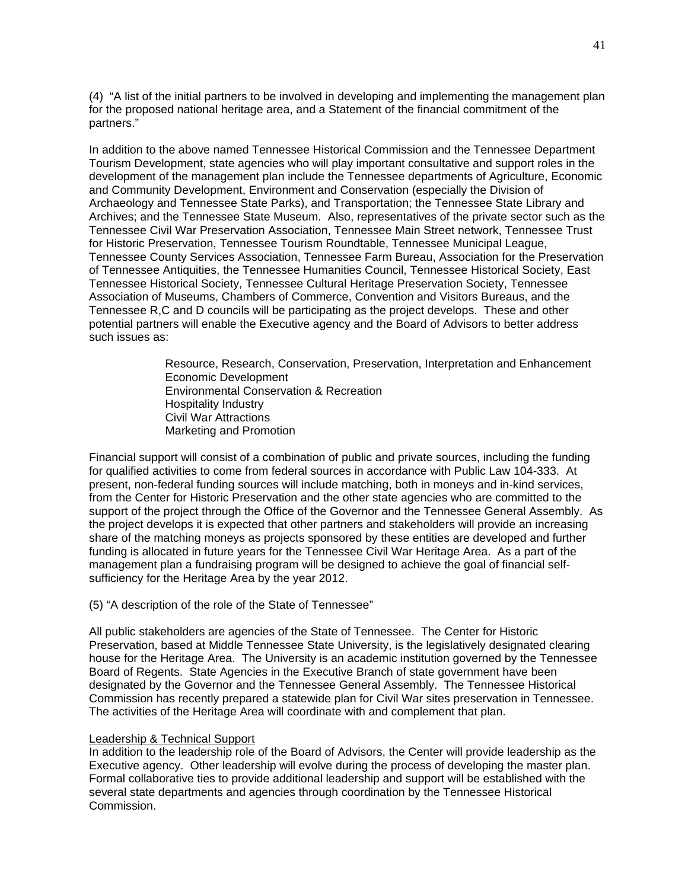(4) "A list of the initial partners to be involved in developing and implementing the management plan for the proposed national heritage area, and a Statement of the financial commitment of the partners."

In addition to the above named Tennessee Historical Commission and the Tennessee Department Tourism Development, state agencies who will play important consultative and support roles in the development of the management plan include the Tennessee departments of Agriculture, Economic and Community Development, Environment and Conservation (especially the Division of Archaeology and Tennessee State Parks), and Transportation; the Tennessee State Library and Archives; and the Tennessee State Museum. Also, representatives of the private sector such as the Tennessee Civil War Preservation Association, Tennessee Main Street network, Tennessee Trust for Historic Preservation, Tennessee Tourism Roundtable, Tennessee Municipal League, Tennessee County Services Association, Tennessee Farm Bureau, Association for the Preservation of Tennessee Antiquities, the Tennessee Humanities Council, Tennessee Historical Society, East Tennessee Historical Society, Tennessee Cultural Heritage Preservation Society, Tennessee Association of Museums, Chambers of Commerce, Convention and Visitors Bureaus, and the Tennessee R,C and D councils will be participating as the project develops. These and other potential partners will enable the Executive agency and the Board of Advisors to better address such issues as:

Resource, Research, Conservation, Preservation, Interpretation and Enhancement
Economic Development
Environmental Conservation & Recreation
Hospitality Industry
Civil War Attractions
Marketing and Promotion

Financial support will consist of a combination of public and private sources, including the funding for qualified activities to come from federal sources in accordance with Public Law 104-333. At present, non-federal funding sources will include matching, both in moneys and in-kind services, from the Center for Historic Preservation and the other state agencies who are committed to the support of the project through the Office of the Governor and the Tennessee General Assembly. As the project develops it is expected that other partners and stakeholders will provide an increasing share of the matching moneys as projects sponsored by these entities are developed and further funding is allocated in future years for the Tennessee Civil War Heritage Area. As a part of the management plan a fundraising program will be designed to achieve the goal of financial self-sufficiency for the Heritage Area by the year 2012.

(5) "A description of the role of the State of Tennessee"

All public stakeholders are agencies of the State of Tennessee. The Center for Historic Preservation, based at Middle Tennessee State University, is the legislatively designated clearing house for the Heritage Area. The University is an academic institution governed by the Tennessee Board of Regents. State Agencies in the Executive Branch of state government have been designated by the Governor and the Tennessee General Assembly. The Tennessee Historical Commission has recently prepared a statewide plan for Civil War sites preservation in Tennessee. The activities of the Heritage Area will coordinate with and complement that plan.

Leadership & Technical Support

In addition to the leadership role of the Board of Advisors, the Center will provide leadership as the Executive agency. Other leadership will evolve during the process of developing the master plan. Formal collaborative ties to provide additional leadership and support will be established with the several state departments and agencies through coordination by the Tennessee Historical Commission.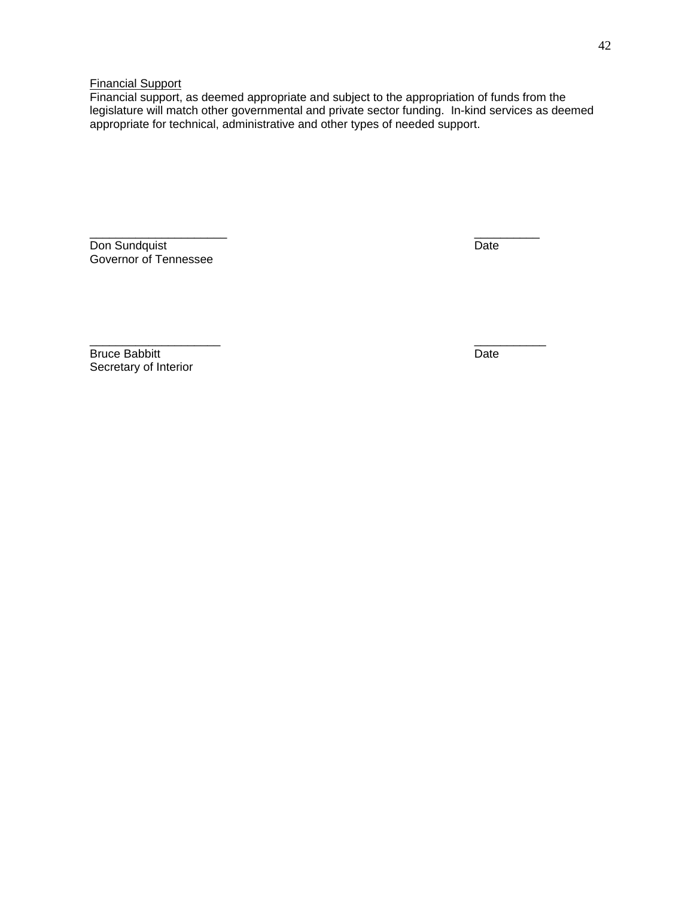Financial Support

Financial support, as deemed appropriate and subject to the appropriation of funds from the legislature will match other governmental and private sector funding. In-kind services as deemed appropriate for technical, administrative and other types of needed support.

_____________________ __________

Don Sundquist Date

Governor of Tennessee

____________________ ___________

Bruce Babbitt Date

Secretary of Interior